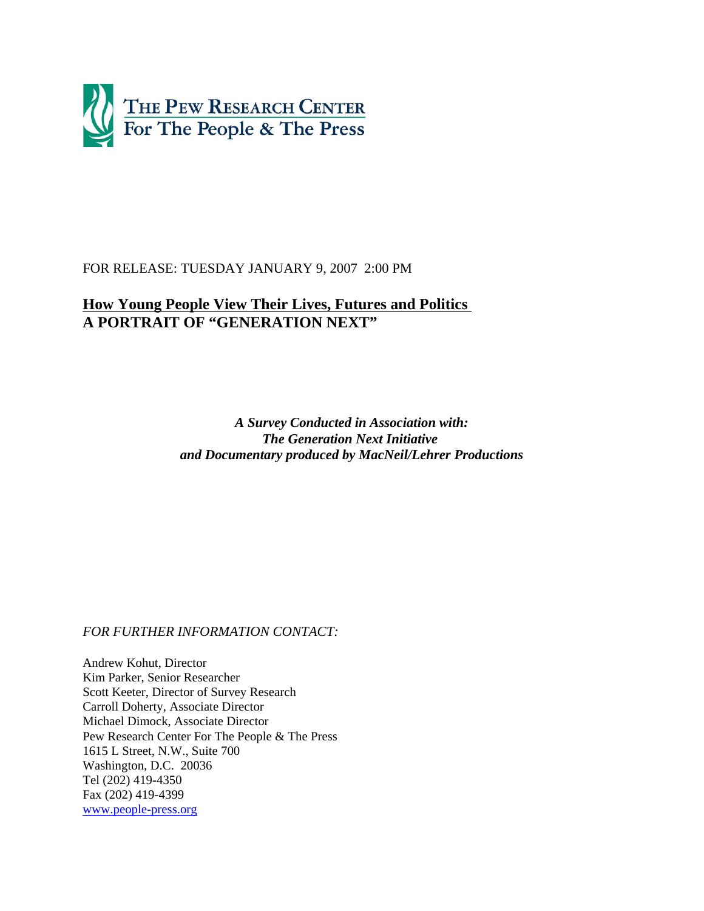THE PEW RESEARCH CENTER
For The People & The Press

FOR RELEASE: TUESDAY JANUARY 9, 2007 2:00 PM

# How Young People View Their Lives, Futures and Politics
# A PORTRAIT OF "GENERATION NEXT"

***A Survey Conducted in Association with:***
***The Generation Next Initiative***
***and Documentary produced by MacNeil/Lehrer Productions***

*FOR FURTHER INFORMATION CONTACT:*

Andrew Kohut, Director
Kim Parker, Senior Researcher
Scott Keeter, Director of Survey Research
Carroll Doherty, Associate Director
Michael Dimock, Associate Director
Pew Research Center For The People & The Press
1615 L Street, N.W., Suite 700
Washington, D.C. 20036
Tel (202) 419-4350
Fax (202) 419-4399
www.people-press.org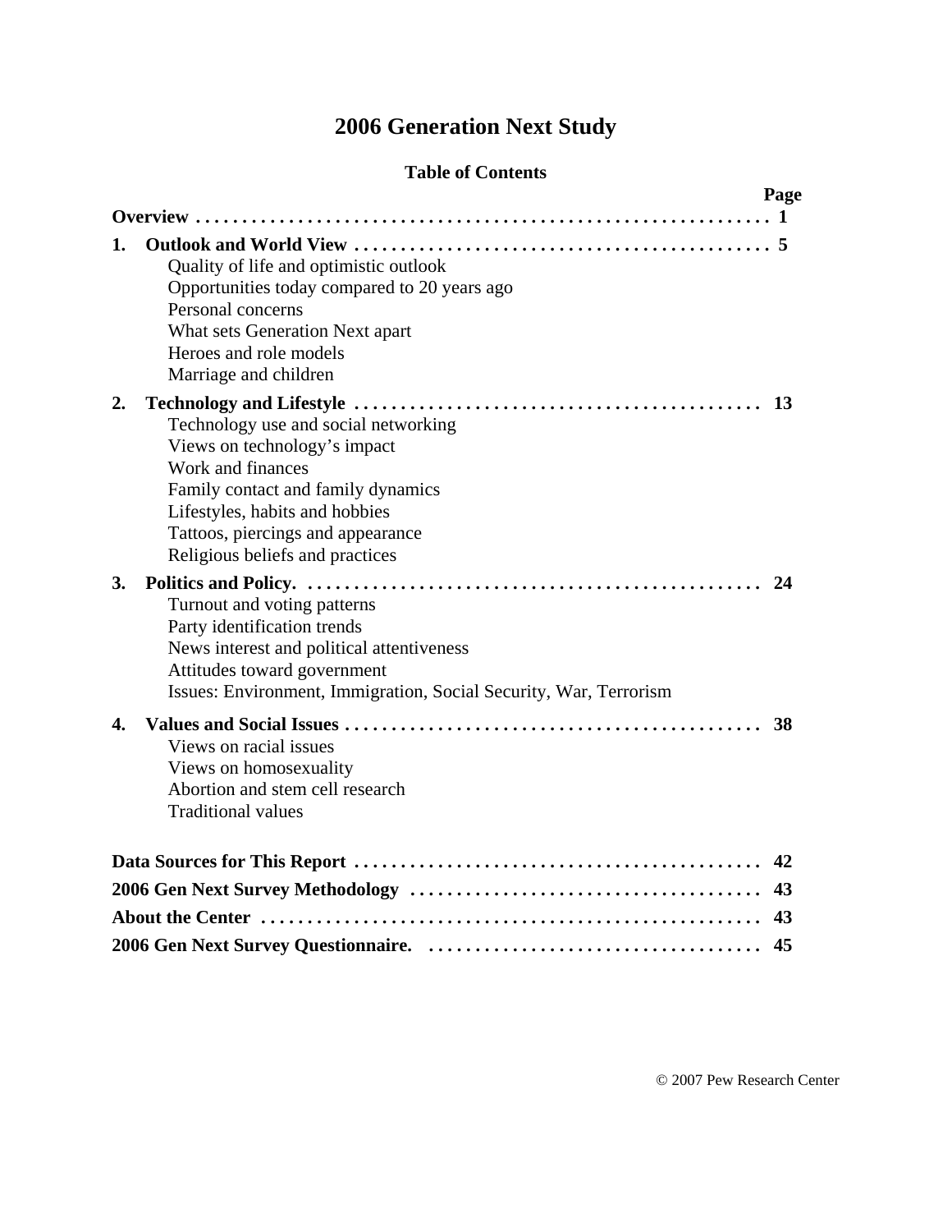# 2006 Generation Next Study

## Table of Contents

| | Page |
|---|---|
| **Overview** | **1** |
| **1. Outlook and World View** | **5** |
| Quality of life and optimistic outlook | |
| Opportunities today compared to 20 years ago | |
| Personal concerns | |
| What sets Generation Next apart | |
| Heroes and role models | |
| Marriage and children | |
| **2. Technology and Lifestyle** | **13** |
| Technology use and social networking | |
| Views on technology's impact | |
| Work and finances | |
| Family contact and family dynamics | |
| Lifestyles, habits and hobbies | |
| Tattoos, piercings and appearance | |
| Religious beliefs and practices | |
| **3. Politics and Policy.** | **24** |
| Turnout and voting patterns | |
| Party identification trends | |
| News interest and political attentiveness | |
| Attitudes toward government | |
| Issues: Environment, Immigration, Social Security, War, Terrorism | |
| **4. Values and Social Issues** | **38** |
| Views on racial issues | |
| Views on homosexuality | |
| Abortion and stem cell research | |
| Traditional values | |
| **Data Sources for This Report** | **42** |
| **2006 Gen Next Survey Methodology** | **43** |
| **About the Center** | **43** |
| **2006 Gen Next Survey Questionnaire.** | **45** |

© 2007 Pew Research Center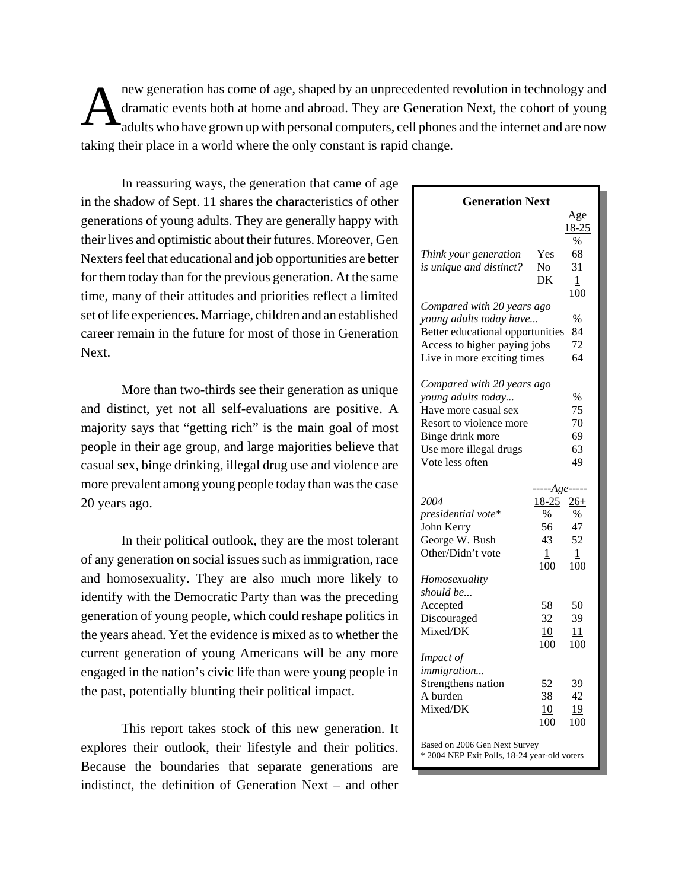A new generation has come of age, shaped by an unprecedented revolution in technology and dramatic events both at home and abroad. They are Generation Next, the cohort of young adults who have grown up with personal computers, cell phones and the internet and are now taking their place in a world where the only constant is rapid change.

In reassuring ways, the generation that came of age in the shadow of Sept. 11 shares the characteristics of other generations of young adults. They are generally happy with their lives and optimistic about their futures. Moreover, Gen Nexters feel that educational and job opportunities are better for them today than for the previous generation. At the same time, many of their attitudes and priorities reflect a limited set of life experiences. Marriage, children and an established career remain in the future for most of those in Generation Next.

More than two-thirds see their generation as unique and distinct, yet not all self-evaluations are positive. A majority says that "getting rich" is the main goal of most people in their age group, and large majorities believe that casual sex, binge drinking, illegal drug use and violence are more prevalent among young people today than was the case 20 years ago.

In their political outlook, they are the most tolerant of any generation on social issues such as immigration, race and homosexuality. They are also much more likely to identify with the Democratic Party than was the preceding generation of young people, which could reshape politics in the years ahead. Yet the evidence is mixed as to whether the current generation of young Americans will be any more engaged in the nation's civic life than were young people in the past, potentially blunting their political impact.

This report takes stock of this new generation. It explores their outlook, their lifestyle and their politics. Because the boundaries that separate generations are indistinct, the definition of Generation Next – and other

**Generation Next**

| | | Age 18-25 |
|---|---|---|
| | | % |
| *Think your generation is unique and distinct?* | Yes | 68 |
| | No | 31 |
| | DK | 1 |
| | | 100 |
| *Compared with 20 years ago young adults today have...* | | % |
| Better educational opportunities | | 84 |
| Access to higher paying jobs | | 72 |
| Live in more exciting times | | 64 |
| *Compared with 20 years ago young adults today...* | | % |
| Have more casual sex | | 75 |
| Resort to violence more | | 70 |
| Binge drink more | | 69 |
| Use more illegal drugs | | 63 |
| Vote less often | | 49 |

| | -----Age----- | |
|---|---|---|
| *2004 presidential vote** | 18-25 | 26+ |
| | % | % |
| John Kerry | 56 | 47 |
| George W. Bush | 43 | 52 |
| Other/Didn't vote | 1 | 1 |
| | 100 | 100 |
| *Homosexuality should be...* | | |
| Accepted | 58 | 50 |
| Discouraged | 32 | 39 |
| Mixed/DK | 10 | 11 |
| | 100 | 100 |
| *Impact of immigration...* | | |
| Strengthens nation | 52 | 39 |
| A burden | 38 | 42 |
| Mixed/DK | 10 | 19 |
| | 100 | 100 |

Based on 2006 Gen Next Survey
* 2004 NEP Exit Polls, 18-24 year-old voters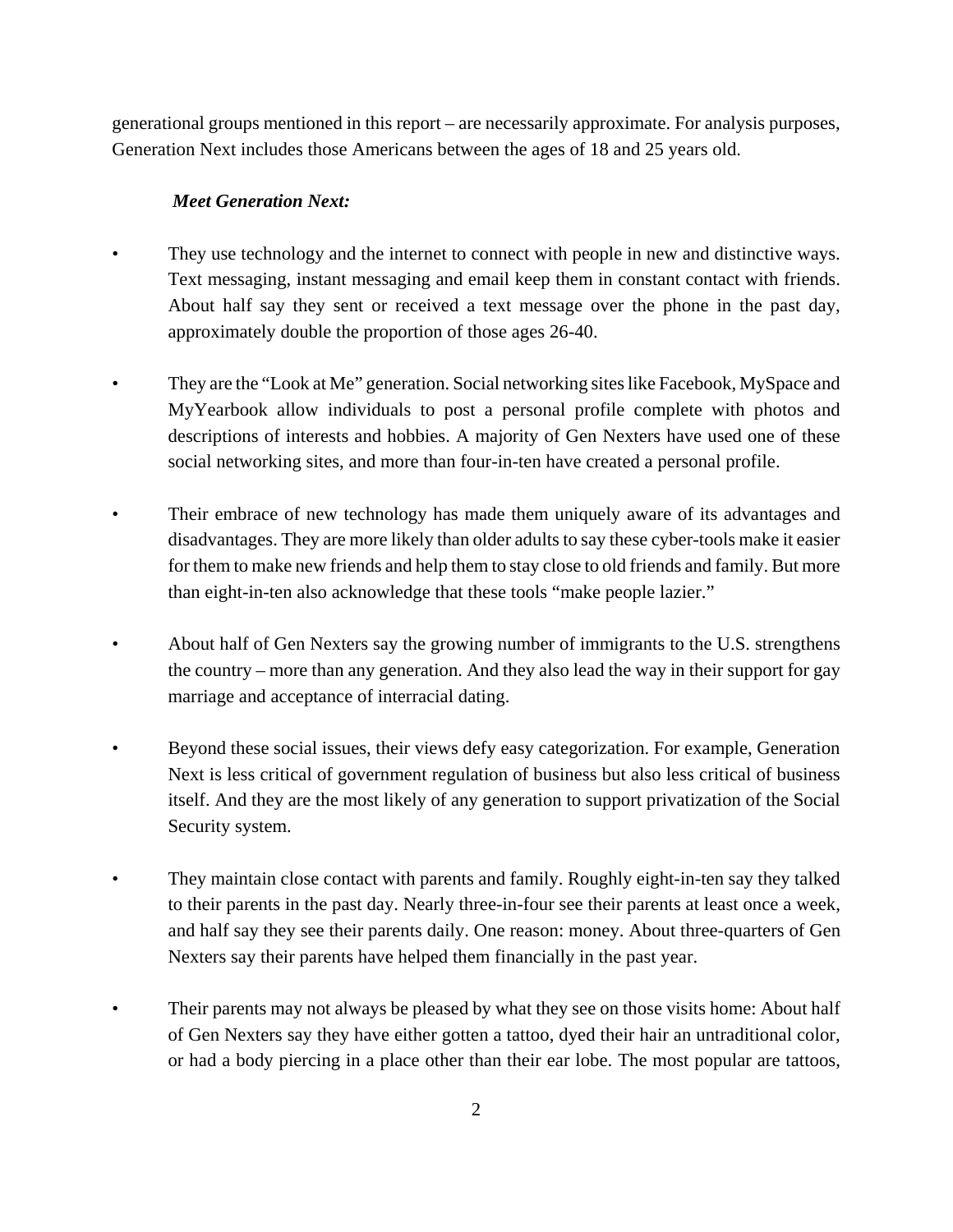generational groups mentioned in this report – are necessarily approximate. For analysis purposes, Generation Next includes those Americans between the ages of 18 and 25 years old.

***Meet Generation Next:***

- They use technology and the internet to connect with people in new and distinctive ways. Text messaging, instant messaging and email keep them in constant contact with friends. About half say they sent or received a text message over the phone in the past day, approximately double the proportion of those ages 26-40.

- They are the "Look at Me" generation. Social networking sites like Facebook, MySpace and MyYearbook allow individuals to post a personal profile complete with photos and descriptions of interests and hobbies. A majority of Gen Nexters have used one of these social networking sites, and more than four-in-ten have created a personal profile.

- Their embrace of new technology has made them uniquely aware of its advantages and disadvantages. They are more likely than older adults to say these cyber-tools make it easier for them to make new friends and help them to stay close to old friends and family. But more than eight-in-ten also acknowledge that these tools "make people lazier."

- About half of Gen Nexters say the growing number of immigrants to the U.S. strengthens the country – more than any generation. And they also lead the way in their support for gay marriage and acceptance of interracial dating.

- Beyond these social issues, their views defy easy categorization. For example, Generation Next is less critical of government regulation of business but also less critical of business itself. And they are the most likely of any generation to support privatization of the Social Security system.

- They maintain close contact with parents and family. Roughly eight-in-ten say they talked to their parents in the past day. Nearly three-in-four see their parents at least once a week, and half say they see their parents daily. One reason: money. About three-quarters of Gen Nexters say their parents have helped them financially in the past year.

- Their parents may not always be pleased by what they see on those visits home: About half of Gen Nexters say they have either gotten a tattoo, dyed their hair an untraditional color, or had a body piercing in a place other than their ear lobe. The most popular are tattoos,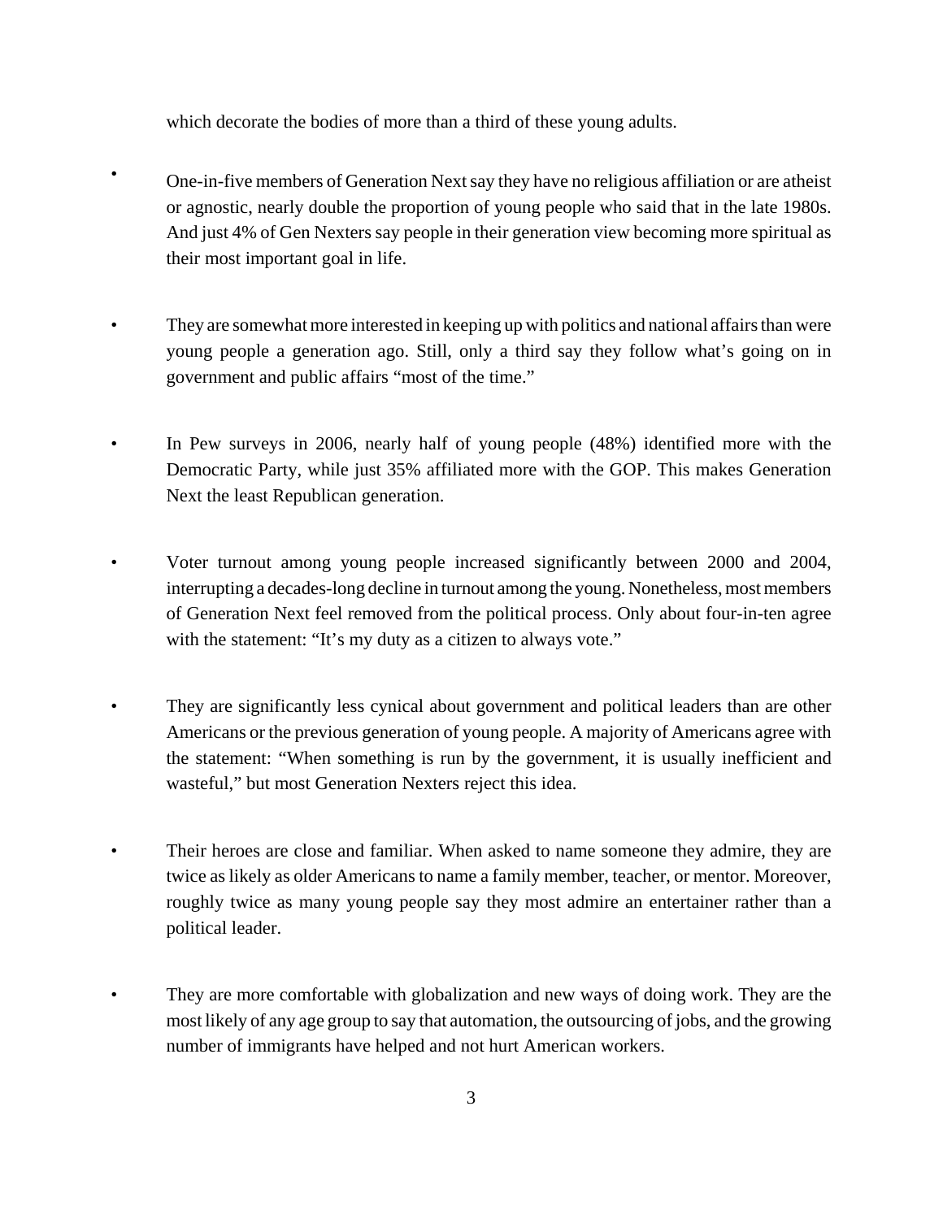which decorate the bodies of more than a third of these young adults.

- One-in-five members of Generation Next say they have no religious affiliation or are atheist or agnostic, nearly double the proportion of young people who said that in the late 1980s. And just 4% of Gen Nexters say people in their generation view becoming more spiritual as their most important goal in life.

- They are somewhat more interested in keeping up with politics and national affairs than were young people a generation ago. Still, only a third say they follow what's going on in government and public affairs "most of the time."

- In Pew surveys in 2006, nearly half of young people (48%) identified more with the Democratic Party, while just 35% affiliated more with the GOP. This makes Generation Next the least Republican generation.

- Voter turnout among young people increased significantly between 2000 and 2004, interrupting a decades-long decline in turnout among the young. Nonetheless, most members of Generation Next feel removed from the political process. Only about four-in-ten agree with the statement: "It's my duty as a citizen to always vote."

- They are significantly less cynical about government and political leaders than are other Americans or the previous generation of young people. A majority of Americans agree with the statement: "When something is run by the government, it is usually inefficient and wasteful," but most Generation Nexters reject this idea.

- Their heroes are close and familiar. When asked to name someone they admire, they are twice as likely as older Americans to name a family member, teacher, or mentor. Moreover, roughly twice as many young people say they most admire an entertainer rather than a political leader.

- They are more comfortable with globalization and new ways of doing work. They are the most likely of any age group to say that automation, the outsourcing of jobs, and the growing number of immigrants have helped and not hurt American workers.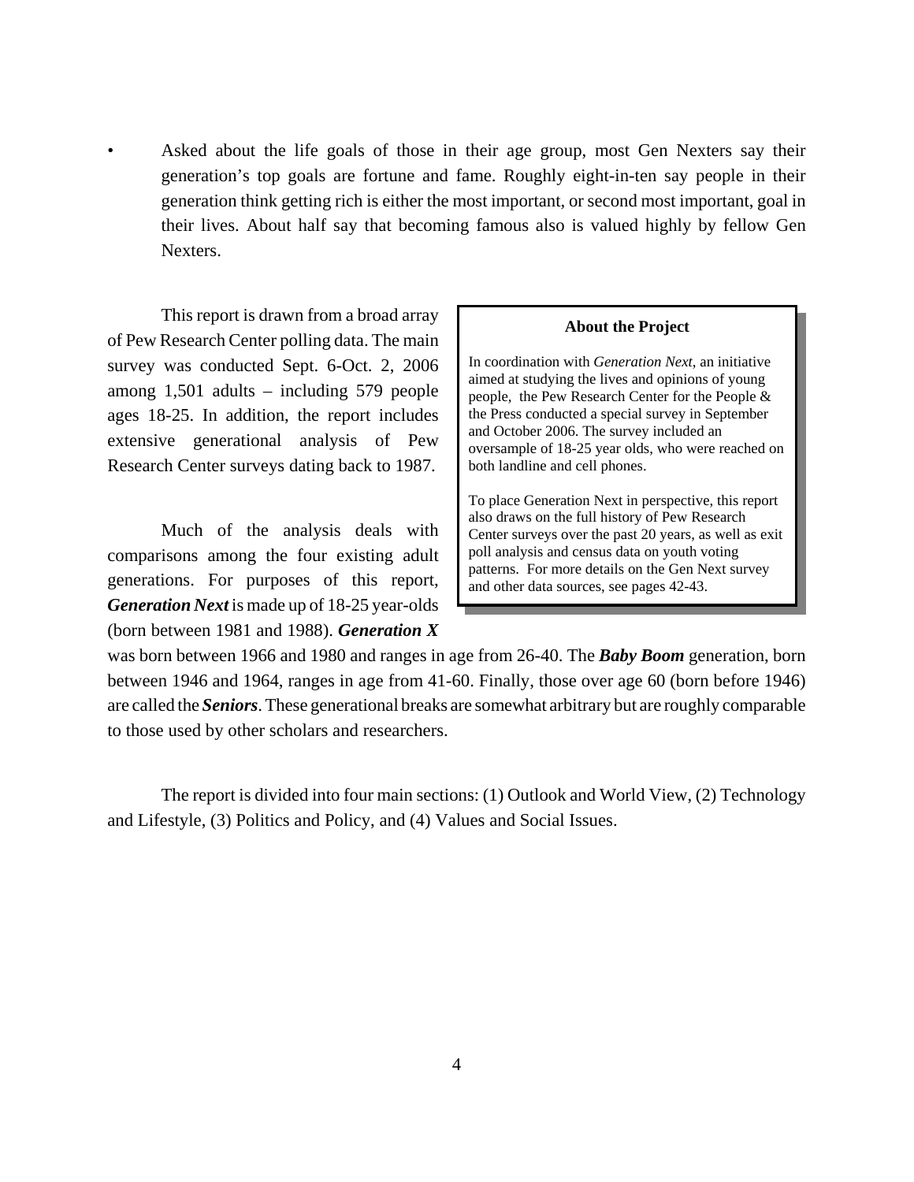- Asked about the life goals of those in their age group, most Gen Nexters say their generation's top goals are fortune and fame. Roughly eight-in-ten say people in their generation think getting rich is either the most important, or second most important, goal in their lives. About half say that becoming famous also is valued highly by fellow Gen Nexters.

This report is drawn from a broad array of Pew Research Center polling data. The main survey was conducted Sept. 6-Oct. 2, 2006 among 1,501 adults – including 579 people ages 18-25. In addition, the report includes extensive generational analysis of Pew Research Center surveys dating back to 1987.

> **About the Project**
>
> In coordination with *Generation Next*, an initiative aimed at studying the lives and opinions of young people, the Pew Research Center for the People & the Press conducted a special survey in September and October 2006. The survey included an oversample of 18-25 year olds, who were reached on both landline and cell phones.
>
> To place Generation Next in perspective, this report also draws on the full history of Pew Research Center surveys over the past 20 years, as well as exit poll analysis and census data on youth voting patterns. For more details on the Gen Next survey and other data sources, see pages 42-43.

Much of the analysis deals with comparisons among the four existing adult generations. For purposes of this report, ***Generation Next*** is made up of 18-25 year-olds (born between 1981 and 1988). ***Generation X*** was born between 1966 and 1980 and ranges in age from 26-40. The ***Baby Boom*** generation, born between 1946 and 1964, ranges in age from 41-60. Finally, those over age 60 (born before 1946) are called the ***Seniors***. These generational breaks are somewhat arbitrary but are roughly comparable to those used by other scholars and researchers.

The report is divided into four main sections: (1) Outlook and World View, (2) Technology and Lifestyle, (3) Politics and Policy, and (4) Values and Social Issues.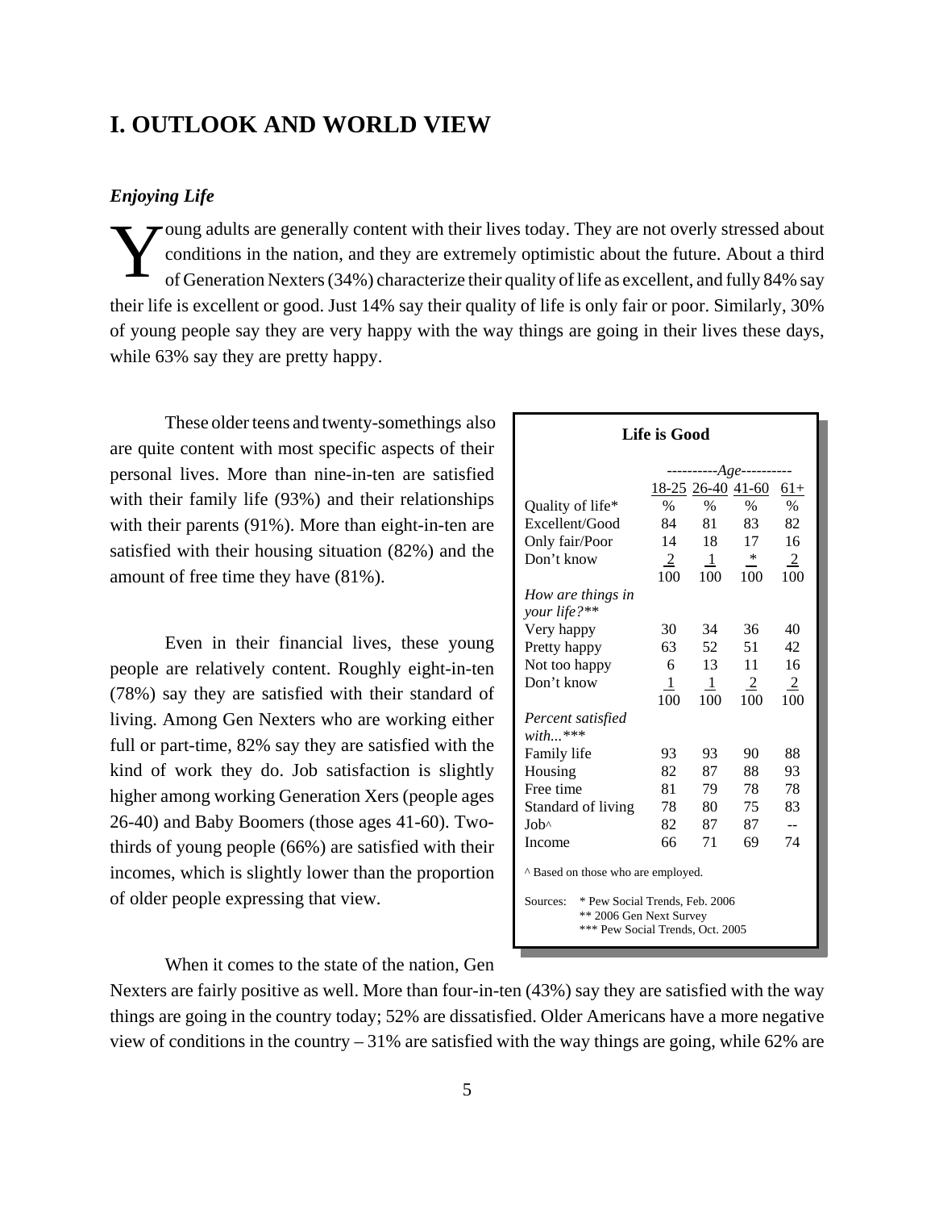# I. OUTLOOK AND WORLD VIEW

### *Enjoying Life*

Young adults are generally content with their lives today. They are not overly stressed about conditions in the nation, and they are extremely optimistic about the future. About a third of Generation Nexters (34%) characterize their quality of life as excellent, and fully 84% say their life is excellent or good. Just 14% say their quality of life is only fair or poor. Similarly, 30% of young people say they are very happy with the way things are going in their lives these days, while 63% say they are pretty happy.

These older teens and twenty-somethings also are quite content with most specific aspects of their personal lives. More than nine-in-ten are satisfied with their family life (93%) and their relationships with their parents (91%). More than eight-in-ten are satisfied with their housing situation (82%) and the amount of free time they have (81%).

Even in their financial lives, these young people are relatively content. Roughly eight-in-ten (78%) say they are satisfied with their standard of living. Among Gen Nexters who are working either full or part-time, 82% say they are satisfied with the kind of work they do. Job satisfaction is slightly higher among working Generation Xers (people ages 26-40) and Baby Boomers (those ages 41-60). Two-thirds of young people (66%) are satisfied with their incomes, which is slightly lower than the proportion of older people expressing that view.

**Life is Good**

| | ----------*Age*---------- | | | |
|---|---|---|---|---|
| | 18-25 | 26-40 | 41-60 | 61+ |
| Quality of life* | % | % | % | % |
| Excellent/Good | 84 | 81 | 83 | 82 |
| Only fair/Poor | 14 | 18 | 17 | 16 |
| Don't know | 2 | 1 | * | 2 |
| | 100 | 100 | 100 | 100 |
| *How are things in your life?*** | | | | |
| Very happy | 30 | 34 | 36 | 40 |
| Pretty happy | 63 | 52 | 51 | 42 |
| Not too happy | 6 | 13 | 11 | 16 |
| Don't know | 1 | 1 | 2 | 2 |
| | 100 | 100 | 100 | 100 |
| *Percent satisfied with...**** | | | | |
| Family life | 93 | 93 | 90 | 88 |
| Housing | 82 | 87 | 88 | 93 |
| Free time | 81 | 79 | 78 | 78 |
| Standard of living | 78 | 80 | 75 | 83 |
| Job^ | 82 | 87 | 87 | -- |
| Income | 66 | 71 | 69 | 74 |

^ Based on those who are employed.

Sources: * Pew Social Trends, Feb. 2006
** 2006 Gen Next Survey
*** Pew Social Trends, Oct. 2005

When it comes to the state of the nation, Gen Nexters are fairly positive as well. More than four-in-ten (43%) say they are satisfied with the way things are going in the country today; 52% are dissatisfied. Older Americans have a more negative view of conditions in the country – 31% are satisfied with the way things are going, while 62% are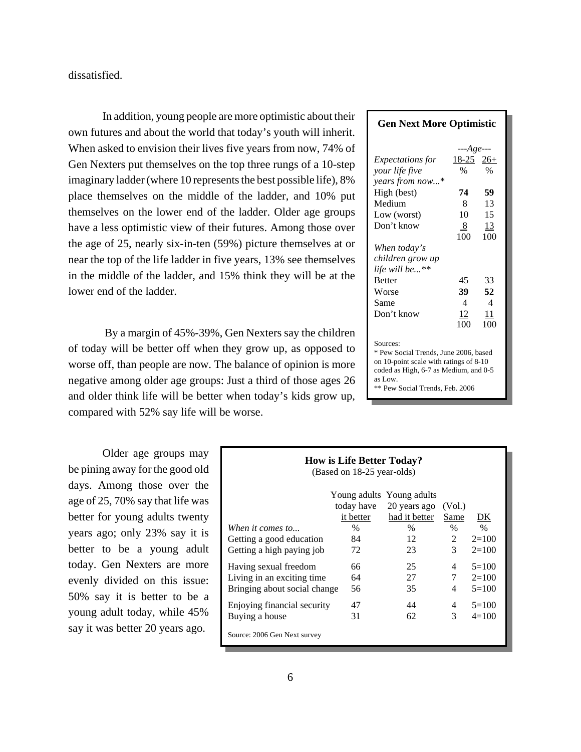dissatisfied.

In addition, young people are more optimistic about their own futures and about the world that today's youth will inherit. When asked to envision their lives five years from now, 74% of Gen Nexters put themselves on the top three rungs of a 10-step imaginary ladder (where 10 represents the best possible life), 8% place themselves on the middle of the ladder, and 10% put themselves on the lower end of the ladder. Older age groups have a less optimistic view of their futures. Among those over the age of 25, nearly six-in-ten (59%) picture themselves at or near the top of the life ladder in five years, 13% see themselves in the middle of the ladder, and 15% think they will be at the lower end of the ladder.

By a margin of 45%-39%, Gen Nexters say the children of today will be better off when they grow up, as opposed to worse off, than people are now. The balance of opinion is more negative among older age groups: Just a third of those ages 26 and older think life will be better when today's kids grow up, compared with 52% say life will be worse.

**Gen Next More Optimistic**

| | ---Age--- | |
|---|---|---|
| *Expectations for your life five years from now...** | 18-25 | 26+ |
| | % | % |
| High (best) | **74** | **59** |
| Medium | 8 | 13 |
| Low (worst) | 10 | 15 |
| Don't know | 8 | 13 |
| | 100 | 100 |
| *When today's children grow up life will be...*** | | |
| Better | 45 | 33 |
| Worse | **39** | **52** |
| Same | 4 | 4 |
| Don't know | 12 | 11 |
| | 100 | 100 |

Sources:
* Pew Social Trends, June 2006, based on 10-point scale with ratings of 8-10 coded as High, 6-7 as Medium, and 0-5 as Low.
** Pew Social Trends, Feb. 2006

Older age groups may be pining away for the good old days. Among those over the age of 25, 70% say that life was better for young adults twenty years ago; only 23% say it is better to be a young adult today. Gen Nexters are more evenly divided on this issue: 50% say it is better to be a young adult today, while 45% say it was better 20 years ago.

**How is Life Better Today?**
(Based on 18-25 year-olds)

| | Young adults today have it better | Young adults 20 years ago had it better | (Vol.) Same | DK |
|---|---|---|---|---|
| *When it comes to...* | % | % | % | % |
| Getting a good education | 84 | 12 | 2 | 2=100 |
| Getting a high paying job | 72 | 23 | 3 | 2=100 |
| Having sexual freedom | 66 | 25 | 4 | 5=100 |
| Living in an exciting time | 64 | 27 | 7 | 2=100 |
| Bringing about social change | 56 | 35 | 4 | 5=100 |
| Enjoying financial security | 47 | 44 | 4 | 5=100 |
| Buying a house | 31 | 62 | 3 | 4=100 |

Source: 2006 Gen Next survey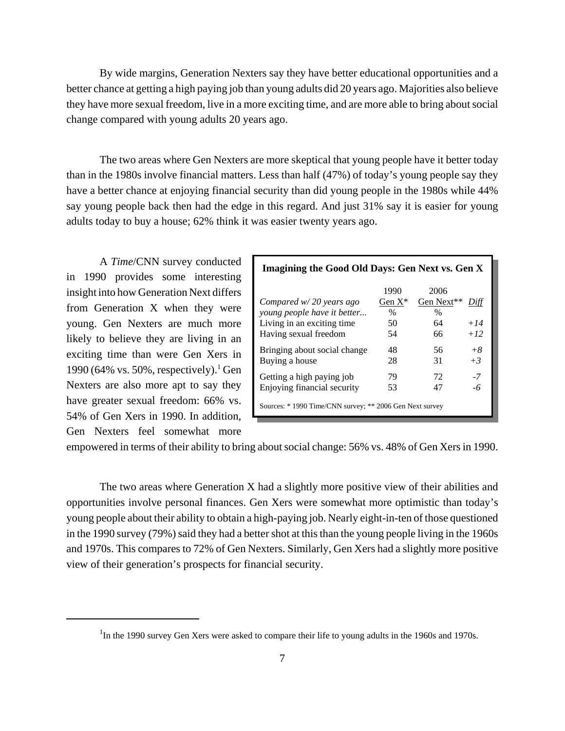By wide margins, Generation Nexters say they have better educational opportunities and a better chance at getting a high paying job than young adults did 20 years ago. Majorities also believe they have more sexual freedom, live in a more exciting time, and are more able to bring about social change compared with young adults 20 years ago.

The two areas where Gen Nexters are more skeptical that young people have it better today than in the 1980s involve financial matters. Less than half (47%) of today's young people say they have a better chance at enjoying financial security than did young people in the 1980s while 44% say young people back then had the edge in this regard. And just 31% say it is easier for young adults today to buy a house; 62% think it was easier twenty years ago.

A *Time*/CNN survey conducted in 1990 provides some interesting insight into how Generation Next differs from Generation X when they were young. Gen Nexters are much more likely to believe they are living in an exciting time than were Gen Xers in 1990 (64% vs. 50%, respectively).[1] Gen Nexters are also more apt to say they have greater sexual freedom: 66% vs. 54% of Gen Xers in 1990. In addition, Gen Nexters feel somewhat more empowered in terms of their ability to bring about social change: 56% vs. 48% of Gen Xers in 1990.

**Imagining the Good Old Days: Gen Next vs. Gen X**

| *Compared w/ 20 years ago young people have it better...* | 1990 Gen X* % | 2006 Gen Next** % | *Diff* |
|---|---|---|---|
| Living in an exciting time | 50 | 64 | *+14* |
| Having sexual freedom | 54 | 66 | *+12* |
| Bringing about social change | 48 | 56 | *+8* |
| Buying a house | 28 | 31 | *+3* |
| Getting a high paying job | 79 | 72 | *-7* |
| Enjoying financial security | 53 | 47 | *-6* |

Sources: * 1990 Time/CNN survey; ** 2006 Gen Next survey

The two areas where Generation X had a slightly more positive view of their abilities and opportunities involve personal finances. Gen Xers were somewhat more optimistic than today's young people about their ability to obtain a high-paying job. Nearly eight-in-ten of those questioned in the 1990 survey (79%) said they had a better shot at this than the young people living in the 1960s and 1970s. This compares to 72% of Gen Nexters. Similarly, Gen Xers had a slightly more positive view of their generation's prospects for financial security.

---

[1] In the 1990 survey Gen Xers were asked to compare their life to young adults in the 1960s and 1970s.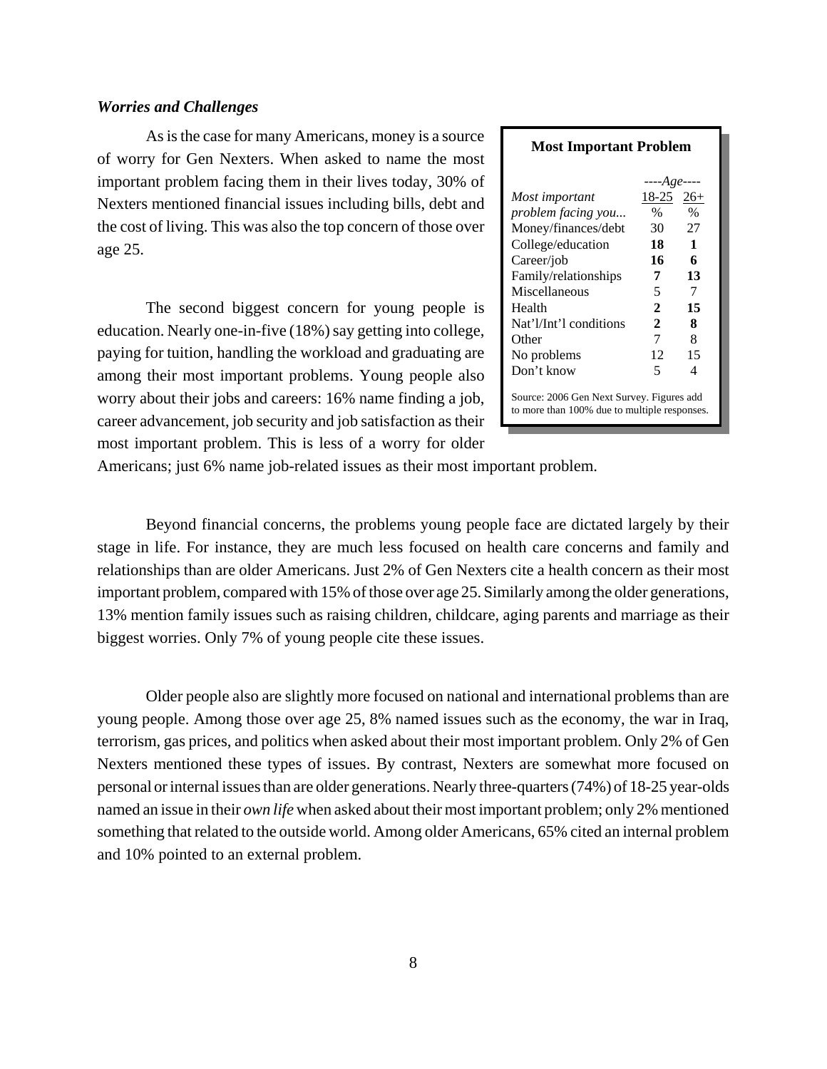### *Worries and Challenges*

As is the case for many Americans, money is a source of worry for Gen Nexters. When asked to name the most important problem facing them in their lives today, 30% of Nexters mentioned financial issues including bills, debt and the cost of living. This was also the top concern of those over age 25.

The second biggest concern for young people is education. Nearly one-in-five (18%) say getting into college, paying for tuition, handling the workload and graduating are among their most important problems. Young people also worry about their jobs and careers: 16% name finding a job, career advancement, job security and job satisfaction as their most important problem. This is less of a worry for older Americans; just 6% name job-related issues as their most important problem.

**Most Important Problem**

| *Most important problem facing you...* | *----Age----* 18-25 | 26+ |
|---|---|---|
| | % | % |
| Money/finances/debt | 30 | 27 |
| College/education | **18** | **1** |
| Career/job | **16** | **6** |
| Family/relationships | **7** | **13** |
| Miscellaneous | 5 | 7 |
| Health | **2** | **15** |
| Nat'l/Int'l conditions | **2** | **8** |
| Other | 7 | 8 |
| No problems | 12 | 15 |
| Don't know | 5 | 4 |

Source: 2006 Gen Next Survey. Figures add to more than 100% due to multiple responses.

Beyond financial concerns, the problems young people face are dictated largely by their stage in life. For instance, they are much less focused on health care concerns and family and relationships than are older Americans. Just 2% of Gen Nexters cite a health concern as their most important problem, compared with 15% of those over age 25. Similarly among the older generations, 13% mention family issues such as raising children, childcare, aging parents and marriage as their biggest worries. Only 7% of young people cite these issues.

Older people also are slightly more focused on national and international problems than are young people. Among those over age 25, 8% named issues such as the economy, the war in Iraq, terrorism, gas prices, and politics when asked about their most important problem. Only 2% of Gen Nexters mentioned these types of issues. By contrast, Nexters are somewhat more focused on personal or internal issues than are older generations. Nearly three-quarters (74%) of 18-25 year-olds named an issue in their *own life* when asked about their most important problem; only 2% mentioned something that related to the outside world. Among older Americans, 65% cited an internal problem and 10% pointed to an external problem.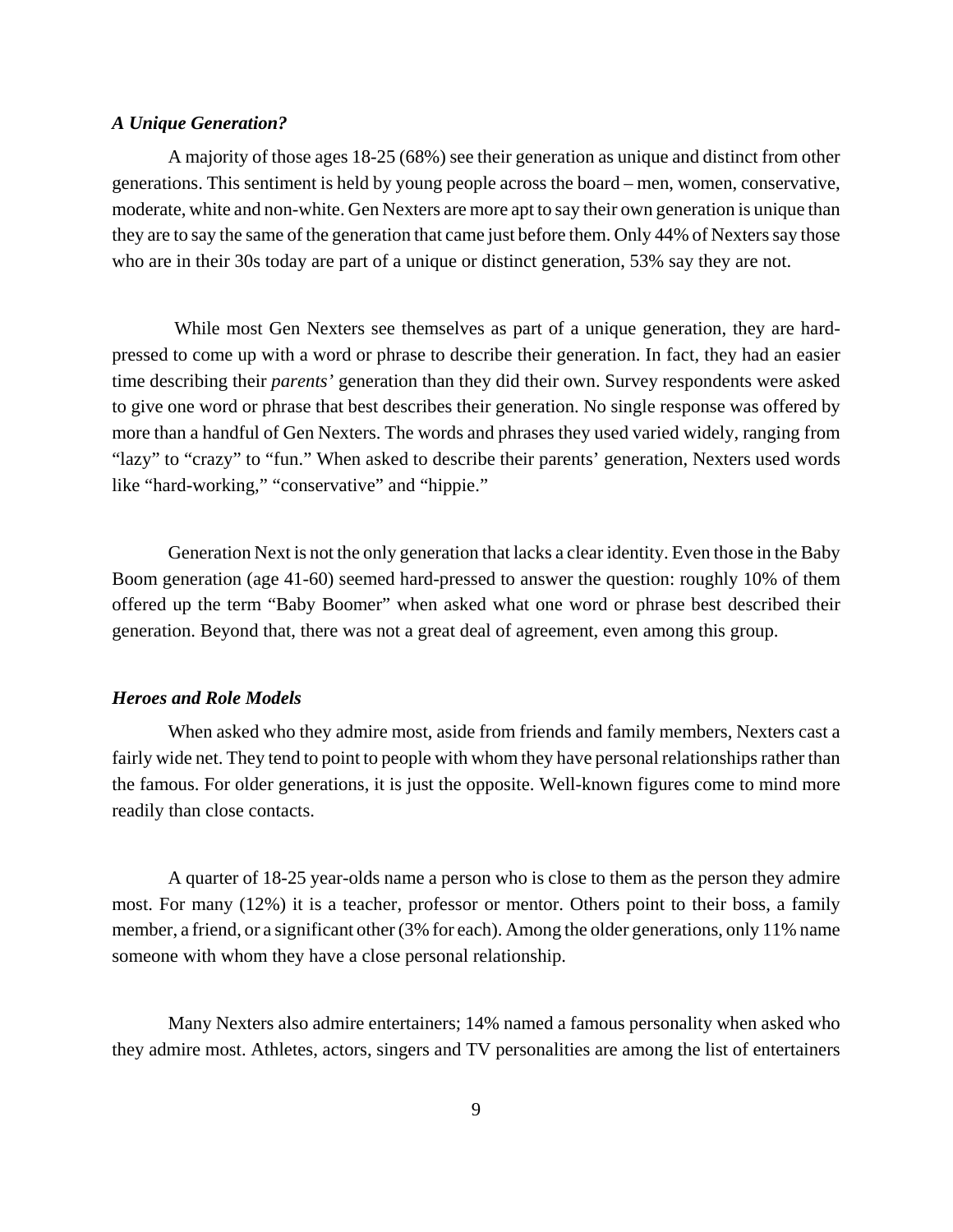### *A Unique Generation?*

A majority of those ages 18-25 (68%) see their generation as unique and distinct from other generations. This sentiment is held by young people across the board – men, women, conservative, moderate, white and non-white. Gen Nexters are more apt to say their own generation is unique than they are to say the same of the generation that came just before them. Only 44% of Nexters say those who are in their 30s today are part of a unique or distinct generation, 53% say they are not.

While most Gen Nexters see themselves as part of a unique generation, they are hard-pressed to come up with a word or phrase to describe their generation. In fact, they had an easier time describing their *parents'* generation than they did their own. Survey respondents were asked to give one word or phrase that best describes their generation. No single response was offered by more than a handful of Gen Nexters. The words and phrases they used varied widely, ranging from "lazy" to "crazy" to "fun." When asked to describe their parents' generation, Nexters used words like "hard-working," "conservative" and "hippie."

Generation Next is not the only generation that lacks a clear identity. Even those in the Baby Boom generation (age 41-60) seemed hard-pressed to answer the question: roughly 10% of them offered up the term "Baby Boomer" when asked what one word or phrase best described their generation. Beyond that, there was not a great deal of agreement, even among this group.

### *Heroes and Role Models*

When asked who they admire most, aside from friends and family members, Nexters cast a fairly wide net. They tend to point to people with whom they have personal relationships rather than the famous. For older generations, it is just the opposite. Well-known figures come to mind more readily than close contacts.

A quarter of 18-25 year-olds name a person who is close to them as the person they admire most. For many (12%) it is a teacher, professor or mentor. Others point to their boss, a family member, a friend, or a significant other (3% for each). Among the older generations, only 11% name someone with whom they have a close personal relationship.

Many Nexters also admire entertainers; 14% named a famous personality when asked who they admire most. Athletes, actors, singers and TV personalities are among the list of entertainers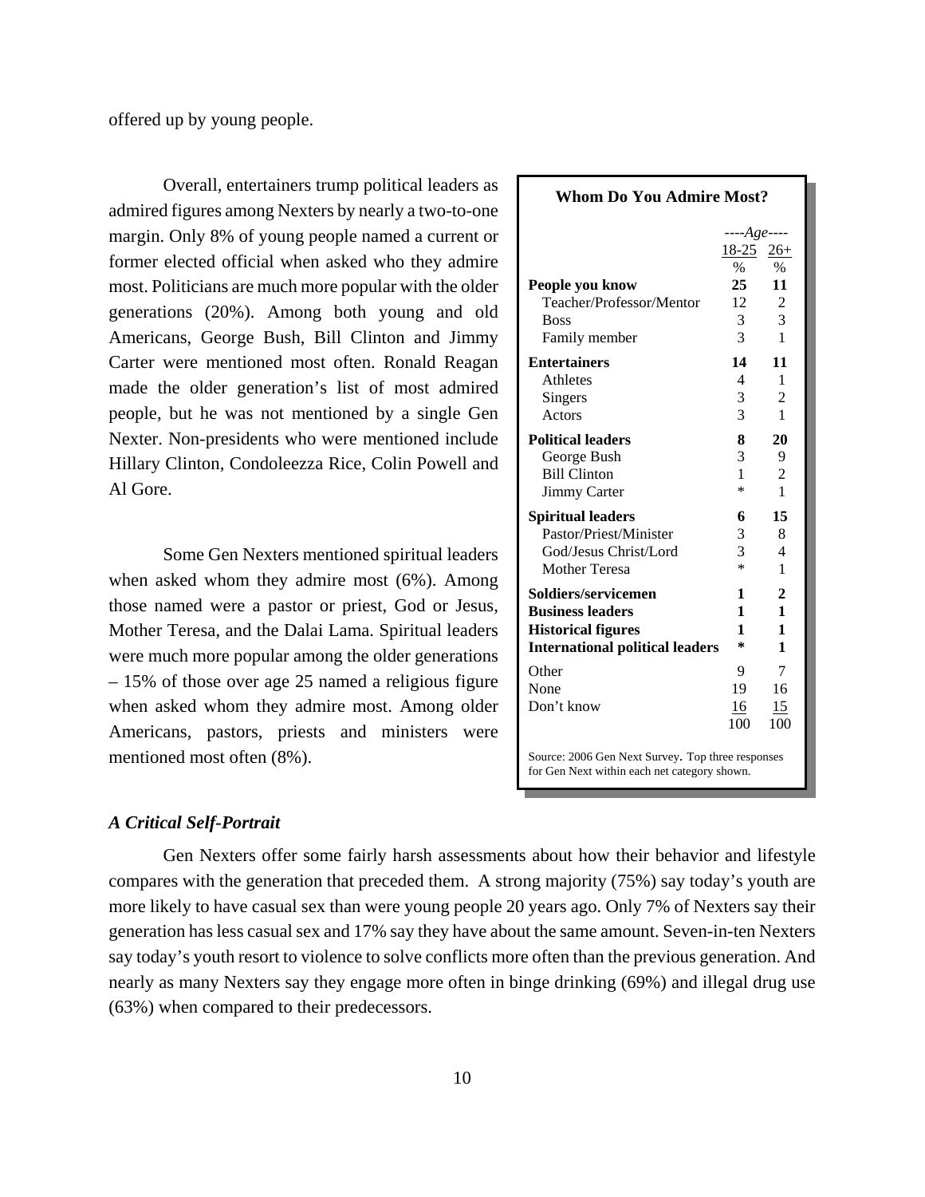offered up by young people.

Overall, entertainers trump political leaders as admired figures among Nexters by nearly a two-to-one margin. Only 8% of young people named a current or former elected official when asked who they admire most. Politicians are much more popular with the older generations (20%). Among both young and old Americans, George Bush, Bill Clinton and Jimmy Carter were mentioned most often. Ronald Reagan made the older generation's list of most admired people, but he was not mentioned by a single Gen Nexter. Non-presidents who were mentioned include Hillary Clinton, Condoleezza Rice, Colin Powell and Al Gore.

Some Gen Nexters mentioned spiritual leaders when asked whom they admire most (6%). Among those named were a pastor or priest, God or Jesus, Mother Teresa, and the Dalai Lama. Spiritual leaders were much more popular among the older generations – 15% of those over age 25 named a religious figure when asked whom they admire most. Among older Americans, pastors, priests and ministers were mentioned most often (8%).

**Whom Do You Admire Most?**

| | ----*Age*---- | |
|---|---|---|
| | 18-25 | 26+ |
| | % | % |
| **People you know** | **25** | **11** |
| Teacher/Professor/Mentor | 12 | 2 |
| Boss | 3 | 3 |
| Family member | 3 | 1 |
| **Entertainers** | **14** | **11** |
| Athletes | 4 | 1 |
| Singers | 3 | 2 |
| Actors | 3 | 1 |
| **Political leaders** | **8** | **20** |
| George Bush | 3 | 9 |
| Bill Clinton | 1 | 2 |
| Jimmy Carter | * | 1 |
| **Spiritual leaders** | **6** | **15** |
| Pastor/Priest/Minister | 3 | 8 |
| God/Jesus Christ/Lord | 3 | 4 |
| Mother Teresa | * | 1 |
| **Soldiers/servicemen** | **1** | **2** |
| **Business leaders** | **1** | **1** |
| **Historical figures** | **1** | **1** |
| **International political leaders** | ***** | **1** |
| Other | 9 | 7 |
| None | 19 | 16 |
| Don't know | 16 | 15 |
| | 100 | 100 |

Source: 2006 Gen Next Survey. Top three responses for Gen Next within each net category shown.

### *A Critical Self-Portrait*

Gen Nexters offer some fairly harsh assessments about how their behavior and lifestyle compares with the generation that preceded them. A strong majority (75%) say today's youth are more likely to have casual sex than were young people 20 years ago. Only 7% of Nexters say their generation has less casual sex and 17% say they have about the same amount. Seven-in-ten Nexters say today's youth resort to violence to solve conflicts more often than the previous generation. And nearly as many Nexters say they engage more often in binge drinking (69%) and illegal drug use (63%) when compared to their predecessors.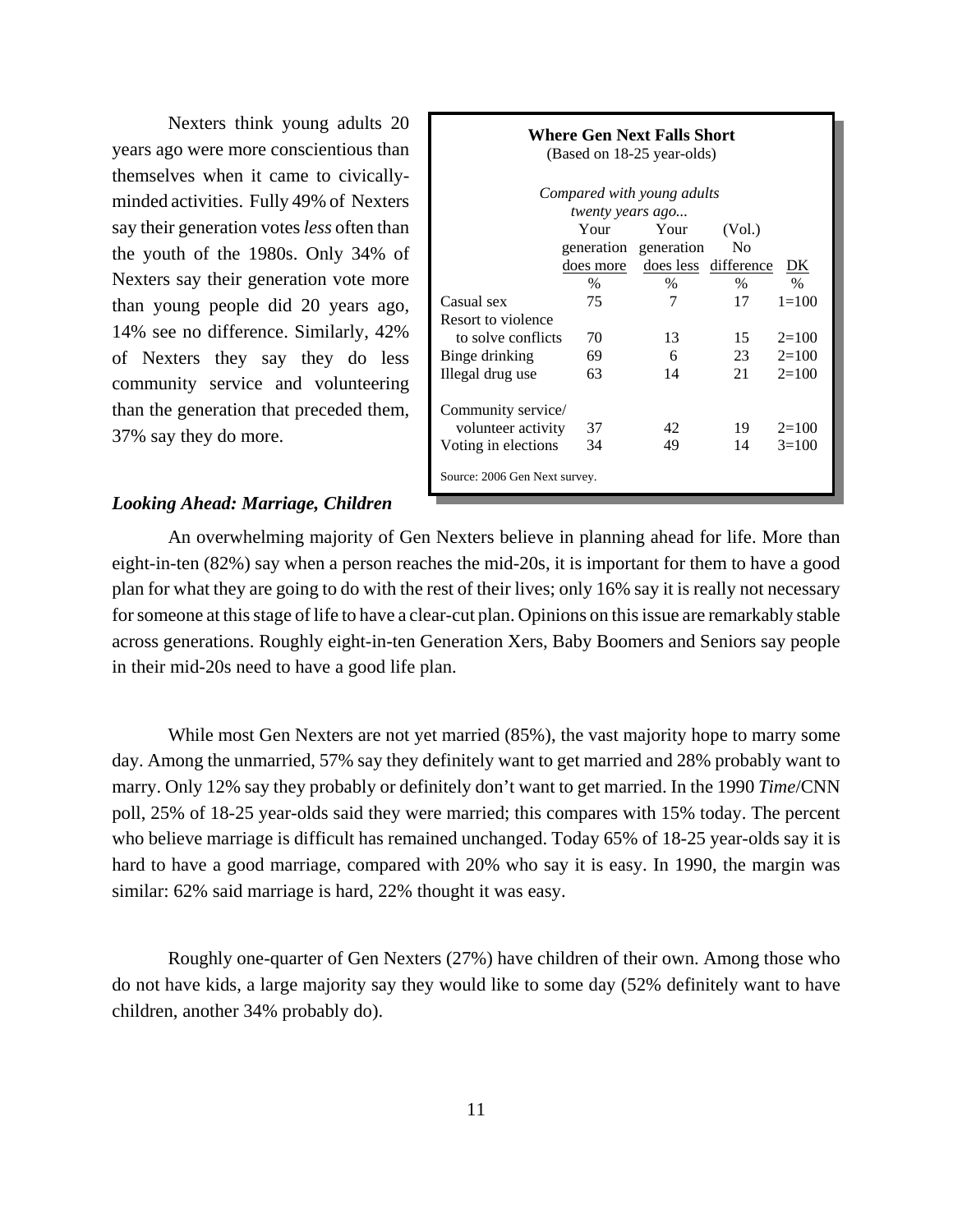Nexters think young adults 20 years ago were more conscientious than themselves when it came to civically-minded activities. Fully 49% of Nexters say their generation votes *less* often than the youth of the 1980s. Only 34% of Nexters say their generation vote more than young people did 20 years ago, 14% see no difference. Similarly, 42% of Nexters they say they do less community service and volunteering than the generation that preceded them, 37% say they do more.

**Where Gen Next Falls Short**
(Based on 18-25 year-olds)

| *Compared with young adults twenty years ago...* | Your generation does more | Your generation does less | (Vol.) No difference | DK |
|---|---|---|---|---|
| | % | % | % | % |
| Casual sex | 75 | 7 | 17 | 1=100 |
| Resort to violence to solve conflicts | 70 | 13 | 15 | 2=100 |
| Binge drinking | 69 | 6 | 23 | 2=100 |
| Illegal drug use | 63 | 14 | 21 | 2=100 |
| Community service/ volunteer activity | 37 | 42 | 19 | 2=100 |
| Voting in elections | 34 | 49 | 14 | 3=100 |

Source: 2006 Gen Next survey.

### *Looking Ahead: Marriage, Children*

An overwhelming majority of Gen Nexters believe in planning ahead for life. More than eight-in-ten (82%) say when a person reaches the mid-20s, it is important for them to have a good plan for what they are going to do with the rest of their lives; only 16% say it is really not necessary for someone at this stage of life to have a clear-cut plan. Opinions on this issue are remarkably stable across generations. Roughly eight-in-ten Generation Xers, Baby Boomers and Seniors say people in their mid-20s need to have a good life plan.

While most Gen Nexters are not yet married (85%), the vast majority hope to marry some day. Among the unmarried, 57% say they definitely want to get married and 28% probably want to marry. Only 12% say they probably or definitely don't want to get married. In the 1990 *Time*/CNN poll, 25% of 18-25 year-olds said they were married; this compares with 15% today. The percent who believe marriage is difficult has remained unchanged. Today 65% of 18-25 year-olds say it is hard to have a good marriage, compared with 20% who say it is easy. In 1990, the margin was similar: 62% said marriage is hard, 22% thought it was easy.

Roughly one-quarter of Gen Nexters (27%) have children of their own. Among those who do not have kids, a large majority say they would like to some day (52% definitely want to have children, another 34% probably do).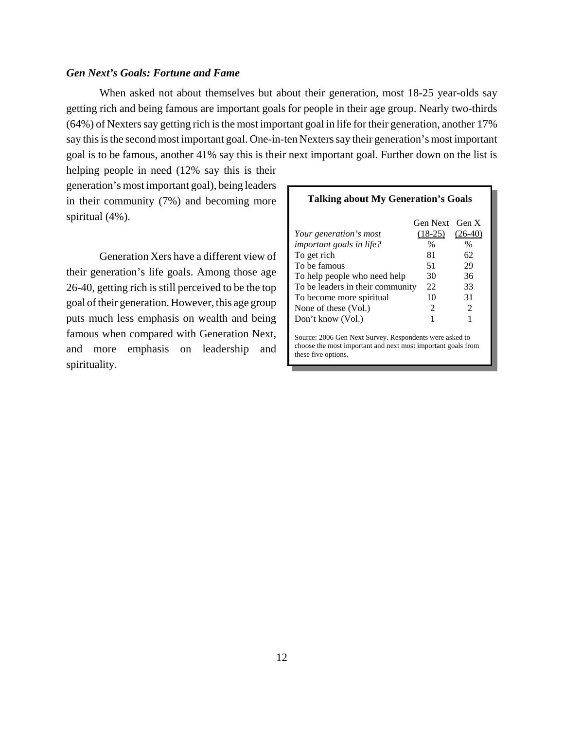### *Gen Next's Goals: Fortune and Fame*

When asked not about themselves but about their generation, most 18-25 year-olds say getting rich and being famous are important goals for people in their age group. Nearly two-thirds (64%) of Nexters say getting rich is the most important goal in life for their generation, another 17% say this is the second most important goal. One-in-ten Nexters say their generation's most important goal is to be famous, another 41% say this is their next important goal. Further down on the list is helping people in need (12% say this is their generation's most important goal), being leaders in their community (7%) and becoming more spiritual (4%).

Generation Xers have a different view of their generation's life goals. Among those age 26-40, getting rich is still perceived to be the top goal of their generation. However, this age group puts much less emphasis on wealth and being famous when compared with Generation Next, and more emphasis on leadership and spirituality.

**Talking about My Generation's Goals**

| *Your generation's most important goals in life?* | Gen Next (18-25) | Gen X (26-40) |
|---|---|---|
| | % | % |
| To get rich | 81 | 62 |
| To be famous | 51 | 29 |
| To help people who need help | 30 | 36 |
| To be leaders in their community | 22 | 33 |
| To become more spiritual | 10 | 31 |
| None of these (Vol.) | 2 | 2 |
| Don't know (Vol.) | 1 | 1 |

Source: 2006 Gen Next Survey. Respondents were asked to choose the most important and next most important goals from these five options.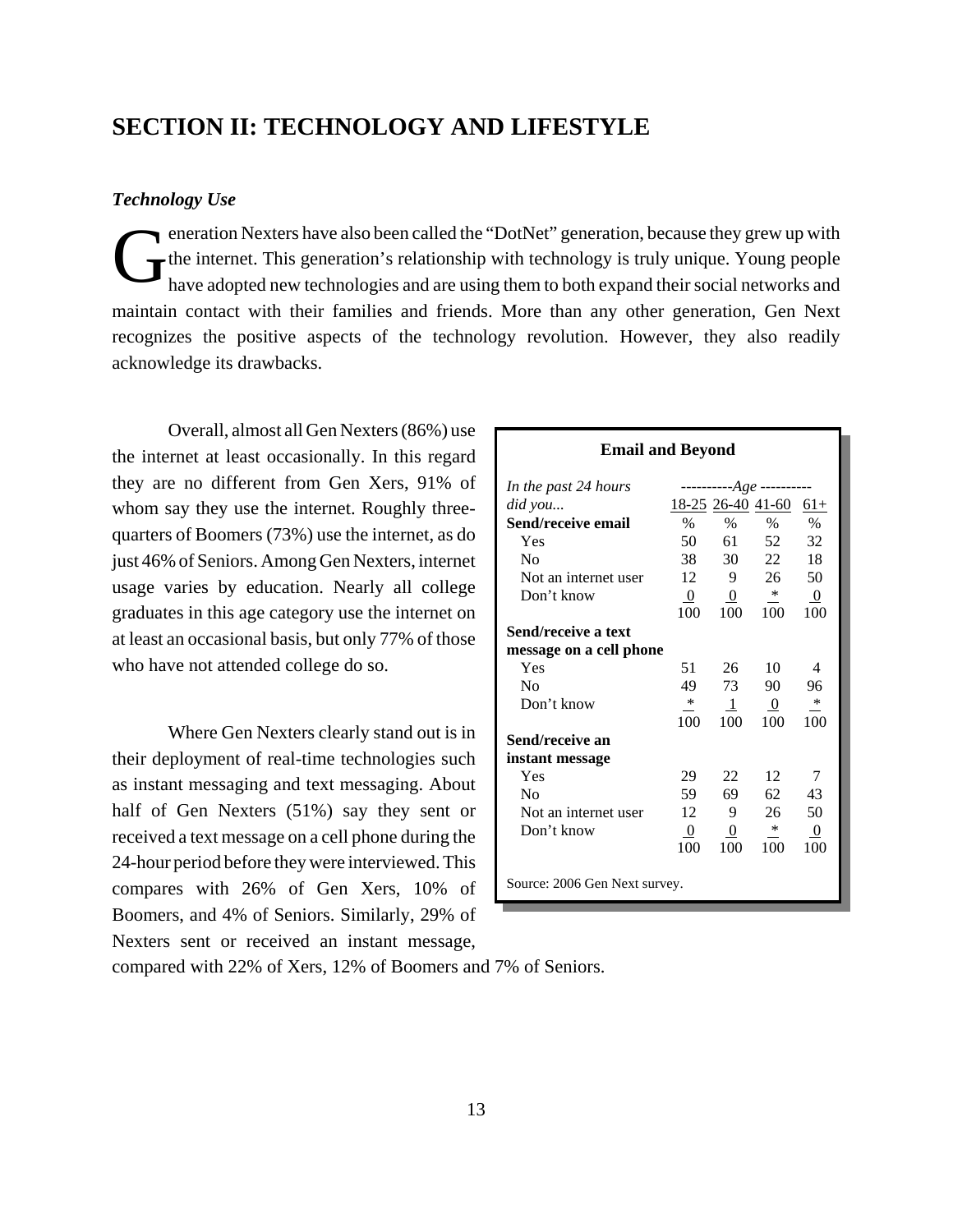## SECTION II: TECHNOLOGY AND LIFESTYLE

### *Technology Use*

Generation Nexters have also been called the "DotNet" generation, because they grew up with the internet. This generation's relationship with technology is truly unique. Young people have adopted new technologies and are using them to both expand their social networks and maintain contact with their families and friends. More than any other generation, Gen Next recognizes the positive aspects of the technology revolution. However, they also readily acknowledge its drawbacks.

Overall, almost all Gen Nexters (86%) use the internet at least occasionally. In this regard they are no different from Gen Xers, 91% of whom say they use the internet. Roughly three-quarters of Boomers (73%) use the internet, as do just 46% of Seniors. Among Gen Nexters, internet usage varies by education. Nearly all college graduates in this age category use the internet on at least an occasional basis, but only 77% of those who have not attended college do so.

Where Gen Nexters clearly stand out is in their deployment of real-time technologies such as instant messaging and text messaging. About half of Gen Nexters (51%) say they sent or received a text message on a cell phone during the 24-hour period before they were interviewed. This compares with 26% of Gen Xers, 10% of Boomers, and 4% of Seniors. Similarly, 29% of Nexters sent or received an instant message, compared with 22% of Xers, 12% of Boomers and 7% of Seniors.

**Email and Beyond**

| *In the past 24 hours did you...* | Age | | | |
|---|---|---|---|---|
| | 18-25 | 26-40 | 41-60 | 61+ |
| **Send/receive email** | % | % | % | % |
| Yes | 50 | 61 | 52 | 32 |
| No | 38 | 30 | 22 | 18 |
| Not an internet user | 12 | 9 | 26 | 50 |
| Don't know | 0 | 0 | * | 0 |
| | 100 | 100 | 100 | 100 |
| **Send/receive a text message on a cell phone** | | | | |
| Yes | 51 | 26 | 10 | 4 |
| No | 49 | 73 | 90 | 96 |
| Don't know | * | 1 | 0 | * |
| | 100 | 100 | 100 | 100 |
| **Send/receive an instant message** | | | | |
| Yes | 29 | 22 | 12 | 7 |
| No | 59 | 69 | 62 | 43 |
| Not an internet user | 12 | 9 | 26 | 50 |
| Don't know | 0 | 0 | * | 0 |
| | 100 | 100 | 100 | 100 |

Source: 2006 Gen Next survey.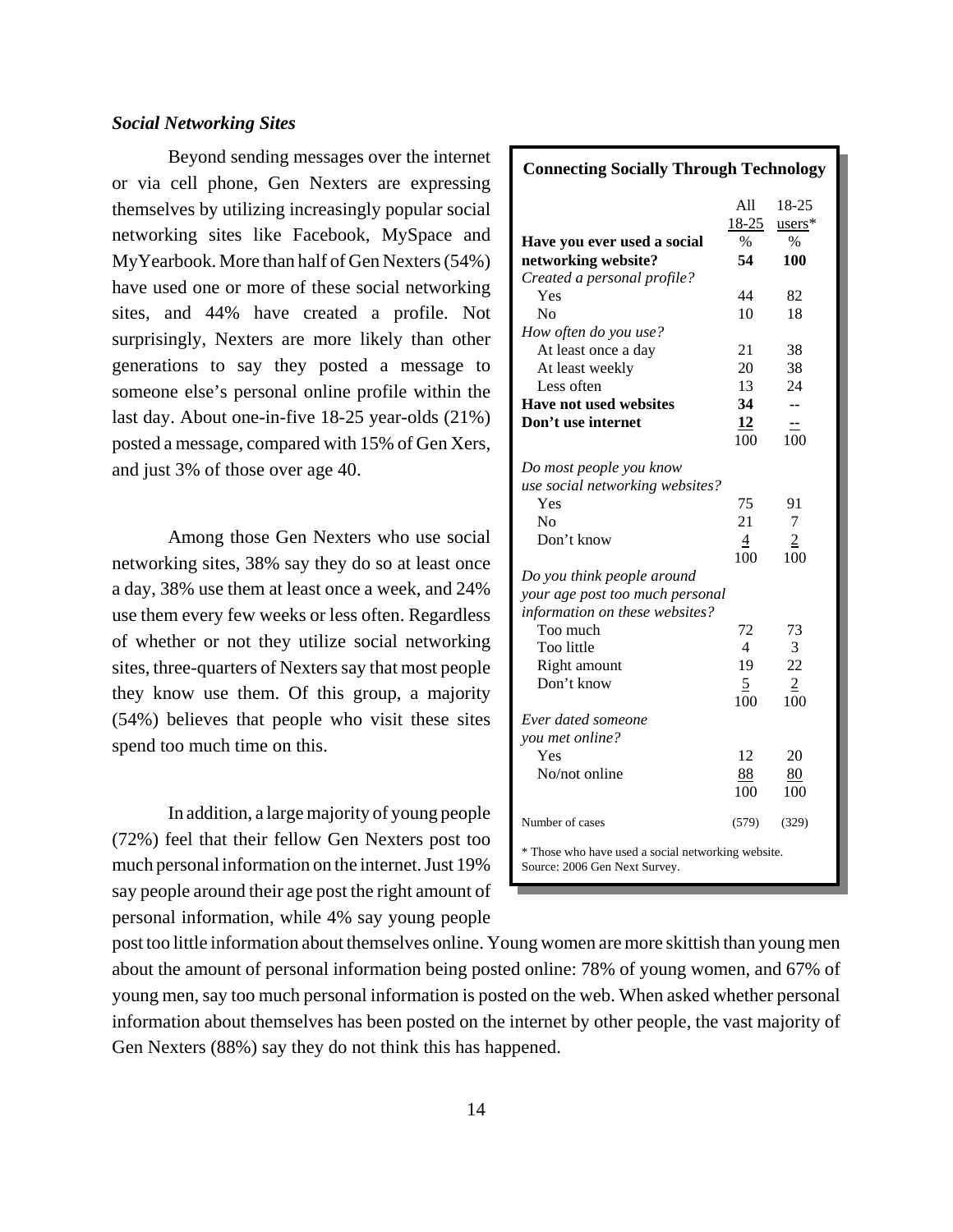### *Social Networking Sites*

Beyond sending messages over the internet or via cell phone, Gen Nexters are expressing themselves by utilizing increasingly popular social networking sites like Facebook, MySpace and MyYearbook. More than half of Gen Nexters (54%) have used one or more of these social networking sites, and 44% have created a profile. Not surprisingly, Nexters are more likely than other generations to say they posted a message to someone else's personal online profile within the last day. About one-in-five 18-25 year-olds (21%) posted a message, compared with 15% of Gen Xers, and just 3% of those over age 40.

Among those Gen Nexters who use social networking sites, 38% say they do so at least once a day, 38% use them at least once a week, and 24% use them every few weeks or less often. Regardless of whether or not they utilize social networking sites, three-quarters of Nexters say that most people they know use them. Of this group, a majority (54%) believes that people who visit these sites spend too much time on this.

In addition, a large majority of young people (72%) feel that their fellow Gen Nexters post too much personal information on the internet. Just 19% say people around their age post the right amount of personal information, while 4% say young people post too little information about themselves online. Young women are more skittish than young men about the amount of personal information being posted online: 78% of young women, and 67% of young men, say too much personal information is posted on the web. When asked whether personal information about themselves has been posted on the internet by other people, the vast majority of Gen Nexters (88%) say they do not think this has happened.

**Connecting Socially Through Technology**

| | All 18-25 | 18-25 users* |
|---|---|---|
| **Have you ever used a social networking website?** | % **54** | % **100** |
| *Created a personal profile?* | | |
| Yes | 44 | 82 |
| No | 10 | 18 |
| *How often do you use?* | | |
| At least once a day | 21 | 38 |
| At least weekly | 20 | 38 |
| Less often | 13 | 24 |
| **Have not used websites** | **34** | **--** |
| **Don't use internet** | **12** | **--** |
| | 100 | 100 |
| *Do most people you know use social networking websites?* | | |
| Yes | 75 | 91 |
| No | 21 | 7 |
| Don't know | 4 | 2 |
| | 100 | 100 |
| *Do you think people around your age post too much personal information on these websites?* | | |
| Too much | 72 | 73 |
| Too little | 4 | 3 |
| Right amount | 19 | 22 |
| Don't know | 5 | 2 |
| | 100 | 100 |
| *Ever dated someone you met online?* | | |
| Yes | 12 | 20 |
| No/not online | 88 | 80 |
| | 100 | 100 |
| Number of cases | (579) | (329) |

\* Those who have used a social networking website.
Source: 2006 Gen Next Survey.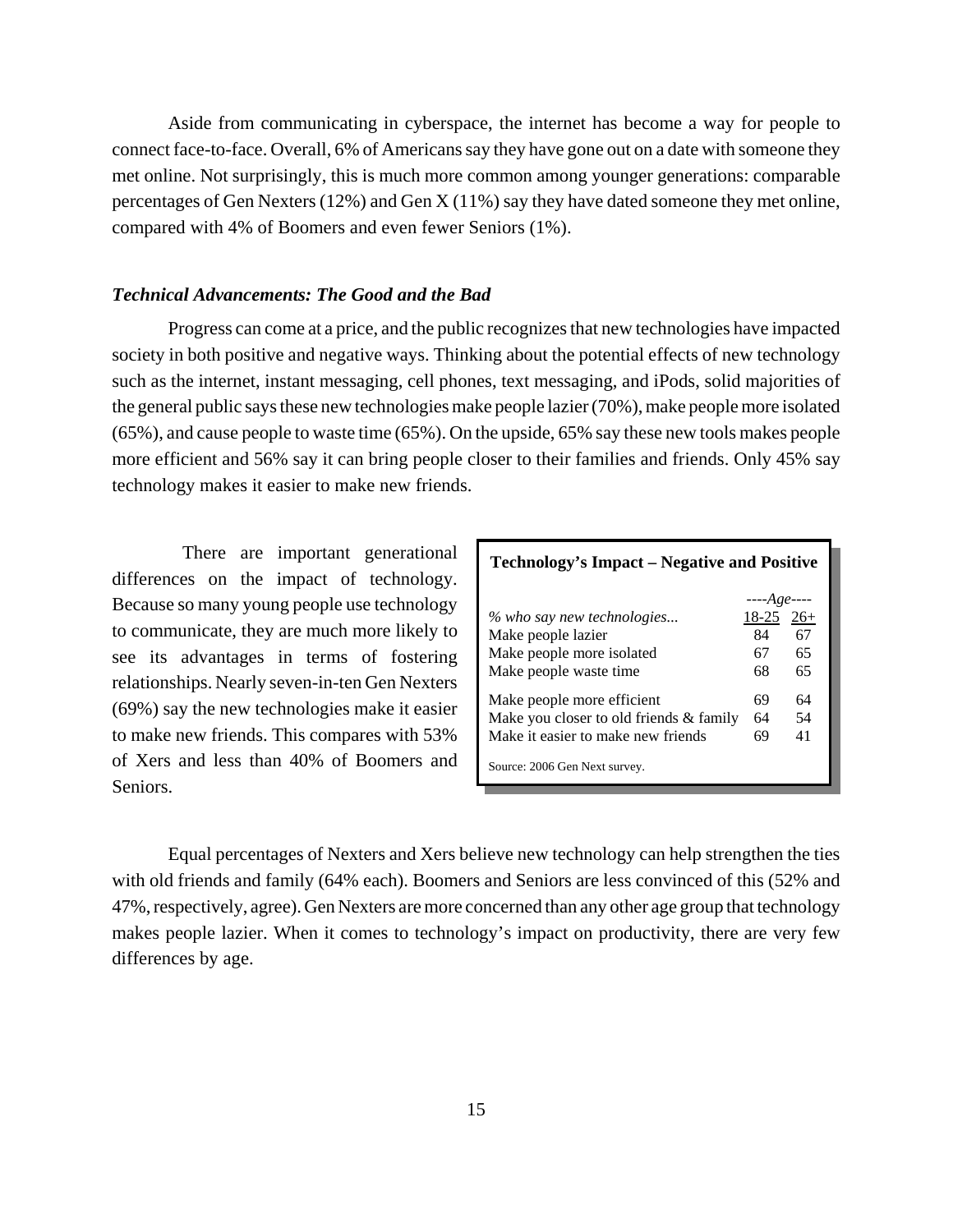Aside from communicating in cyberspace, the internet has become a way for people to connect face-to-face. Overall, 6% of Americans say they have gone out on a date with someone they met online. Not surprisingly, this is much more common among younger generations: comparable percentages of Gen Nexters (12%) and Gen X (11%) say they have dated someone they met online, compared with 4% of Boomers and even fewer Seniors (1%).

### *Technical Advancements: The Good and the Bad*

Progress can come at a price, and the public recognizes that new technologies have impacted society in both positive and negative ways. Thinking about the potential effects of new technology such as the internet, instant messaging, cell phones, text messaging, and iPods, solid majorities of the general public says these new technologies make people lazier (70%), make people more isolated (65%), and cause people to waste time (65%). On the upside, 65% say these new tools makes people more efficient and 56% say it can bring people closer to their families and friends. Only 45% say technology makes it easier to make new friends.

There are important generational differences on the impact of technology. Because so many young people use technology to communicate, they are much more likely to see its advantages in terms of fostering relationships. Nearly seven-in-ten Gen Nexters (69%) say the new technologies make it easier to make new friends. This compares with 53% of Xers and less than 40% of Boomers and Seniors.

**Technology's Impact – Negative and Positive**

| | ----*Age*---- | |
|---|---|---|
| *% who say new technologies...* | 18-25 | 26+ |
| Make people lazier | 84 | 67 |
| Make people more isolated | 67 | 65 |
| Make people waste time | 68 | 65 |
| Make people more efficient | 69 | 64 |
| Make you closer to old friends & family | 64 | 54 |
| Make it easier to make new friends | 69 | 41 |

Source: 2006 Gen Next survey.

Equal percentages of Nexters and Xers believe new technology can help strengthen the ties with old friends and family (64% each). Boomers and Seniors are less convinced of this (52% and 47%, respectively, agree). Gen Nexters are more concerned than any other age group that technology makes people lazier. When it comes to technology's impact on productivity, there are very few differences by age.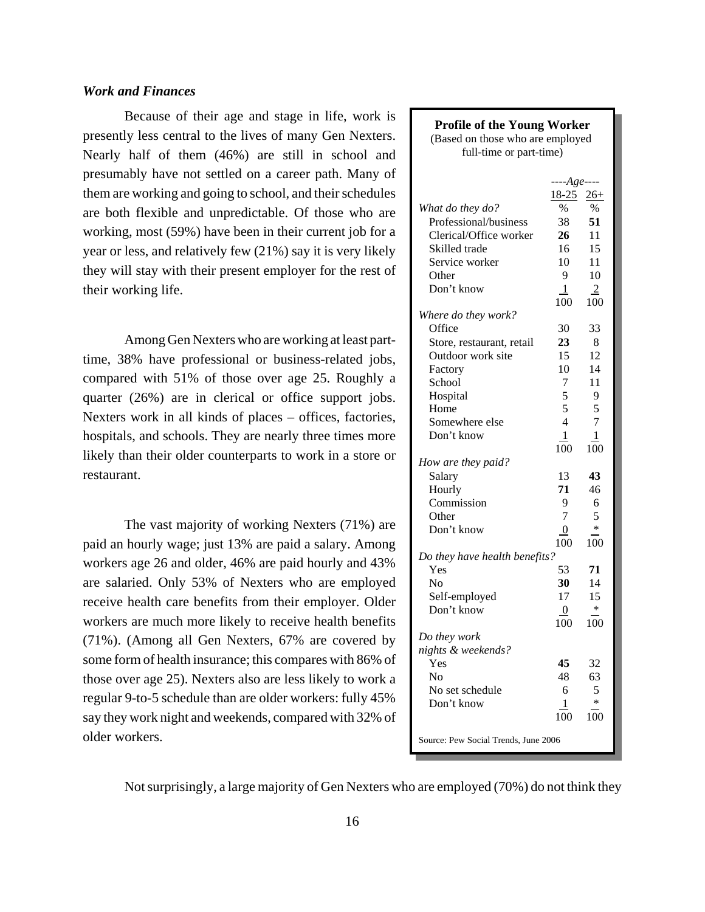### *Work and Finances*

Because of their age and stage in life, work is presently less central to the lives of many Gen Nexters. Nearly half of them (46%) are still in school and presumably have not settled on a career path. Many of them are working and going to school, and their schedules are both flexible and unpredictable. Of those who are working, most (59%) have been in their current job for a year or less, and relatively few (21%) say it is very likely they will stay with their present employer for the rest of their working life.

Among Gen Nexters who are working at least part-time, 38% have professional or business-related jobs, compared with 51% of those over age 25. Roughly a quarter (26%) are in clerical or office support jobs. Nexters work in all kinds of places – offices, factories, hospitals, and schools. They are nearly three times more likely than their older counterparts to work in a store or restaurant.

The vast majority of working Nexters (71%) are paid an hourly wage; just 13% are paid a salary. Among workers age 26 and older, 46% are paid hourly and 43% are salaried. Only 53% of Nexters who are employed receive health care benefits from their employer. Older workers are much more likely to receive health benefits (71%). (Among all Gen Nexters, 67% are covered by some form of health insurance; this compares with 86% of those over age 25). Nexters also are less likely to work a regular 9-to-5 schedule than are older workers: fully 45% say they work night and weekends, compared with 32% of older workers.

**Profile of the Young Worker**
(Based on those who are employed full-time or part-time)

| | ----*Age*---- | |
|---|---|---|
| | 18-25 | 26+ |
| *What do they do?* | % | % |
| Professional/business | 38 | **51** |
| Clerical/Office worker | **26** | 11 |
| Skilled trade | 16 | 15 |
| Service worker | 10 | 11 |
| Other | 9 | 10 |
| Don't know | 1 | 2 |
| | 100 | 100 |
| *Where do they work?* | | |
| Office | 30 | 33 |
| Store, restaurant, retail | **23** | 8 |
| Outdoor work site | 15 | 12 |
| Factory | 10 | 14 |
| School | 7 | 11 |
| Hospital | 5 | 9 |
| Home | 5 | 5 |
| Somewhere else | 4 | 7 |
| Don't know | 1 | 1 |
| | 100 | 100 |
| *How are they paid?* | | |
| Salary | 13 | **43** |
| Hourly | **71** | 46 |
| Commission | 9 | 6 |
| Other | 7 | 5 |
| Don't know | 0 | * |
| | 100 | 100 |
| *Do they have health benefits?* | | |
| Yes | 53 | **71** |
| No | **30** | 14 |
| Self-employed | 17 | 15 |
| Don't know | 0 | * |
| | 100 | 100 |
| *Do they work nights & weekends?* | | |
| Yes | **45** | 32 |
| No | 48 | 63 |
| No set schedule | 6 | 5 |
| Don't know | 1 | * |
| | 100 | 100 |

Source: Pew Social Trends, June 2006

Not surprisingly, a large majority of Gen Nexters who are employed (70%) do not think they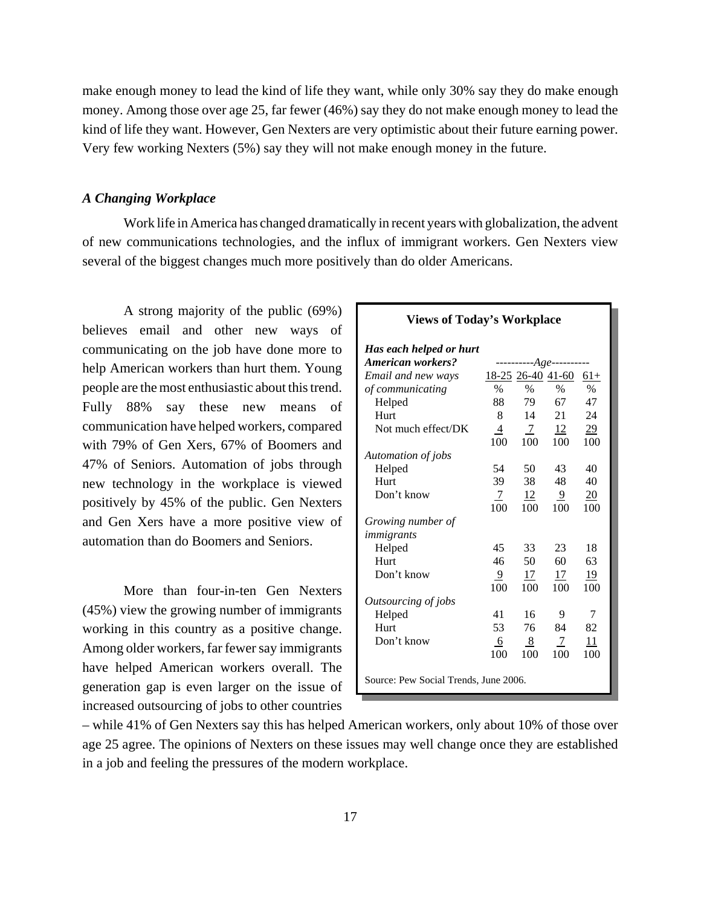make enough money to lead the kind of life they want, while only 30% say they do make enough money. Among those over age 25, far fewer (46%) say they do not make enough money to lead the kind of life they want. However, Gen Nexters are very optimistic about their future earning power. Very few working Nexters (5%) say they will not make enough money in the future.

### *A Changing Workplace*

Work life in America has changed dramatically in recent years with globalization, the advent of new communications technologies, and the influx of immigrant workers. Gen Nexters view several of the biggest changes much more positively than do older Americans.

A strong majority of the public (69%) believes email and other new ways of communicating on the job have done more to help American workers than hurt them. Young people are the most enthusiastic about this trend. Fully 88% say these new means of communication have helped workers, compared with 79% of Gen Xers, 67% of Boomers and 47% of Seniors. Automation of jobs through new technology in the workplace is viewed positively by 45% of the public. Gen Nexters and Gen Xers have a more positive view of automation than do Boomers and Seniors.

More than four-in-ten Gen Nexters (45%) view the growing number of immigrants working in this country as a positive change. Among older workers, far fewer say immigrants have helped American workers overall. The generation gap is even larger on the issue of increased outsourcing of jobs to other countries – while 41% of Gen Nexters say this has helped American workers, only about 10% of those over age 25 agree. The opinions of Nexters on these issues may well change once they are established in a job and feeling the pressures of the modern workplace.

**Views of Today's Workplace**

| ***Has each helped or hurt American workers?*** | Age | | | |
|---|---|---|---|---|
| | 18-25 | 26-40 | 41-60 | 61+ |
| *Email and new ways of communicating* | % | % | % | % |
| Helped | 88 | 79 | 67 | 47 |
| Hurt | 8 | 14 | 21 | 24 |
| Not much effect/DK | 4 | 7 | 12 | 29 |
| | 100 | 100 | 100 | 100 |
| *Automation of jobs* | | | | |
| Helped | 54 | 50 | 43 | 40 |
| Hurt | 39 | 38 | 48 | 40 |
| Don't know | 7 | 12 | 9 | 20 |
| | 100 | 100 | 100 | 100 |
| *Growing number of immigrants* | | | | |
| Helped | 45 | 33 | 23 | 18 |
| Hurt | 46 | 50 | 60 | 63 |
| Don't know | 9 | 17 | 17 | 19 |
| | 100 | 100 | 100 | 100 |
| *Outsourcing of jobs* | | | | |
| Helped | 41 | 16 | 9 | 7 |
| Hurt | 53 | 76 | 84 | 82 |
| Don't know | 6 | 8 | 7 | 11 |
| | 100 | 100 | 100 | 100 |

Source: Pew Social Trends, June 2006.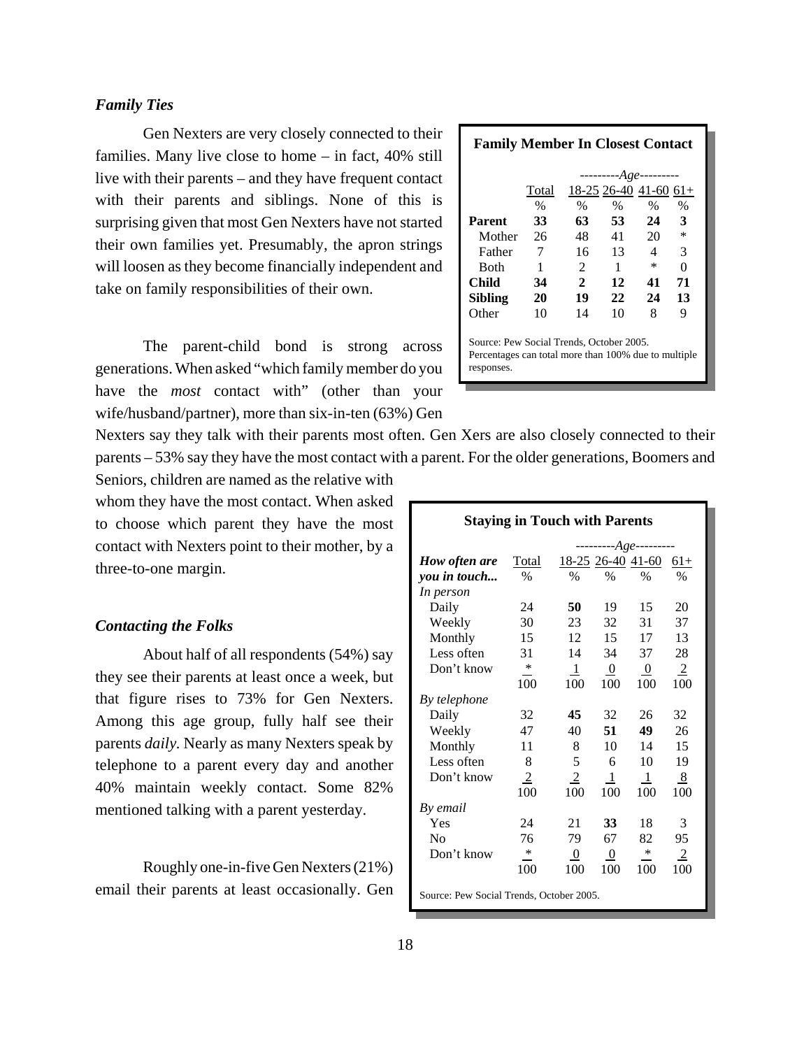### *Family Ties*

Gen Nexters are very closely connected to their families. Many live close to home – in fact, 40% still live with their parents – and they have frequent contact with their parents and siblings. None of this is surprising given that most Gen Nexters have not started their own families yet. Presumably, the apron strings will loosen as they become financially independent and take on family responsibilities of their own.

**Family Member In Closest Contact**

| | Total | ---------Age--------- | | | |
|---|---|---|---|---|---|
| | | 18-25 | 26-40 | 41-60 | 61+ |
| | % | % | % | % | % |
| **Parent** | **33** | **63** | **53** | **24** | **3** |
| Mother | 26 | 48 | 41 | 20 | * |
| Father | 7 | 16 | 13 | 4 | 3 |
| Both | 1 | 2 | 1 | * | 0 |
| **Child** | **34** | **2** | **12** | **41** | **71** |
| **Sibling** | **20** | **19** | **22** | **24** | **13** |
| Other | 10 | 14 | 10 | 8 | 9 |

Source: Pew Social Trends, October 2005.
Percentages can total more than 100% due to multiple responses.

The parent-child bond is strong across generations. When asked "which family member do you have the *most* contact with" (other than your wife/husband/partner), more than six-in-ten (63%) Gen Nexters say they talk with their parents most often. Gen Xers are also closely connected to their parents – 53% say they have the most contact with a parent. For the older generations, Boomers and Seniors, children are named as the relative with whom they have the most contact. When asked to choose which parent they have the most contact with Nexters point to their mother, by a three-to-one margin.

### *Contacting the Folks*

About half of all respondents (54%) say they see their parents at least once a week, but that figure rises to 73% for Gen Nexters. Among this age group, fully half see their parents *daily.* Nearly as many Nexters speak by telephone to a parent every day and another 40% maintain weekly contact. Some 82% mentioned talking with a parent yesterday.

Roughly one-in-five Gen Nexters (21%) email their parents at least occasionally. Gen

**Staying in Touch with Parents**

| *How often are you in touch...* | Total | ---------Age--------- | | | |
|---|---|---|---|---|---|
| | | 18-25 | 26-40 | 41-60 | 61+ |
| | % | % | % | % | % |
| *In person* | | | | | |
| Daily | 24 | **50** | 19 | 15 | 20 |
| Weekly | 30 | 23 | 32 | 31 | 37 |
| Monthly | 15 | 12 | 15 | 17 | 13 |
| Less often | 31 | 14 | 34 | 37 | 28 |
| Don't know | * | 1 | 0 | 0 | 2 |
| | 100 | 100 | 100 | 100 | 100 |
| *By telephone* | | | | | |
| Daily | 32 | **45** | 32 | 26 | 32 |
| Weekly | 47 | 40 | **51** | **49** | 26 |
| Monthly | 11 | 8 | 10 | 14 | 15 |
| Less often | 8 | 5 | 6 | 10 | 19 |
| Don't know | 2 | 2 | 1 | 1 | 8 |
| | 100 | 100 | 100 | 100 | 100 |
| *By email* | | | | | |
| Yes | 24 | 21 | **33** | 18 | 3 |
| No | 76 | 79 | 67 | 82 | 95 |
| Don't know | * | 0 | 0 | * | 2 |
| | 100 | 100 | 100 | 100 | 100 |

Source: Pew Social Trends, October 2005.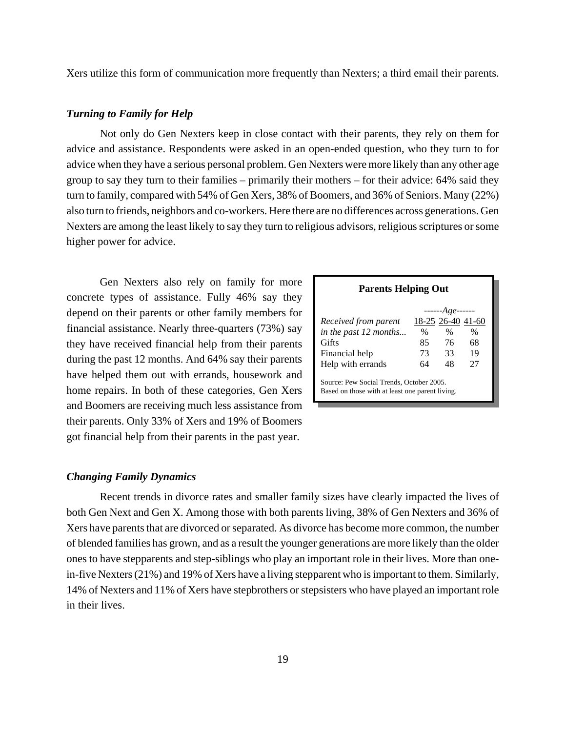Xers utilize this form of communication more frequently than Nexters; a third email their parents.

### *Turning to Family for Help*

Not only do Gen Nexters keep in close contact with their parents, they rely on them for advice and assistance. Respondents were asked in an open-ended question, who they turn to for advice when they have a serious personal problem. Gen Nexters were more likely than any other age group to say they turn to their families – primarily their mothers – for their advice: 64% said they turn to family, compared with 54% of Gen Xers, 38% of Boomers, and 36% of Seniors. Many (22%) also turn to friends, neighbors and co-workers. Here there are no differences across generations. Gen Nexters are among the least likely to say they turn to religious advisors, religious scriptures or some higher power for advice.

Gen Nexters also rely on family for more concrete types of assistance. Fully 46% say they depend on their parents or other family members for financial assistance. Nearly three-quarters (73%) say they have received financial help from their parents during the past 12 months. And 64% say their parents have helped them out with errands, housework and home repairs. In both of these categories, Gen Xers and Boomers are receiving much less assistance from their parents. Only 33% of Xers and 19% of Boomers got financial help from their parents in the past year.

**Parents Helping Out**

| *Received from parent in the past 12 months...* | ------*Age*------ 18-25 % | 26-40 % | 41-60 % |
|---|---|---|---|
| Gifts | 85 | 76 | 68 |
| Financial help | 73 | 33 | 19 |
| Help with errands | 64 | 48 | 27 |

Source: Pew Social Trends, October 2005.
Based on those with at least one parent living.

### *Changing Family Dynamics*

Recent trends in divorce rates and smaller family sizes have clearly impacted the lives of both Gen Next and Gen X. Among those with both parents living, 38% of Gen Nexters and 36% of Xers have parents that are divorced or separated. As divorce has become more common, the number of blended families has grown, and as a result the younger generations are more likely than the older ones to have stepparents and step-siblings who play an important role in their lives. More than one-in-five Nexters (21%) and 19% of Xers have a living stepparent who is important to them. Similarly, 14% of Nexters and 11% of Xers have stepbrothers or stepsisters who have played an important role in their lives.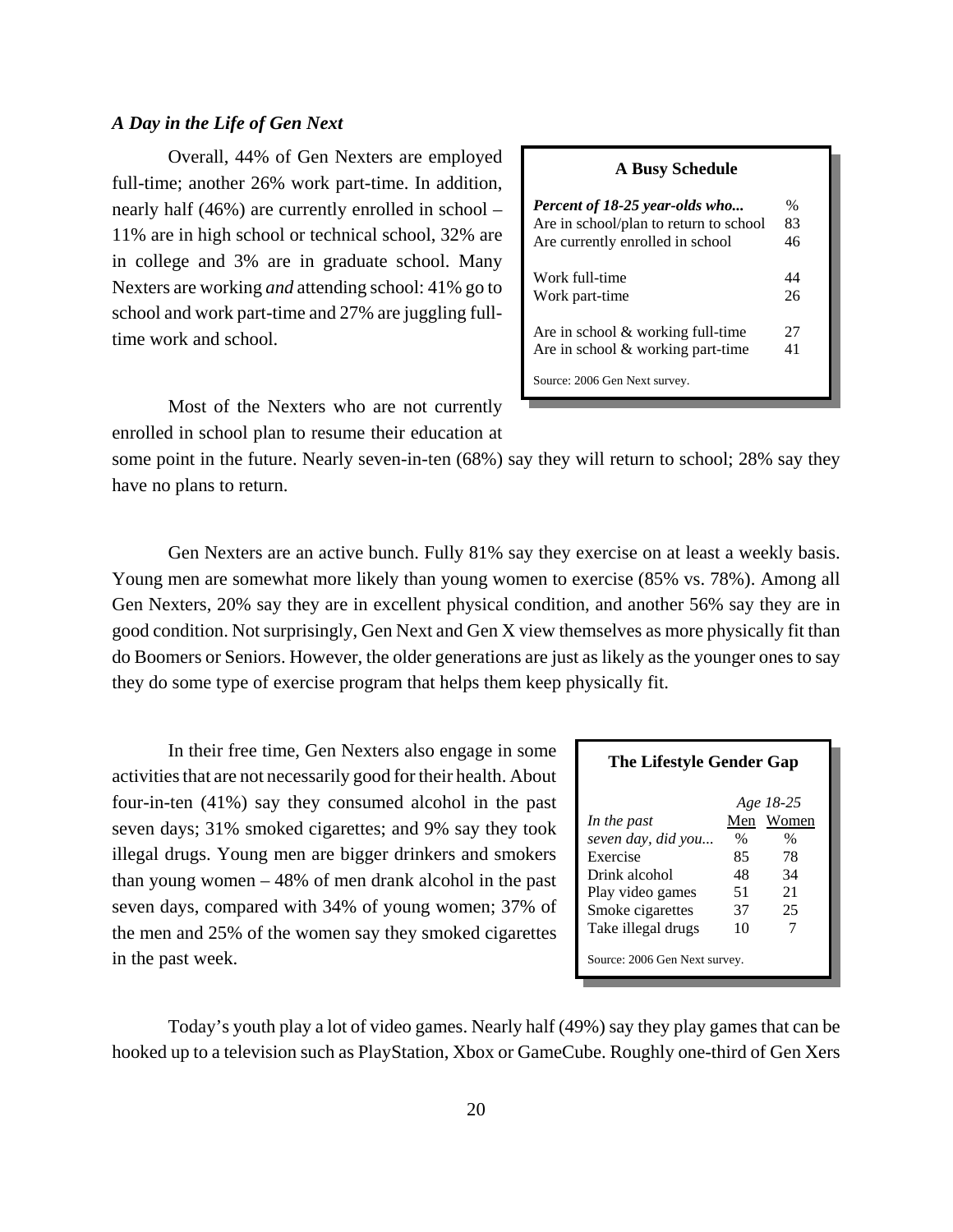### *A Day in the Life of Gen Next*

Overall, 44% of Gen Nexters are employed full-time; another 26% work part-time. In addition, nearly half (46%) are currently enrolled in school – 11% are in high school or technical school, 32% are in college and 3% are in graduate school. Many Nexters are working *and* attending school: 41% go to school and work part-time and 27% are juggling full-time work and school.

**A Busy Schedule**

| *Percent of 18-25 year-olds who...* | % |
|---|---|
| Are in school/plan to return to school | 83 |
| Are currently enrolled in school | 46 |
| | |
| Work full-time | 44 |
| Work part-time | 26 |
| | |
| Are in school & working full-time | 27 |
| Are in school & working part-time | 41 |

Source: 2006 Gen Next survey.

Most of the Nexters who are not currently enrolled in school plan to resume their education at some point in the future. Nearly seven-in-ten (68%) say they will return to school; 28% say they have no plans to return.

Gen Nexters are an active bunch. Fully 81% say they exercise on at least a weekly basis. Young men are somewhat more likely than young women to exercise (85% vs. 78%). Among all Gen Nexters, 20% say they are in excellent physical condition, and another 56% say they are in good condition. Not surprisingly, Gen Next and Gen X view themselves as more physically fit than do Boomers or Seniors. However, the older generations are just as likely as the younger ones to say they do some type of exercise program that helps them keep physically fit.

In their free time, Gen Nexters also engage in some activities that are not necessarily good for their health. About four-in-ten (41%) say they consumed alcohol in the past seven days; 31% smoked cigarettes; and 9% say they took illegal drugs. Young men are bigger drinkers and smokers than young women – 48% of men drank alcohol in the past seven days, compared with 34% of young women; 37% of the men and 25% of the women say they smoked cigarettes in the past week.

**The Lifestyle Gender Gap**

| | *Age 18-25* | |
|---|---|---|
| *In the past seven day, did you...* | Men | Women |
| | % | % |
| Exercise | 85 | 78 |
| Drink alcohol | 48 | 34 |
| Play video games | 51 | 21 |
| Smoke cigarettes | 37 | 25 |
| Take illegal drugs | 10 | 7 |

Source: 2006 Gen Next survey.

Today's youth play a lot of video games. Nearly half (49%) say they play games that can be hooked up to a television such as PlayStation, Xbox or GameCube. Roughly one-third of Gen Xers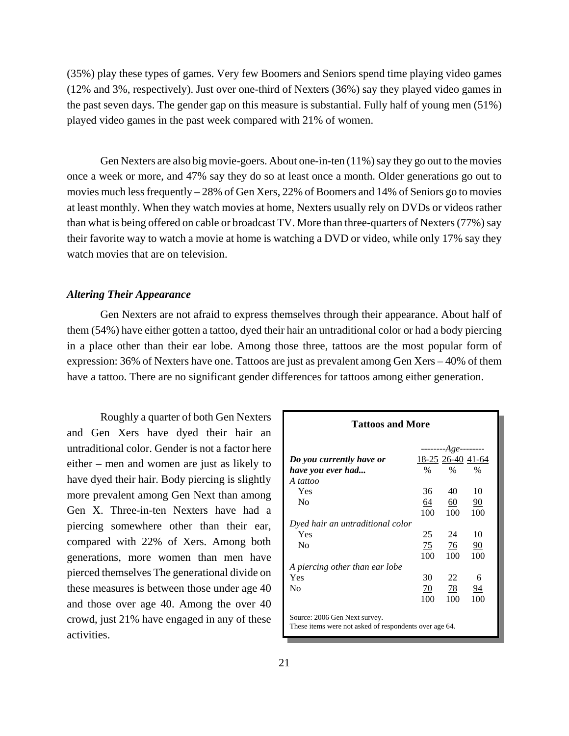(35%) play these types of games. Very few Boomers and Seniors spend time playing video games (12% and 3%, respectively). Just over one-third of Nexters (36%) say they played video games in the past seven days. The gender gap on this measure is substantial. Fully half of young men (51%) played video games in the past week compared with 21% of women.

Gen Nexters are also big movie-goers. About one-in-ten (11%) say they go out to the movies once a week or more, and 47% say they do so at least once a month. Older generations go out to movies much less frequently – 28% of Gen Xers, 22% of Boomers and 14% of Seniors go to movies at least monthly. When they watch movies at home, Nexters usually rely on DVDs or videos rather than what is being offered on cable or broadcast TV. More than three-quarters of Nexters (77%) say their favorite way to watch a movie at home is watching a DVD or video, while only 17% say they watch movies that are on television.

### *Altering Their Appearance*

Gen Nexters are not afraid to express themselves through their appearance. About half of them (54%) have either gotten a tattoo, dyed their hair an untraditional color or had a body piercing in a place other than their ear lobe. Among those three, tattoos are the most popular form of expression: 36% of Nexters have one. Tattoos are just as prevalent among Gen Xers – 40% of them have a tattoo. There are no significant gender differences for tattoos among either generation.

Roughly a quarter of both Gen Nexters and Gen Xers have dyed their hair an untraditional color. Gender is not a factor here either – men and women are just as likely to have dyed their hair. Body piercing is slightly more prevalent among Gen Next than among Gen X. Three-in-ten Nexters have had a piercing somewhere other than their ear, compared with 22% of Xers. Among both generations, more women than men have pierced themselves The generational divide on these measures is between those under age 40 and those over age 40. Among the over 40 crowd, just 21% have engaged in any of these activities.

**Tattoos and More**

| | --------*Age*-------- | | |
|---|---|---|---|
| ***Do you currently have or have you ever had...*** | 18-25 | 26-40 | 41-64 |
| | % | % | % |
| *A tattoo* | | | |
| Yes | 36 | 40 | 10 |
| No | 64 | 60 | 90 |
| | 100 | 100 | 100 |
| *Dyed hair an untraditional color* | | | |
| Yes | 25 | 24 | 10 |
| No | 75 | 76 | 90 |
| | 100 | 100 | 100 |
| *A piercing other than ear lobe* | | | |
| Yes | 30 | 22 | 6 |
| No | 70 | 78 | 94 |
| | 100 | 100 | 100 |

Source: 2006 Gen Next survey.
These items were not asked of respondents over age 64.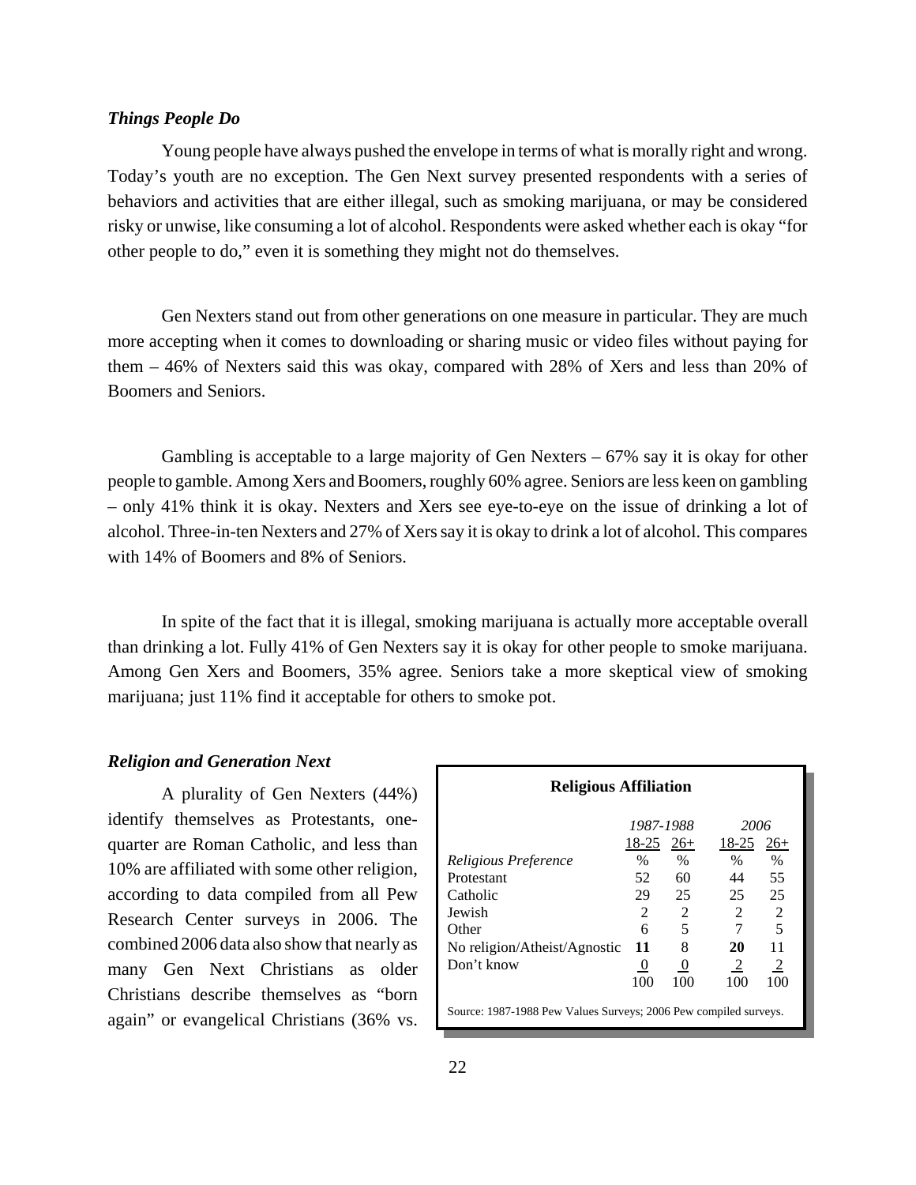### *Things People Do*

Young people have always pushed the envelope in terms of what is morally right and wrong. Today's youth are no exception. The Gen Next survey presented respondents with a series of behaviors and activities that are either illegal, such as smoking marijuana, or may be considered risky or unwise, like consuming a lot of alcohol. Respondents were asked whether each is okay "for other people to do," even it is something they might not do themselves.

Gen Nexters stand out from other generations on one measure in particular. They are much more accepting when it comes to downloading or sharing music or video files without paying for them – 46% of Nexters said this was okay, compared with 28% of Xers and less than 20% of Boomers and Seniors.

Gambling is acceptable to a large majority of Gen Nexters – 67% say it is okay for other people to gamble. Among Xers and Boomers, roughly 60% agree. Seniors are less keen on gambling – only 41% think it is okay. Nexters and Xers see eye-to-eye on the issue of drinking a lot of alcohol. Three-in-ten Nexters and 27% of Xers say it is okay to drink a lot of alcohol. This compares with 14% of Boomers and 8% of Seniors.

In spite of the fact that it is illegal, smoking marijuana is actually more acceptable overall than drinking a lot. Fully 41% of Gen Nexters say it is okay for other people to smoke marijuana. Among Gen Xers and Boomers, 35% agree. Seniors take a more skeptical view of smoking marijuana; just 11% find it acceptable for others to smoke pot.

### *Religion and Generation Next*

A plurality of Gen Nexters (44%) identify themselves as Protestants, one-quarter are Roman Catholic, and less than 10% are affiliated with some other religion, according to data compiled from all Pew Research Center surveys in 2006. The combined 2006 data also show that nearly as many Gen Next Christians as older Christians describe themselves as "born again" or evangelical Christians (36% vs.

**Religious Affiliation**

| | *1987-1988* | | *2006* | |
|---|---|---|---|---|
| | 18-25 | 26+ | 18-25 | 26+ |
| *Religious Preference* | % | % | % | % |
| Protestant | 52 | 60 | 44 | 55 |
| Catholic | 29 | 25 | 25 | 25 |
| Jewish | 2 | 2 | 2 | 2 |
| Other | 6 | 5 | 7 | 5 |
| No religion/Atheist/Agnostic | **11** | 8 | **20** | 11 |
| Don't know | 0 | 0 | 2 | 2 |
| | 100 | 100 | 100 | 100 |

Source: 1987-1988 Pew Values Surveys; 2006 Pew compiled surveys.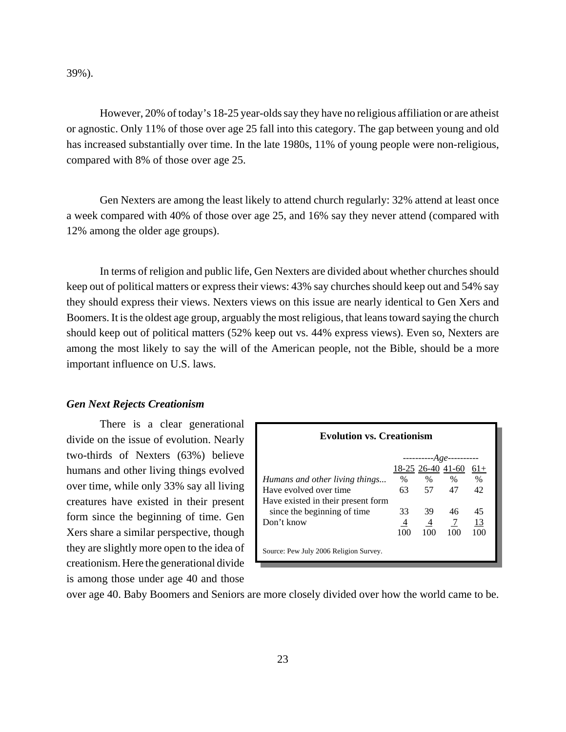39%).

However, 20% of today's 18-25 year-olds say they have no religious affiliation or are atheist or agnostic. Only 11% of those over age 25 fall into this category. The gap between young and old has increased substantially over time. In the late 1980s, 11% of young people were non-religious, compared with 8% of those over age 25.

Gen Nexters are among the least likely to attend church regularly: 32% attend at least once a week compared with 40% of those over age 25, and 16% say they never attend (compared with 12% among the older age groups).

In terms of religion and public life, Gen Nexters are divided about whether churches should keep out of political matters or express their views: 43% say churches should keep out and 54% say they should express their views. Nexters views on this issue are nearly identical to Gen Xers and Boomers. It is the oldest age group, arguably the most religious, that leans toward saying the church should keep out of political matters (52% keep out vs. 44% express views). Even so, Nexters are among the most likely to say the will of the American people, not the Bible, should be a more important influence on U.S. laws.

### *Gen Next Rejects Creationism*

There is a clear generational divide on the issue of evolution. Nearly two-thirds of Nexters (63%) believe humans and other living things evolved over time, while only 33% say all living creatures have existed in their present form since the beginning of time. Gen Xers share a similar perspective, though they are slightly more open to the idea of creationism. Here the generational divide is among those under age 40 and those over age 40. Baby Boomers and Seniors are more closely divided over how the world came to be.

**Evolution vs. Creationism**

| | *Age* | | | |
|---|---|---|---|---|
| | 18-25 | 26-40 | 41-60 | 61+ |
| *Humans and other living things...* | % | % | % | % |
| Have evolved over time | 63 | 57 | 47 | 42 |
| Have existed in their present form since the beginning of time | 33 | 39 | 46 | 45 |
| Don't know | 4 | 4 | 7 | 13 |
| | 100 | 100 | 100 | 100 |

Source: Pew July 2006 Religion Survey.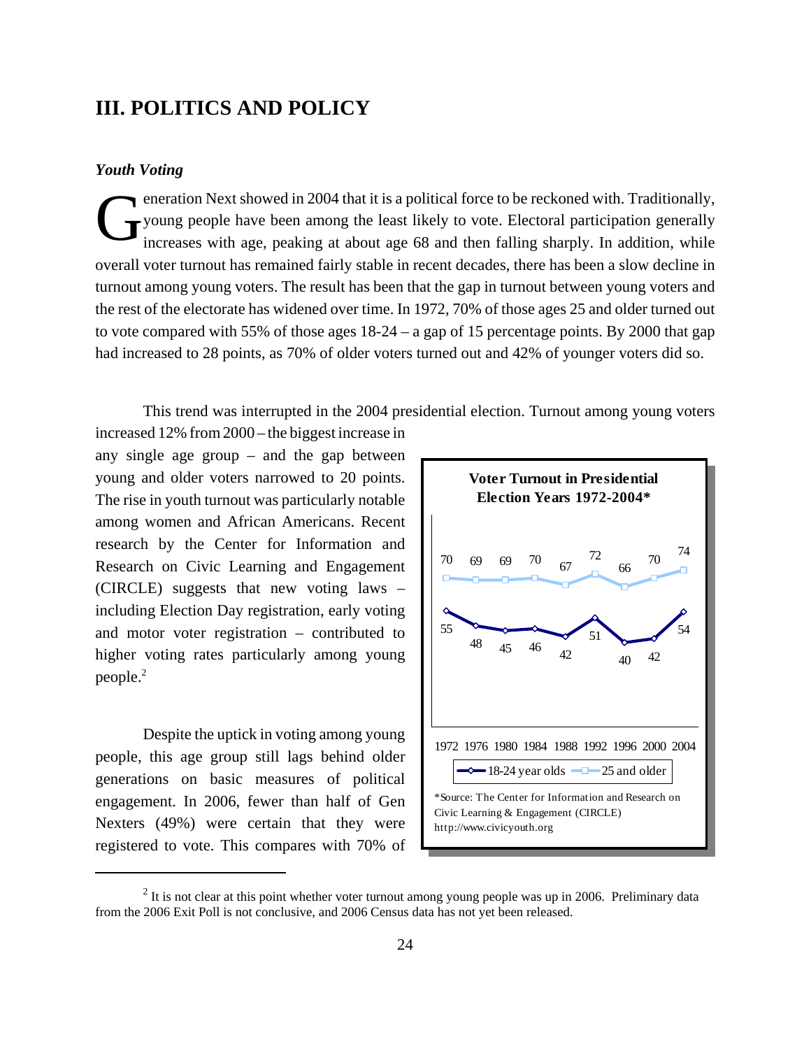## III. POLITICS AND POLICY

### *Youth Voting*

Generation Next showed in 2004 that it is a political force to be reckoned with. Traditionally, young people have been among the least likely to vote. Electoral participation generally increases with age, peaking at about age 68 and then falling sharply. In addition, while overall voter turnout has remained fairly stable in recent decades, there has been a slow decline in turnout among young voters. The result has been that the gap in turnout between young voters and the rest of the electorate has widened over time. In 1972, 70% of those ages 25 and older turned out to vote compared with 55% of those ages 18-24 – a gap of 15 percentage points. By 2000 that gap had increased to 28 points, as 70% of older voters turned out and 42% of younger voters did so.

This trend was interrupted in the 2004 presidential election. Turnout among young voters increased 12% from 2000 – the biggest increase in any single age group – and the gap between young and older voters narrowed to 20 points. The rise in youth turnout was particularly notable among women and African Americans. Recent research by the Center for Information and Research on Civic Learning and Engagement (CIRCLE) suggests that new voting laws – including Election Day registration, early voting and motor voter registration – contributed to higher voting rates particularly among young people.[2]

**Voter Turnout in Presidential Election Years 1972-2004***

| | 1972 | 1976 | 1980 | 1984 | 1988 | 1992 | 1996 | 2000 | 2004 |
|---|---|---|---|---|---|---|---|---|---|
| 18-24 year olds | 55 | 48 | 45 | 46 | 42 | 51 | 40 | 42 | 54 |
| 25 and older | 70 | 69 | 69 | 70 | 67 | 72 | 66 | 70 | 74 |

*Source: The Center for Information and Research on Civic Learning & Engagement (CIRCLE) http://www.civicyouth.org

Despite the uptick in voting among young people, this age group still lags behind older generations on basic measures of political engagement. In 2006, fewer than half of Gen Nexters (49%) were certain that they were registered to vote. This compares with 70% of

[2] It is not clear at this point whether voter turnout among young people was up in 2006. Preliminary data from the 2006 Exit Poll is not conclusive, and 2006 Census data has not yet been released.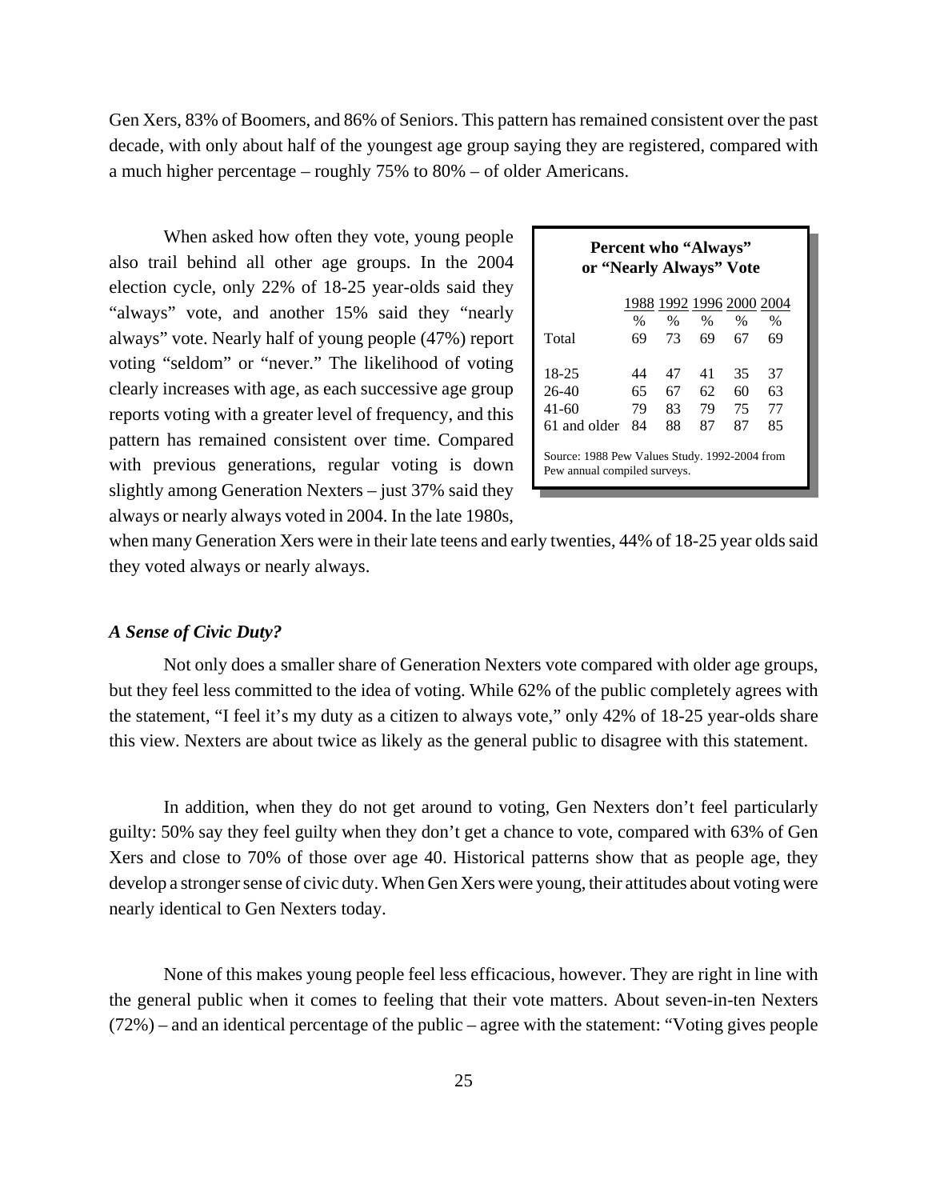Gen Xers, 83% of Boomers, and 86% of Seniors. This pattern has remained consistent over the past decade, with only about half of the youngest age group saying they are registered, compared with a much higher percentage – roughly 75% to 80% – of older Americans.

When asked how often they vote, young people also trail behind all other age groups. In the 2004 election cycle, only 22% of 18-25 year-olds said they "always" vote, and another 15% said they "nearly always" vote. Nearly half of young people (47%) report voting "seldom" or "never." The likelihood of voting clearly increases with age, as each successive age group reports voting with a greater level of frequency, and this pattern has remained consistent over time. Compared with previous generations, regular voting is down slightly among Generation Nexters – just 37% said they always or nearly always voted in 2004. In the late 1980s, when many Generation Xers were in their late teens and early twenties, 44% of 18-25 year olds said they voted always or nearly always.

**Percent who "Always" or "Nearly Always" Vote**

| | 1988 | 1992 | 1996 | 2000 | 2004 |
|---|---|---|---|---|---|
| | % | % | % | % | % |
| Total | 69 | 73 | 69 | 67 | 69 |
| 18-25 | 44 | 47 | 41 | 35 | 37 |
| 26-40 | 65 | 67 | 62 | 60 | 63 |
| 41-60 | 79 | 83 | 79 | 75 | 77 |
| 61 and older | 84 | 88 | 87 | 87 | 85 |

Source: 1988 Pew Values Study. 1992-2004 from Pew annual compiled surveys.

### *A Sense of Civic Duty?*

Not only does a smaller share of Generation Nexters vote compared with older age groups, but they feel less committed to the idea of voting. While 62% of the public completely agrees with the statement, "I feel it's my duty as a citizen to always vote," only 42% of 18-25 year-olds share this view. Nexters are about twice as likely as the general public to disagree with this statement.

In addition, when they do not get around to voting, Gen Nexters don't feel particularly guilty: 50% say they feel guilty when they don't get a chance to vote, compared with 63% of Gen Xers and close to 70% of those over age 40. Historical patterns show that as people age, they develop a stronger sense of civic duty. When Gen Xers were young, their attitudes about voting were nearly identical to Gen Nexters today.

None of this makes young people feel less efficacious, however. They are right in line with the general public when it comes to feeling that their vote matters. About seven-in-ten Nexters (72%) – and an identical percentage of the public – agree with the statement: "Voting gives people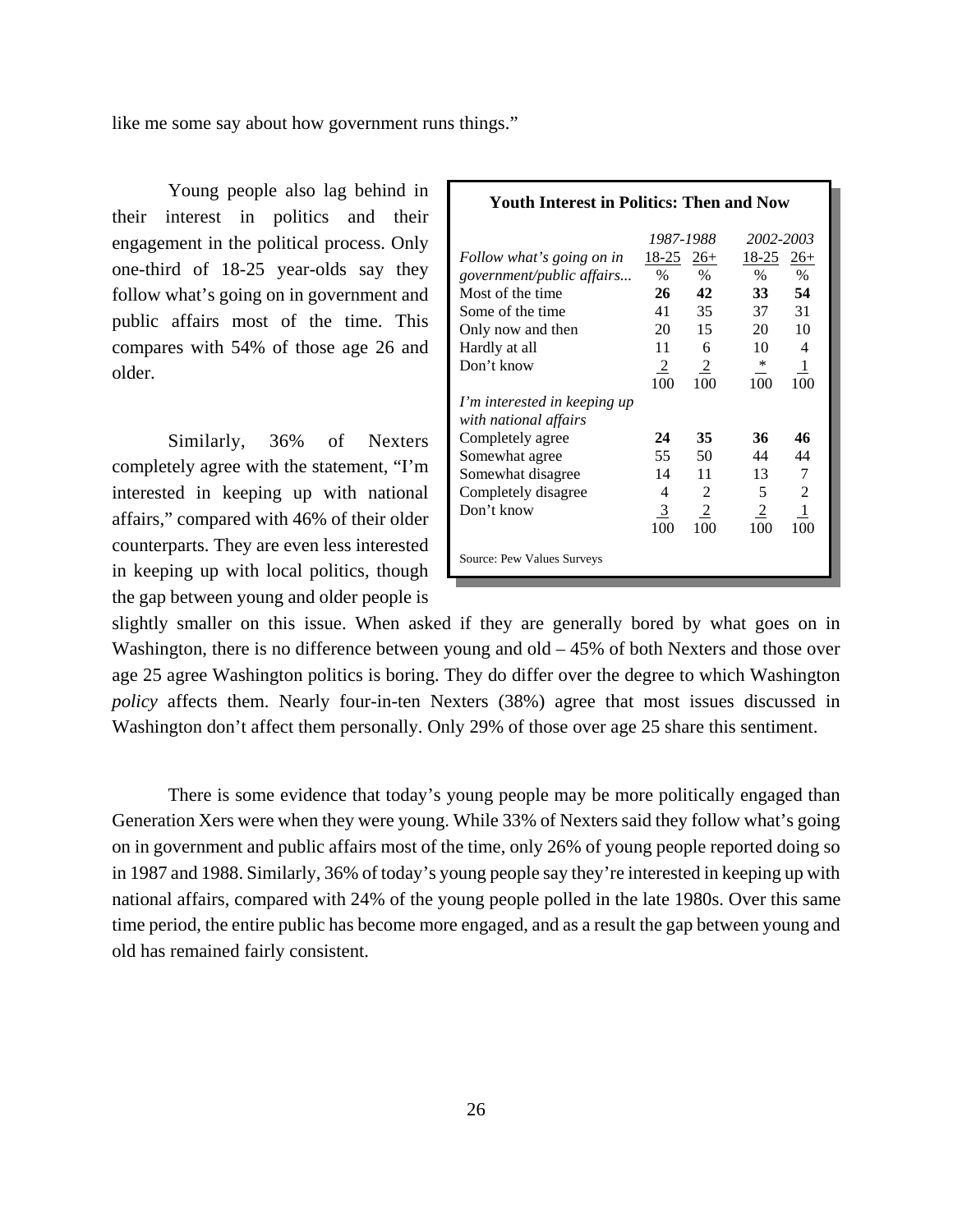like me some say about how government runs things."

Young people also lag behind in their interest in politics and their engagement in the political process. Only one-third of 18-25 year-olds say they follow what's going on in government and public affairs most of the time. This compares with 54% of those age 26 and older.

Similarly, 36% of Nexters completely agree with the statement, "I'm interested in keeping up with national affairs," compared with 46% of their older counterparts. They are even less interested in keeping up with local politics, though the gap between young and older people is slightly smaller on this issue. When asked if they are generally bored by what goes on in Washington, there is no difference between young and old – 45% of both Nexters and those over age 25 agree Washington politics is boring. They do differ over the degree to which Washington *policy* affects them. Nearly four-in-ten Nexters (38%) agree that most issues discussed in Washington don't affect them personally. Only 29% of those over age 25 share this sentiment.

**Youth Interest in Politics: Then and Now**

| | *1987-1988* | | *2002-2003* | |
|---|---|---|---|---|
| *Follow what's going on in government/public affairs...* | 18-25 % | 26+ % | 18-25 % | 26+ % |
| Most of the time | **26** | **42** | **33** | **54** |
| Some of the time | 41 | 35 | 37 | 31 |
| Only now and then | 20 | 15 | 20 | 10 |
| Hardly at all | 11 | 6 | 10 | 4 |
| Don't know | 2 | 2 | * | 1 |
| | 100 | 100 | 100 | 100 |
| *I'm interested in keeping up with national affairs* | | | | |
| Completely agree | **24** | **35** | **36** | **46** |
| Somewhat agree | 55 | 50 | 44 | 44 |
| Somewhat disagree | 14 | 11 | 13 | 7 |
| Completely disagree | 4 | 2 | 5 | 2 |
| Don't know | 3 | 2 | 2 | 1 |
| | 100 | 100 | 100 | 100 |

Source: Pew Values Surveys

There is some evidence that today's young people may be more politically engaged than Generation Xers were when they were young. While 33% of Nexters said they follow what's going on in government and public affairs most of the time, only 26% of young people reported doing so in 1987 and 1988. Similarly, 36% of today's young people say they're interested in keeping up with national affairs, compared with 24% of the young people polled in the late 1980s. Over this same time period, the entire public has become more engaged, and as a result the gap between young and old has remained fairly consistent.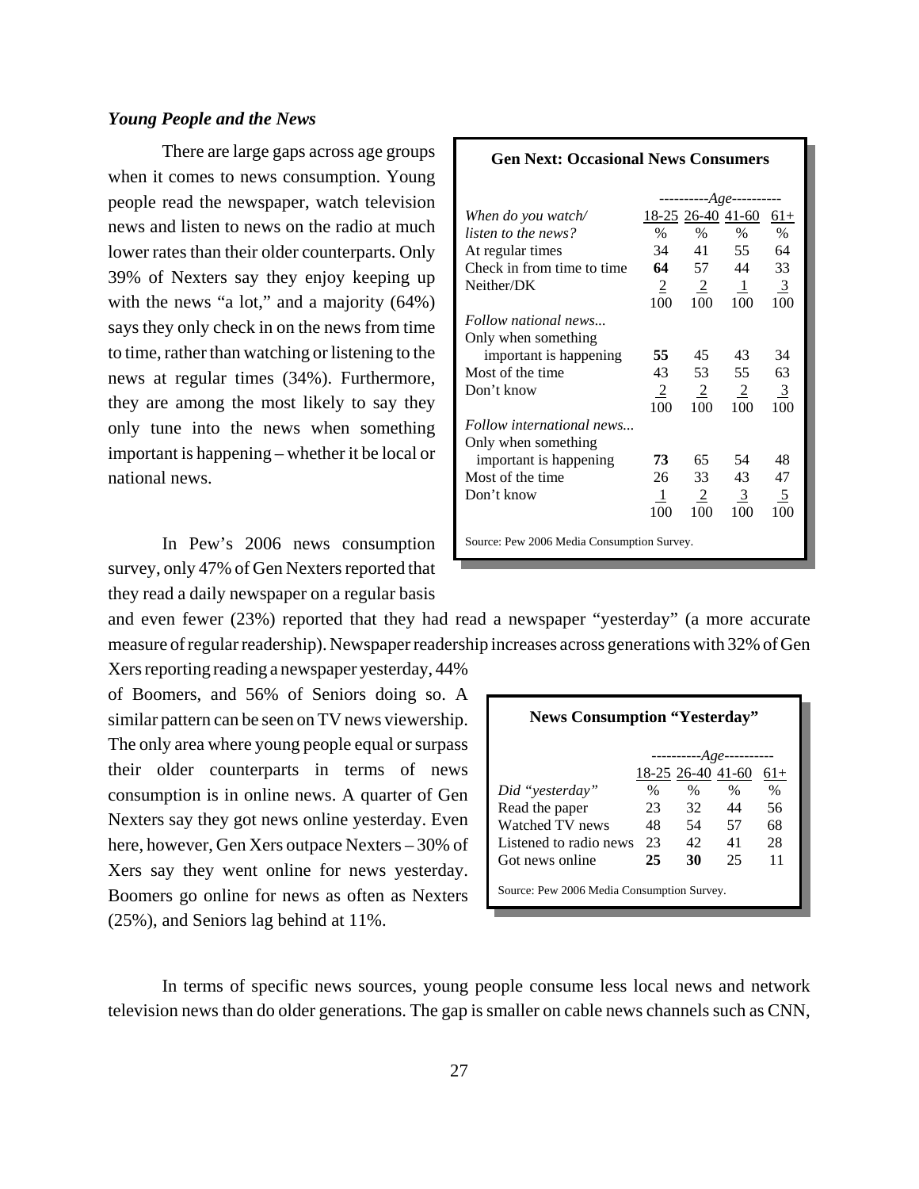### *Young People and the News*

There are large gaps across age groups when it comes to news consumption. Young people read the newspaper, watch television news and listen to news on the radio at much lower rates than their older counterparts. Only 39% of Nexters say they enjoy keeping up with the news "a lot," and a majority (64%) says they only check in on the news from time to time, rather than watching or listening to the news at regular times (34%). Furthermore, they are among the most likely to say they only tune into the news when something important is happening – whether it be local or national news.

**Gen Next: Occasional News Consumers**

| | *Age* | | | |
|---|---|---|---|---|
| *When do you watch/ listen to the news?* | 18-25 % | 26-40 % | 41-60 % | 61+ % |
| At regular times | 34 | 41 | 55 | 64 |
| Check in from time to time | **64** | 57 | 44 | 33 |
| Neither/DK | 2 | 2 | 1 | 3 |
| | 100 | 100 | 100 | 100 |
| *Follow national news...* | | | | |
| Only when something important is happening | **55** | 45 | 43 | 34 |
| Most of the time | 43 | 53 | 55 | 63 |
| Don't know | 2 | 2 | 2 | 3 |
| | 100 | 100 | 100 | 100 |
| *Follow international news...* | | | | |
| Only when something important is happening | **73** | 65 | 54 | 48 |
| Most of the time | 26 | 33 | 43 | 47 |
| Don't know | 1 | 2 | 3 | 5 |
| | 100 | 100 | 100 | 100 |

Source: Pew 2006 Media Consumption Survey.

In Pew's 2006 news consumption survey, only 47% of Gen Nexters reported that they read a daily newspaper on a regular basis and even fewer (23%) reported that they had read a newspaper "yesterday" (a more accurate measure of regular readership). Newspaper readership increases across generations with 32% of Gen Xers reporting reading a newspaper yesterday, 44% of Boomers, and 56% of Seniors doing so. A similar pattern can be seen on TV news viewership. The only area where young people equal or surpass their older counterparts in terms of news consumption is in online news. A quarter of Gen Nexters say they got news online yesterday. Even here, however, Gen Xers outpace Nexters – 30% of Xers say they went online for news yesterday. Boomers go online for news as often as Nexters (25%), and Seniors lag behind at 11%.

**News Consumption "Yesterday"**

| | *Age* | | | |
|---|---|---|---|---|
| *Did "yesterday"* | 18-25 % | 26-40 % | 41-60 % | 61+ % |
| Read the paper | 23 | 32 | 44 | 56 |
| Watched TV news | 48 | 54 | 57 | 68 |
| Listened to radio news | 23 | 42 | 41 | 28 |
| Got news online | **25** | **30** | 25 | 11 |

Source: Pew 2006 Media Consumption Survey.

In terms of specific news sources, young people consume less local news and network television news than do older generations. The gap is smaller on cable news channels such as CNN,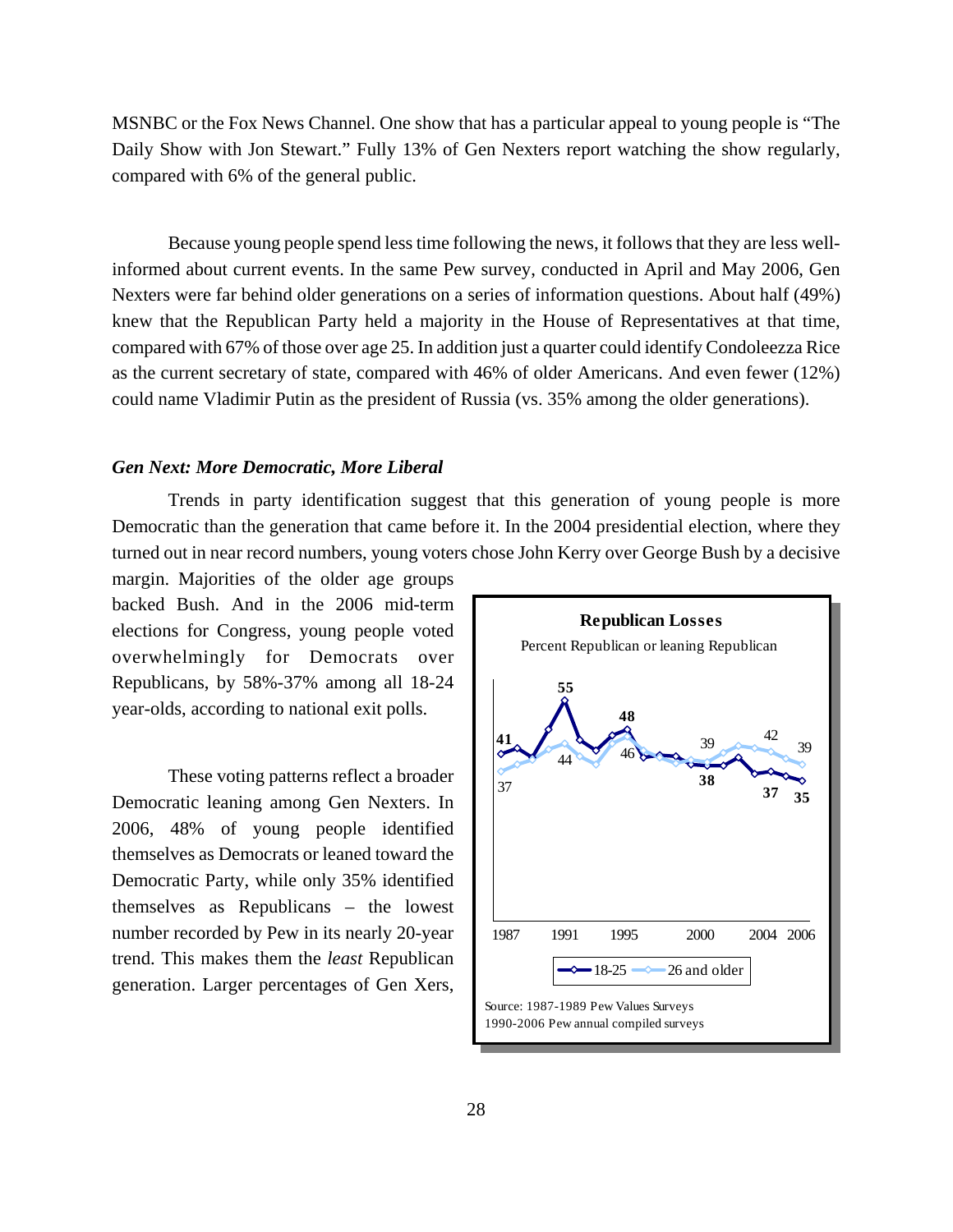MSNBC or the Fox News Channel. One show that has a particular appeal to young people is "The Daily Show with Jon Stewart." Fully 13% of Gen Nexters report watching the show regularly, compared with 6% of the general public.

Because young people spend less time following the news, it follows that they are less well-informed about current events. In the same Pew survey, conducted in April and May 2006, Gen Nexters were far behind older generations on a series of information questions. About half (49%) knew that the Republican Party held a majority in the House of Representatives at that time, compared with 67% of those over age 25. In addition just a quarter could identify Condoleezza Rice as the current secretary of state, compared with 46% of older Americans. And even fewer (12%) could name Vladimir Putin as the president of Russia (vs. 35% among the older generations).

***Gen Next: More Democratic, More Liberal***

Trends in party identification suggest that this generation of young people is more Democratic than the generation that came before it. In the 2004 presidential election, where they turned out in near record numbers, young voters chose John Kerry over George Bush by a decisive margin. Majorities of the older age groups backed Bush. And in the 2006 mid-term elections for Congress, young people voted overwhelmingly for Democrats over Republicans, by 58%-37% among all 18-24 year-olds, according to national exit polls.

These voting patterns reflect a broader Democratic leaning among Gen Nexters. In 2006, 48% of young people identified themselves as Democrats or leaned toward the Democratic Party, while only 35% identified themselves as Republicans – the lowest number recorded by Pew in its nearly 20-year trend. This makes them the *least* Republican generation. Larger percentages of Gen Xers,

**Republican Losses**

Percent Republican or leaning Republican

| Year | 18-25 | 26 and older |
|---|---|---|
| 1987 | 41 | 37 |
| 1991 | 55 | 44 |
| 1995 | 48 | 46 |
| 2000 | 38 | 39 |
| 2004 | 37 | 42 |
| 2006 | 35 | 39 |

Source: 1987-1989 Pew Values Surveys
1990-2006 Pew annual compiled surveys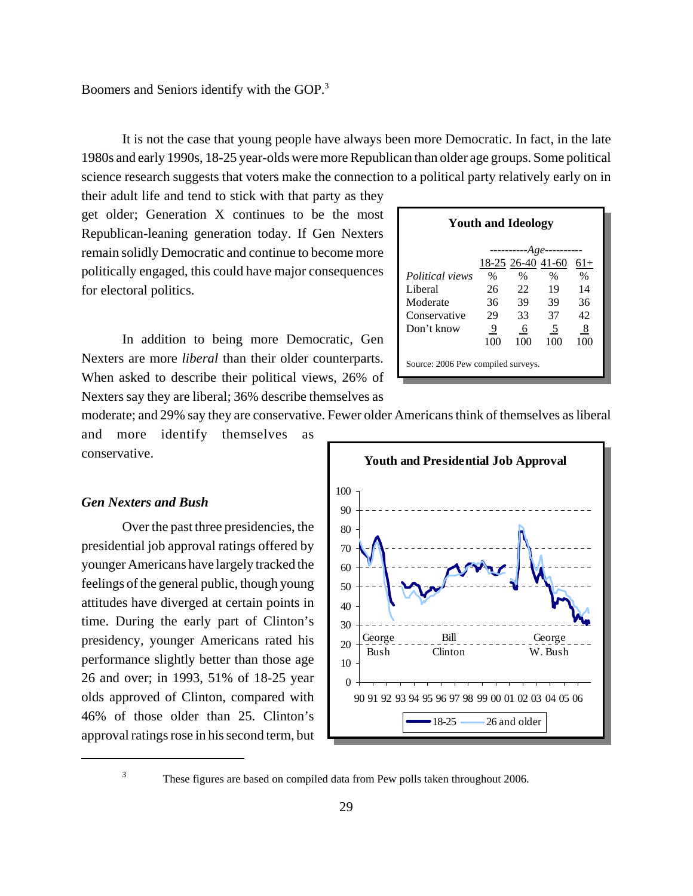Boomers and Seniors identify with the GOP.[3]

It is not the case that young people have always been more Democratic. In fact, in the late 1980s and early 1990s, 18-25 year-olds were more Republican than older age groups. Some political science research suggests that voters make the connection to a political party relatively early on in their adult life and tend to stick with that party as they get older; Generation X continues to be the most Republican-leaning generation today. If Gen Nexters remain solidly Democratic and continue to become more politically engaged, this could have major consequences for electoral politics.

**Youth and Ideology**

| | Age | | | |
|---|---|---|---|---|
| | 18-25 | 26-40 | 41-60 | 61+ |
| *Political views* | % | % | % | % |
| Liberal | 26 | 22 | 19 | 14 |
| Moderate | 36 | 39 | 39 | 36 |
| Conservative | 29 | 33 | 37 | 42 |
| Don't know | 9 | 6 | 5 | 8 |
| | 100 | 100 | 100 | 100 |

Source: 2006 Pew compiled surveys.

In addition to being more Democratic, Gen Nexters are more *liberal* than their older counterparts. When asked to describe their political views, 26% of Nexters say they are liberal; 36% describe themselves as moderate; and 29% say they are conservative. Fewer older Americans think of themselves as liberal and more identify themselves as conservative.

**Youth and Presidential Job Approval**

### *Gen Nexters and Bush*

Over the past three presidencies, the presidential job approval ratings offered by younger Americans have largely tracked the feelings of the general public, though young attitudes have diverged at certain points in time. During the early part of Clinton's presidency, younger Americans rated his performance slightly better than those age 26 and over; in 1993, 51% of 18-25 year olds approved of Clinton, compared with 46% of those older than 25. Clinton's approval ratings rose in his second term, but

[3] These figures are based on compiled data from Pew polls taken throughout 2006.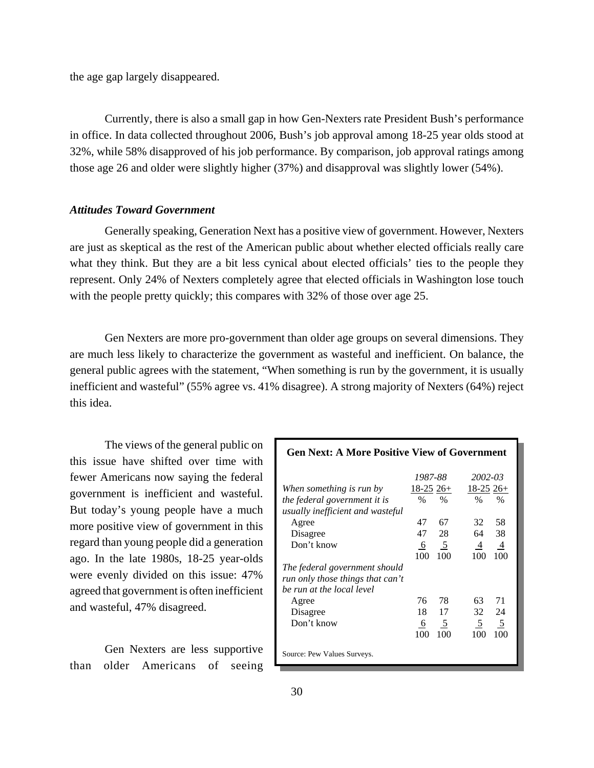the age gap largely disappeared.

Currently, there is also a small gap in how Gen-Nexters rate President Bush's performance in office. In data collected throughout 2006, Bush's job approval among 18-25 year olds stood at 32%, while 58% disapproved of his job performance. By comparison, job approval ratings among those age 26 and older were slightly higher (37%) and disapproval was slightly lower (54%).

***Attitudes Toward Government***

Generally speaking, Generation Next has a positive view of government. However, Nexters are just as skeptical as the rest of the American public about whether elected officials really care what they think. But they are a bit less cynical about elected officials' ties to the people they represent. Only 24% of Nexters completely agree that elected officials in Washington lose touch with the people pretty quickly; this compares with 32% of those over age 25.

Gen Nexters are more pro-government than older age groups on several dimensions. They are much less likely to characterize the government as wasteful and inefficient. On balance, the general public agrees with the statement, "When something is run by the government, it is usually inefficient and wasteful" (55% agree vs. 41% disagree). A strong majority of Nexters (64%) reject this idea.

The views of the general public on this issue have shifted over time with fewer Americans now saying the federal government is inefficient and wasteful. But today's young people have a much more positive view of government in this regard than young people did a generation ago. In the late 1980s, 18-25 year-olds were evenly divided on this issue: 47% agreed that government is often inefficient and wasteful, 47% disagreed.

**Gen Next: A More Positive View of Government**

| | *1987-88* | | *2002-03* | |
|---|---|---|---|---|
| *When something is run by the federal government it is usually inefficient and wasteful* | 18-25 % | 26+ % | 18-25 % | 26+ % |
| Agree | 47 | 67 | 32 | 58 |
| Disagree | 47 | 28 | 64 | 38 |
| Don't know | 6 | 5 | 4 | 4 |
| | 100 | 100 | 100 | 100 |
| *The federal government should run only those things that can't be run at the local level* | | | | |
| Agree | 76 | 78 | 63 | 71 |
| Disagree | 18 | 17 | 32 | 24 |
| Don't know | 6 | 5 | 5 | 5 |
| | 100 | 100 | 100 | 100 |

Source: Pew Values Surveys.

Gen Nexters are less supportive than older Americans of seeing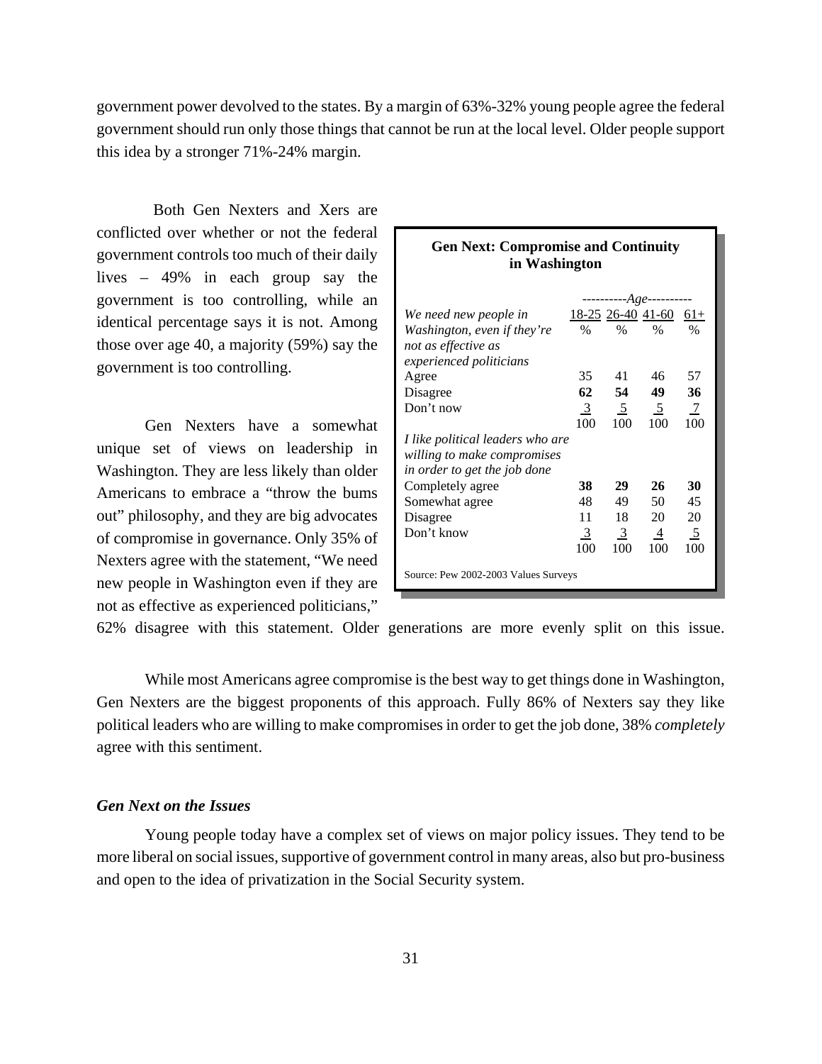government power devolved to the states. By a margin of 63%-32% young people agree the federal government should run only those things that cannot be run at the local level. Older people support this idea by a stronger 71%-24% margin.

Both Gen Nexters and Xers are conflicted over whether or not the federal government controls too much of their daily lives – 49% in each group say the government is too controlling, while an identical percentage says it is not. Among those over age 40, a majority (59%) say the government is too controlling.

Gen Nexters have a somewhat unique set of views on leadership in Washington. They are less likely than older Americans to embrace a "throw the bums out" philosophy, and they are big advocates of compromise in governance. Only 35% of Nexters agree with the statement, "We need new people in Washington even if they are not as effective as experienced politicians," 62% disagree with this statement. Older generations are more evenly split on this issue.

**Gen Next: Compromise and Continuity in Washington**

| | ----------*Age*---------- | | | |
|---|---|---|---|---|
| *We need new people in Washington, even if they're not as effective as experienced politicians* | 18-25 % | 26-40 % | 41-60 % | 61+ % |
| Agree | 35 | 41 | 46 | 57 |
| Disagree | **62** | **54** | **49** | **36** |
| Don't now | 3 | 5 | 5 | 7 |
| | 100 | 100 | 100 | 100 |
| *I like political leaders who are willing to make compromises in order to get the job done* | | | | |
| Completely agree | **38** | **29** | **26** | **30** |
| Somewhat agree | 48 | 49 | 50 | 45 |
| Disagree | 11 | 18 | 20 | 20 |
| Don't know | 3 | 3 | 4 | 5 |
| | 100 | 100 | 100 | 100 |

Source: Pew 2002-2003 Values Surveys

While most Americans agree compromise is the best way to get things done in Washington, Gen Nexters are the biggest proponents of this approach. Fully 86% of Nexters say they like political leaders who are willing to make compromises in order to get the job done, 38% *completely* agree with this sentiment.

### *Gen Next on the Issues*

Young people today have a complex set of views on major policy issues. They tend to be more liberal on social issues, supportive of government control in many areas, also but pro-business and open to the idea of privatization in the Social Security system.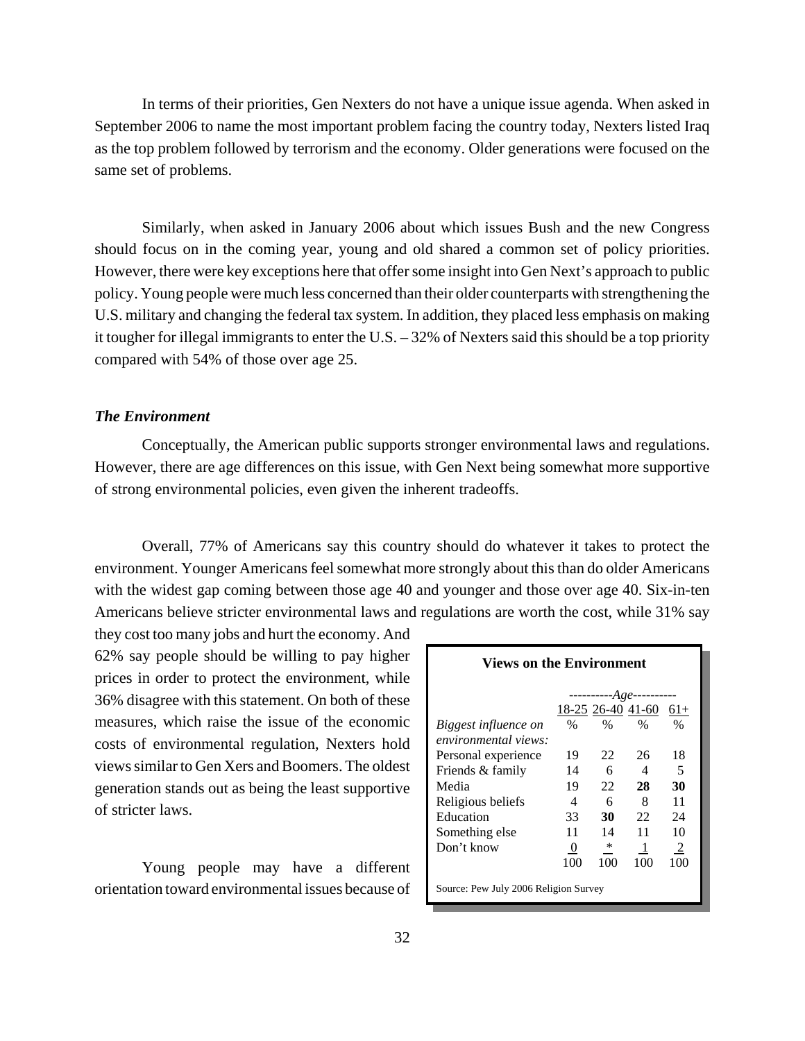In terms of their priorities, Gen Nexters do not have a unique issue agenda. When asked in September 2006 to name the most important problem facing the country today, Nexters listed Iraq as the top problem followed by terrorism and the economy. Older generations were focused on the same set of problems.

Similarly, when asked in January 2006 about which issues Bush and the new Congress should focus on in the coming year, young and old shared a common set of policy priorities. However, there were key exceptions here that offer some insight into Gen Next's approach to public policy. Young people were much less concerned than their older counterparts with strengthening the U.S. military and changing the federal tax system. In addition, they placed less emphasis on making it tougher for illegal immigrants to enter the U.S. – 32% of Nexters said this should be a top priority compared with 54% of those over age 25.

### *The Environment*

Conceptually, the American public supports stronger environmental laws and regulations. However, there are age differences on this issue, with Gen Next being somewhat more supportive of strong environmental policies, even given the inherent tradeoffs.

Overall, 77% of Americans say this country should do whatever it takes to protect the environment. Younger Americans feel somewhat more strongly about this than do older Americans with the widest gap coming between those age 40 and younger and those over age 40. Six-in-ten Americans believe stricter environmental laws and regulations are worth the cost, while 31% say they cost too many jobs and hurt the economy. And 62% say people should be willing to pay higher prices in order to protect the environment, while 36% disagree with this statement. On both of these measures, which raise the issue of the economic costs of environmental regulation, Nexters hold views similar to Gen Xers and Boomers. The oldest generation stands out as being the least supportive of stricter laws.

**Views on the Environment**

| | ----------*Age*---------- | | | |
|---|---|---|---|---|
| | 18-25 | 26-40 | 41-60 | 61+ |
| *Biggest influence on environmental views:* | % | % | % | % |
| Personal experience | 19 | 22 | 26 | 18 |
| Friends & family | 14 | 6 | 4 | 5 |
| Media | 19 | 22 | **28** | **30** |
| Religious beliefs | 4 | 6 | 8 | 11 |
| Education | 33 | **30** | 22 | 24 |
| Something else | 11 | 14 | 11 | 10 |
| Don't know | 0 | * | 1 | 2 |
| | 100 | 100 | 100 | 100 |

Source: Pew July 2006 Religion Survey

Young people may have a different orientation toward environmental issues because of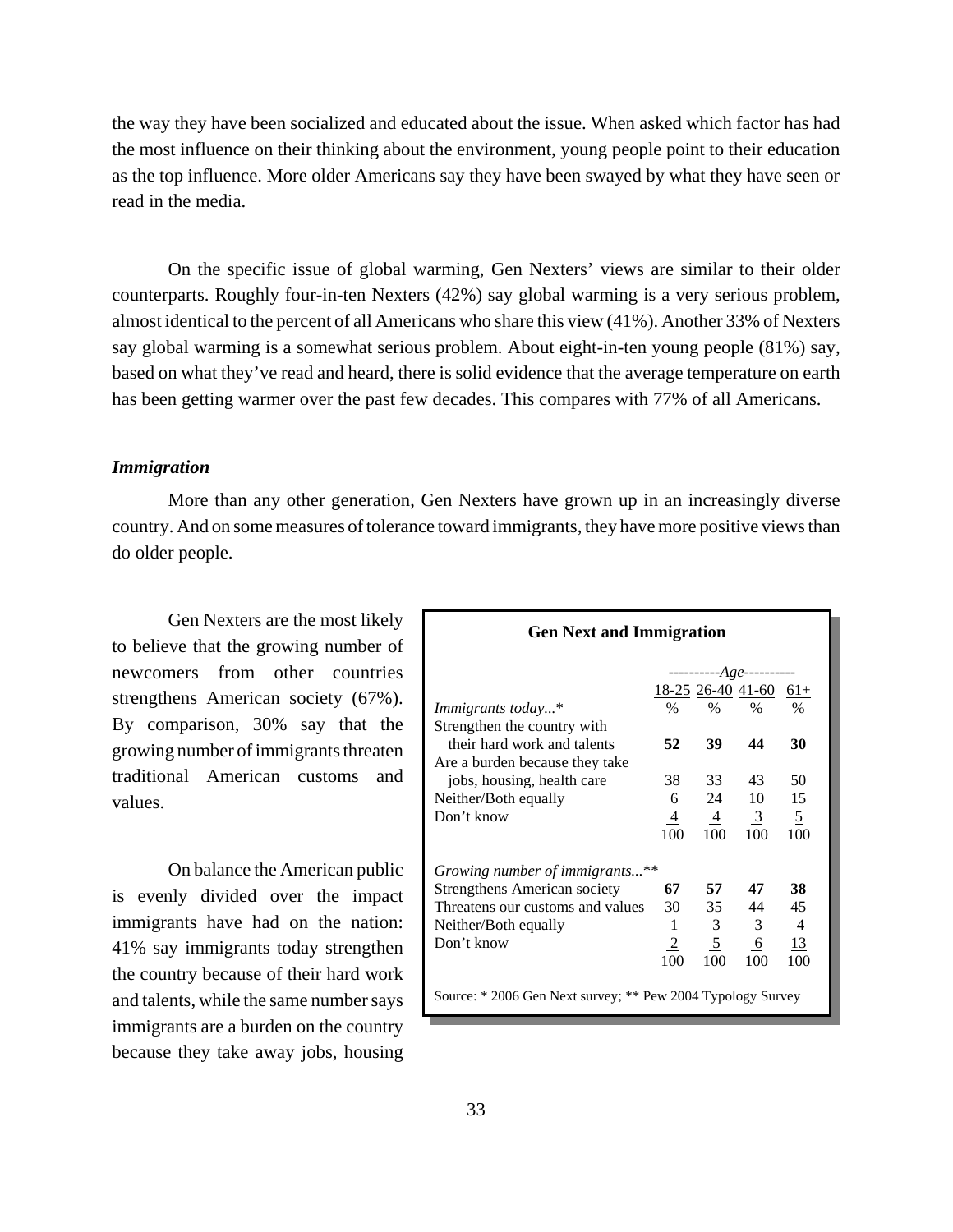the way they have been socialized and educated about the issue. When asked which factor has had the most influence on their thinking about the environment, young people point to their education as the top influence. More older Americans say they have been swayed by what they have seen or read in the media.

On the specific issue of global warming, Gen Nexters' views are similar to their older counterparts. Roughly four-in-ten Nexters (42%) say global warming is a very serious problem, almost identical to the percent of all Americans who share this view (41%). Another 33% of Nexters say global warming is a somewhat serious problem. About eight-in-ten young people (81%) say, based on what they've read and heard, there is solid evidence that the average temperature on earth has been getting warmer over the past few decades. This compares with 77% of all Americans.

### *Immigration*

More than any other generation, Gen Nexters have grown up in an increasingly diverse country. And on some measures of tolerance toward immigrants, they have more positive views than do older people.

Gen Nexters are the most likely to believe that the growing number of newcomers from other countries strengthens American society (67%). By comparison, 30% say that the growing number of immigrants threaten traditional American customs and values.

On balance the American public is evenly divided over the impact immigrants have had on the nation: 41% say immigrants today strengthen the country because of their hard work and talents, while the same number says immigrants are a burden on the country because they take away jobs, housing

**Gen Next and Immigration**

| | ----------*Age*---------- | | | |
|---|---|---|---|---|
| | 18-25 | 26-40 | 41-60 | 61+ |
| *Immigrants today...** | % | % | % | % |
| Strengthen the country with their hard work and talents | **52** | **39** | **44** | **30** |
| Are a burden because they take jobs, housing, health care | 38 | 33 | 43 | 50 |
| Neither/Both equally | 6 | 24 | 10 | 15 |
| Don't know | 4 | 4 | 3 | 5 |
| | 100 | 100 | 100 | 100 |
| *Growing number of immigrants...*** | | | | |
| Strengthens American society | **67** | **57** | **47** | **38** |
| Threatens our customs and values | 30 | 35 | 44 | 45 |
| Neither/Both equally | 1 | 3 | 3 | 4 |
| Don't know | 2 | 5 | 6 | 13 |
| | 100 | 100 | 100 | 100 |

Source: * 2006 Gen Next survey; ** Pew 2004 Typology Survey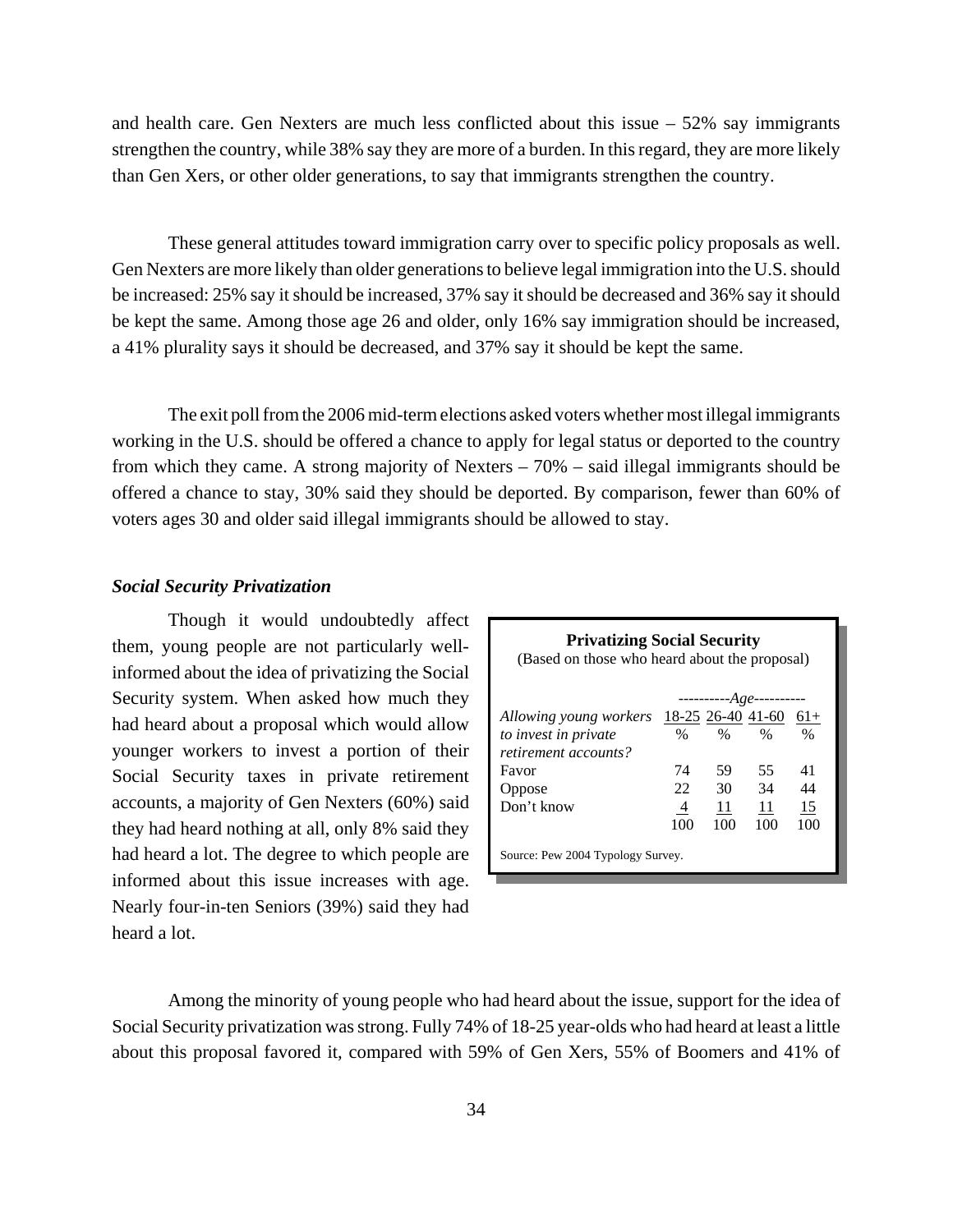and health care. Gen Nexters are much less conflicted about this issue – 52% say immigrants strengthen the country, while 38% say they are more of a burden. In this regard, they are more likely than Gen Xers, or other older generations, to say that immigrants strengthen the country.

These general attitudes toward immigration carry over to specific policy proposals as well. Gen Nexters are more likely than older generations to believe legal immigration into the U.S. should be increased: 25% say it should be increased, 37% say it should be decreased and 36% say it should be kept the same. Among those age 26 and older, only 16% say immigration should be increased, a 41% plurality says it should be decreased, and 37% say it should be kept the same.

The exit poll from the 2006 mid-term elections asked voters whether most illegal immigrants working in the U.S. should be offered a chance to apply for legal status or deported to the country from which they came. A strong majority of Nexters – 70% – said illegal immigrants should be offered a chance to stay, 30% said they should be deported. By comparison, fewer than 60% of voters ages 30 and older said illegal immigrants should be allowed to stay.

### *Social Security Privatization*

Though it would undoubtedly affect them, young people are not particularly well-informed about the idea of privatizing the Social Security system. When asked how much they had heard about a proposal which would allow younger workers to invest a portion of their Social Security taxes in private retirement accounts, a majority of Gen Nexters (60%) said they had heard nothing at all, only 8% said they had heard a lot. The degree to which people are informed about this issue increases with age. Nearly four-in-ten Seniors (39%) said they had heard a lot.

**Privatizing Social Security**
(Based on those who heard about the proposal)

| *Allowing young workers to invest in private retirement accounts?* | ----------*Age*---------- | | | |
|---|---|---|---|---|
| | 18-25 | 26-40 | 41-60 | 61+ |
| | % | % | % | % |
| Favor | 74 | 59 | 55 | 41 |
| Oppose | 22 | 30 | 34 | 44 |
| Don't know | 4 | 11 | 11 | 15 |
| | 100 | 100 | 100 | 100 |

Source: Pew 2004 Typology Survey.

Among the minority of young people who had heard about the issue, support for the idea of Social Security privatization was strong. Fully 74% of 18-25 year-olds who had heard at least a little about this proposal favored it, compared with 59% of Gen Xers, 55% of Boomers and 41% of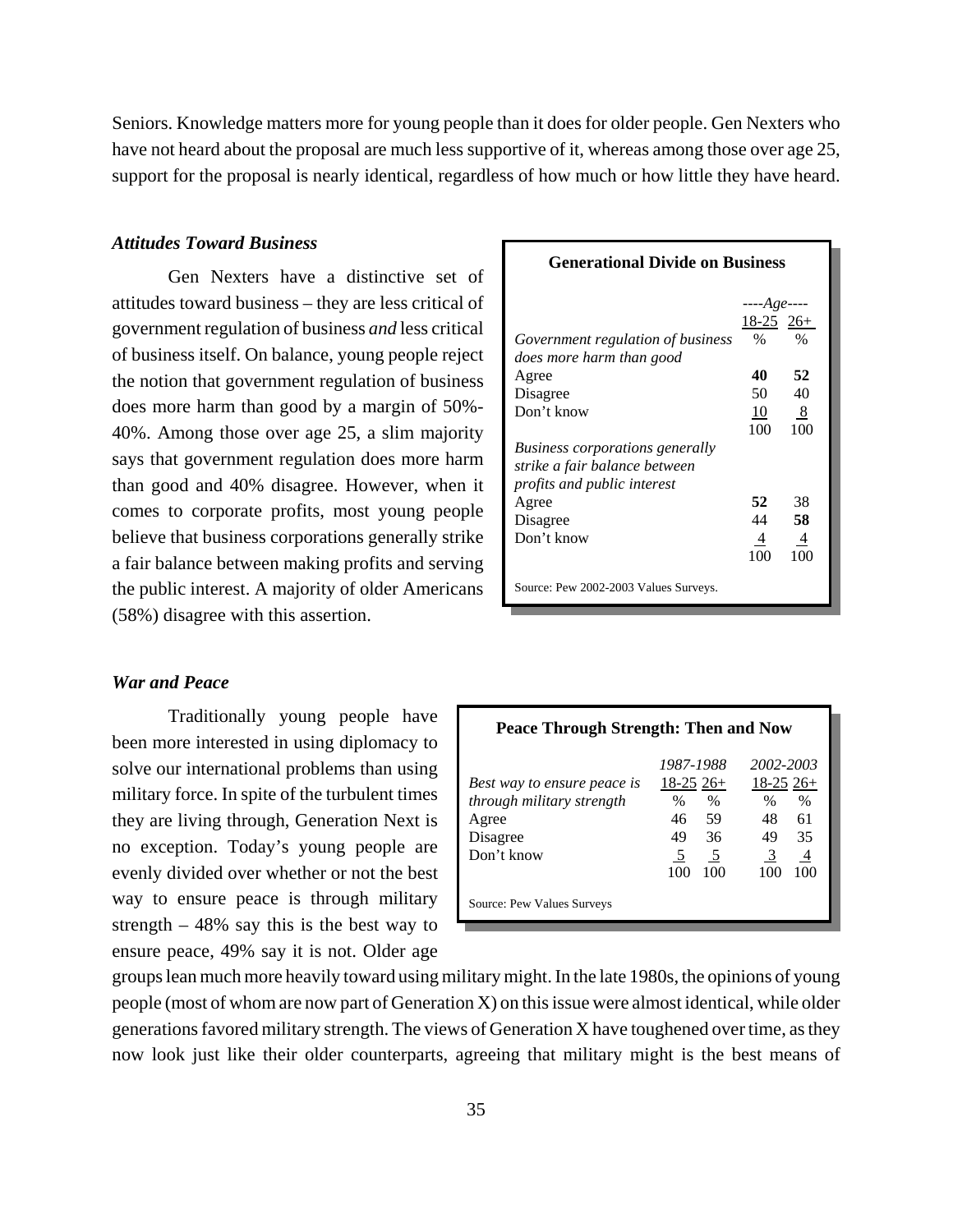Seniors. Knowledge matters more for young people than it does for older people. Gen Nexters who have not heard about the proposal are much less supportive of it, whereas among those over age 25, support for the proposal is nearly identical, regardless of how much or how little they have heard.

### *Attitudes Toward Business*

Gen Nexters have a distinctive set of attitudes toward business – they are less critical of government regulation of business *and* less critical of business itself. On balance, young people reject the notion that government regulation of business does more harm than good by a margin of 50%-40%. Among those over age 25, a slim majority says that government regulation does more harm than good and 40% disagree. However, when it comes to corporate profits, most young people believe that business corporations generally strike a fair balance between making profits and serving the public interest. A majority of older Americans (58%) disagree with this assertion.

**Generational Divide on Business**

| | ----*Age*---- | |
|---|---|---|
| | 18-25 | 26+ |
| *Government regulation of business does more harm than good* | % | % |
| Agree | **40** | **52** |
| Disagree | 50 | 40 |
| Don't know | 10 | 8 |
| | 100 | 100 |
| *Business corporations generally strike a fair balance between profits and public interest* | | |
| Agree | **52** | 38 |
| Disagree | 44 | **58** |
| Don't know | 4 | 4 |
| | 100 | 100 |

Source: Pew 2002-2003 Values Surveys.

### *War and Peace*

Traditionally young people have been more interested in using diplomacy to solve our international problems than using military force. In spite of the turbulent times they are living through, Generation Next is no exception. Today's young people are evenly divided over whether or not the best way to ensure peace is through military strength – 48% say this is the best way to ensure peace, 49% say it is not. Older age groups lean much more heavily toward using military might. In the late 1980s, the opinions of young people (most of whom are now part of Generation X) on this issue were almost identical, while older generations favored military strength. The views of Generation X have toughened over time, as they now look just like their older counterparts, agreeing that military might is the best means of

**Peace Through Strength: Then and Now**

| | *1987-1988* | | *2002-2003* | |
|---|---|---|---|---|
| *Best way to ensure peace is* | 18-25 | 26+ | 18-25 | 26+ |
| *through military strength* | % | % | % | % |
| Agree | 46 | 59 | 48 | 61 |
| Disagree | 49 | 36 | 49 | 35 |
| Don't know | 5 | 5 | 3 | 4 |
| | 100 | 100 | 100 | 100 |

Source: Pew Values Surveys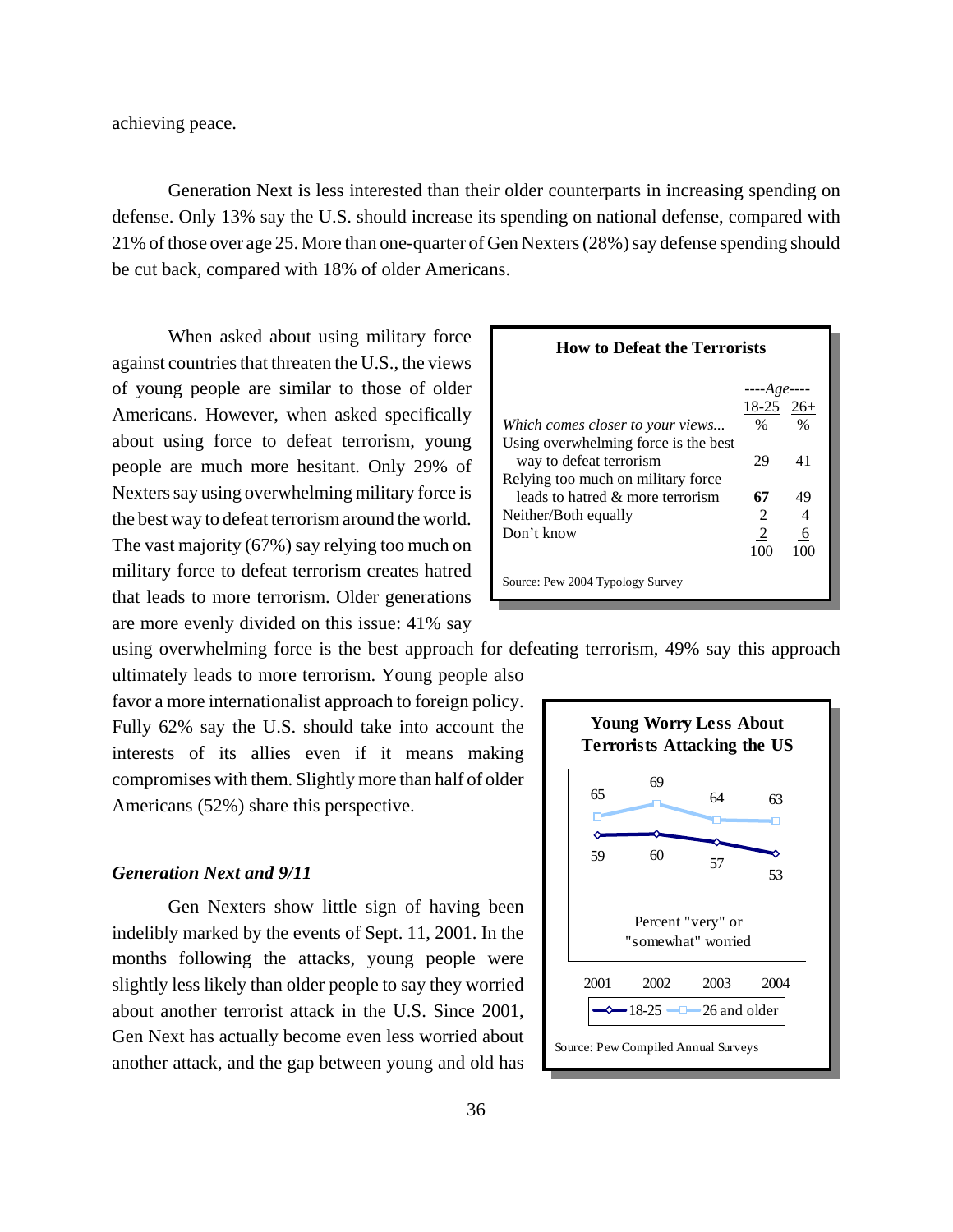achieving peace.

Generation Next is less interested than their older counterparts in increasing spending on defense. Only 13% say the U.S. should increase its spending on national defense, compared with 21% of those over age 25. More than one-quarter of Gen Nexters (28%) say defense spending should be cut back, compared with 18% of older Americans.

When asked about using military force against countries that threaten the U.S., the views of young people are similar to those of older Americans. However, when asked specifically about using force to defeat terrorism, young people are much more hesitant. Only 29% of Nexters say using overwhelming military force is the best way to defeat terrorism around the world. The vast majority (67%) say relying too much on military force to defeat terrorism creates hatred that leads to more terrorism. Older generations are more evenly divided on this issue: 41% say using overwhelming force is the best approach for defeating terrorism, 49% say this approach ultimately leads to more terrorism. Young people also favor a more internationalist approach to foreign policy. Fully 62% say the U.S. should take into account the interests of its allies even if it means making compromises with them. Slightly more than half of older Americans (52%) share this perspective.

**How to Defeat the Terrorists**

| *Which comes closer to your views...* | ----*Age*---- 18-25 % | 26+ % |
|---|---|---|
| Using overwhelming force is the best way to defeat terrorism | 29 | 41 |
| Relying too much on military force leads to hatred & more terrorism | **67** | 49 |
| Neither/Both equally | 2 | 4 |
| Don't know | 2 | 6 |
| | 100 | 100 |

Source: Pew 2004 Typology Survey

**Young Worry Less About Terrorists Attacking the US**

Percent "very" or "somewhat" worried

| | 2001 | 2002 | 2003 | 2004 |
|---|---|---|---|---|
| 18-25 | 59 | 60 | 57 | 53 |
| 26 and older | 65 | 69 | 64 | 63 |

Source: Pew Compiled Annual Surveys

### *Generation Next and 9/11*

Gen Nexters show little sign of having been indelibly marked by the events of Sept. 11, 2001. In the months following the attacks, young people were slightly less likely than older people to say they worried about another terrorist attack in the U.S. Since 2001, Gen Next has actually become even less worried about another attack, and the gap between young and old has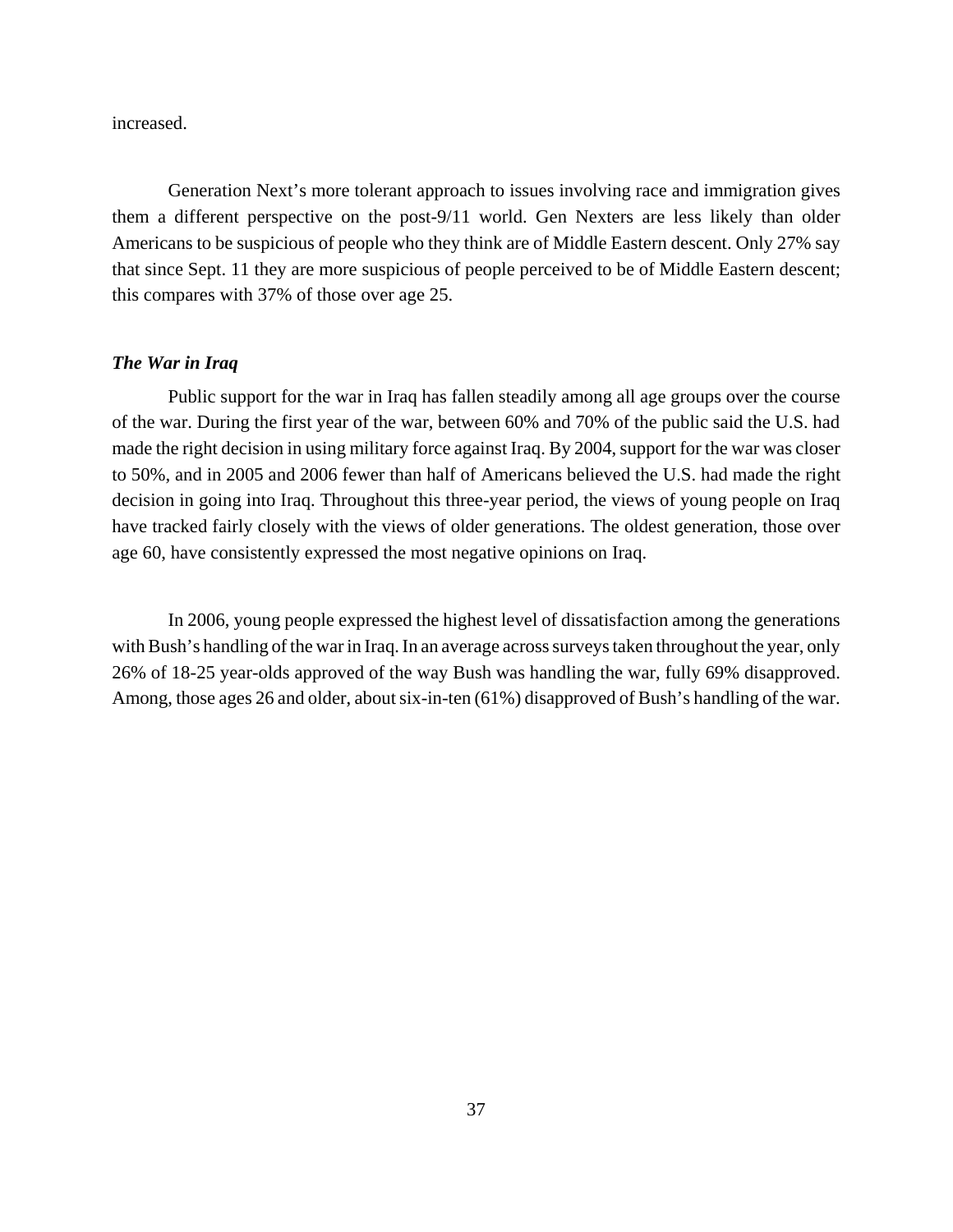increased.

Generation Next's more tolerant approach to issues involving race and immigration gives them a different perspective on the post-9/11 world. Gen Nexters are less likely than older Americans to be suspicious of people who they think are of Middle Eastern descent. Only 27% say that since Sept. 11 they are more suspicious of people perceived to be of Middle Eastern descent; this compares with 37% of those over age 25.

***The War in Iraq***

Public support for the war in Iraq has fallen steadily among all age groups over the course of the war. During the first year of the war, between 60% and 70% of the public said the U.S. had made the right decision in using military force against Iraq. By 2004, support for the war was closer to 50%, and in 2005 and 2006 fewer than half of Americans believed the U.S. had made the right decision in going into Iraq. Throughout this three-year period, the views of young people on Iraq have tracked fairly closely with the views of older generations. The oldest generation, those over age 60, have consistently expressed the most negative opinions on Iraq.

In 2006, young people expressed the highest level of dissatisfaction among the generations with Bush's handling of the war in Iraq. In an average across surveys taken throughout the year, only 26% of 18-25 year-olds approved of the way Bush was handling the war, fully 69% disapproved. Among, those ages 26 and older, about six-in-ten (61%) disapproved of Bush's handling of the war.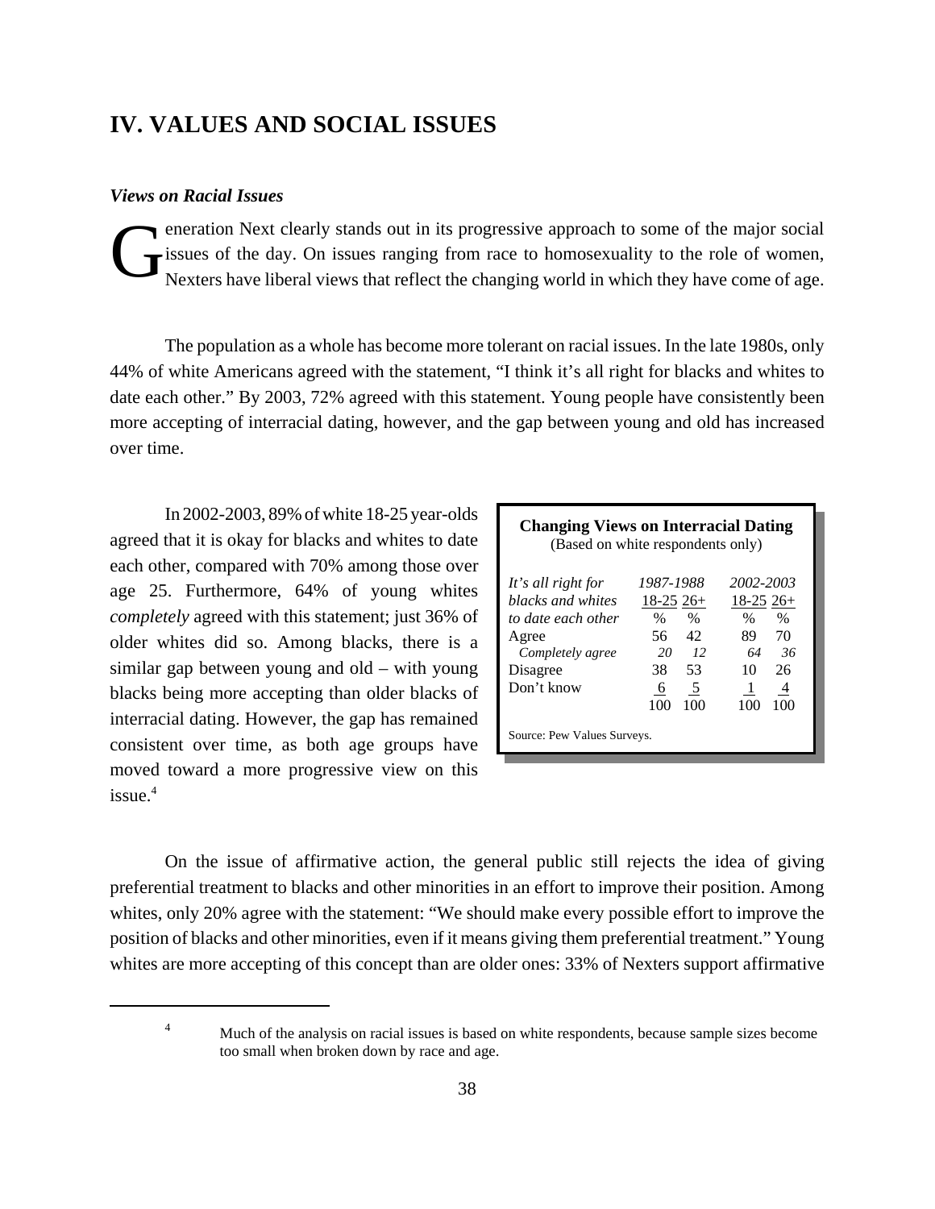## IV. VALUES AND SOCIAL ISSUES

### *Views on Racial Issues*

Generation Next clearly stands out in its progressive approach to some of the major social issues of the day. On issues ranging from race to homosexuality to the role of women, Nexters have liberal views that reflect the changing world in which they have come of age.

The population as a whole has become more tolerant on racial issues. In the late 1980s, only 44% of white Americans agreed with the statement, "I think it's all right for blacks and whites to date each other." By 2003, 72% agreed with this statement. Young people have consistently been more accepting of interracial dating, however, and the gap between young and old has increased over time.

In 2002-2003, 89% of white 18-25 year-olds agreed that it is okay for blacks and whites to date each other, compared with 70% among those over age 25. Furthermore, 64% of young whites *completely* agreed with this statement; just 36% of older whites did so. Among blacks, there is a similar gap between young and old – with young blacks being more accepting than older blacks of interracial dating. However, the gap has remained consistent over time, as both age groups have moved toward a more progressive view on this issue.[4]

**Changing Views on Interracial Dating**
(Based on white respondents only)

| *It's all right for blacks and whites to date each other* | *1987-1988* 18-25 | 26+ | *2002-2003* 18-25 | 26+ |
|---|---|---|---|---|
| | % | % | % | % |
| Agree | 56 | 42 | 89 | 70 |
| *Completely agree* | *20* | *12* | *64* | *36* |
| Disagree | 38 | 53 | 10 | 26 |
| Don't know | 6 | 5 | 1 | 4 |
| | 100 | 100 | 100 | 100 |

Source: Pew Values Surveys.

On the issue of affirmative action, the general public still rejects the idea of giving preferential treatment to blacks and other minorities in an effort to improve their position. Among whites, only 20% agree with the statement: "We should make every possible effort to improve the position of blacks and other minorities, even if it means giving them preferential treatment." Young whites are more accepting of this concept than are older ones: 33% of Nexters support affirmative

---

[4] Much of the analysis on racial issues is based on white respondents, because sample sizes become too small when broken down by race and age.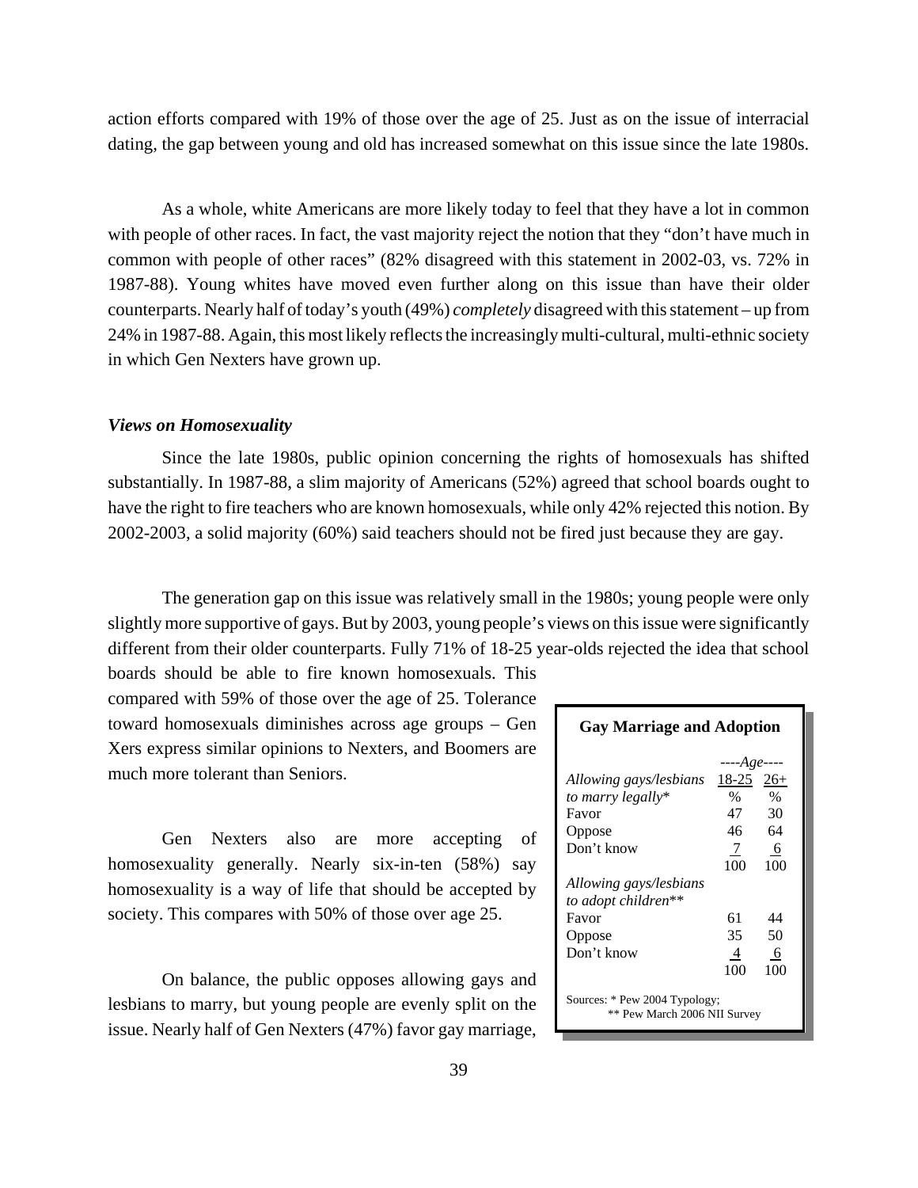action efforts compared with 19% of those over the age of 25. Just as on the issue of interracial dating, the gap between young and old has increased somewhat on this issue since the late 1980s.

As a whole, white Americans are more likely today to feel that they have a lot in common with people of other races. In fact, the vast majority reject the notion that they "don't have much in common with people of other races" (82% disagreed with this statement in 2002-03, vs. 72% in 1987-88). Young whites have moved even further along on this issue than have their older counterparts. Nearly half of today's youth (49%) *completely* disagreed with this statement – up from 24% in 1987-88. Again, this most likely reflects the increasingly multi-cultural, multi-ethnic society in which Gen Nexters have grown up.

### *Views on Homosexuality*

Since the late 1980s, public opinion concerning the rights of homosexuals has shifted substantially. In 1987-88, a slim majority of Americans (52%) agreed that school boards ought to have the right to fire teachers who are known homosexuals, while only 42% rejected this notion. By 2002-2003, a solid majority (60%) said teachers should not be fired just because they are gay.

The generation gap on this issue was relatively small in the 1980s; young people were only slightly more supportive of gays. But by 2003, young people's views on this issue were significantly different from their older counterparts. Fully 71% of 18-25 year-olds rejected the idea that school boards should be able to fire known homosexuals. This compared with 59% of those over the age of 25. Tolerance toward homosexuals diminishes across age groups – Gen Xers express similar opinions to Nexters, and Boomers are much more tolerant than Seniors.

Gen Nexters also are more accepting of homosexuality generally. Nearly six-in-ten (58%) say homosexuality is a way of life that should be accepted by society. This compares with 50% of those over age 25.

On balance, the public opposes allowing gays and lesbians to marry, but young people are evenly split on the issue. Nearly half of Gen Nexters (47%) favor gay marriage,

**Gay Marriage and Adoption**

| | ----*Age*---- | |
|---|---|---|
| *Allowing gays/lesbians to marry legally** | 18-25 | 26+ |
| | % | % |
| Favor | 47 | 30 |
| Oppose | 46 | 64 |
| Don't know | 7 | 6 |
| | 100 | 100 |
| *Allowing gays/lesbians to adopt children*** | | |
| Favor | 61 | 44 |
| Oppose | 35 | 50 |
| Don't know | 4 | 6 |
| | 100 | 100 |

Sources: * Pew 2004 Typology;
** Pew March 2006 NII Survey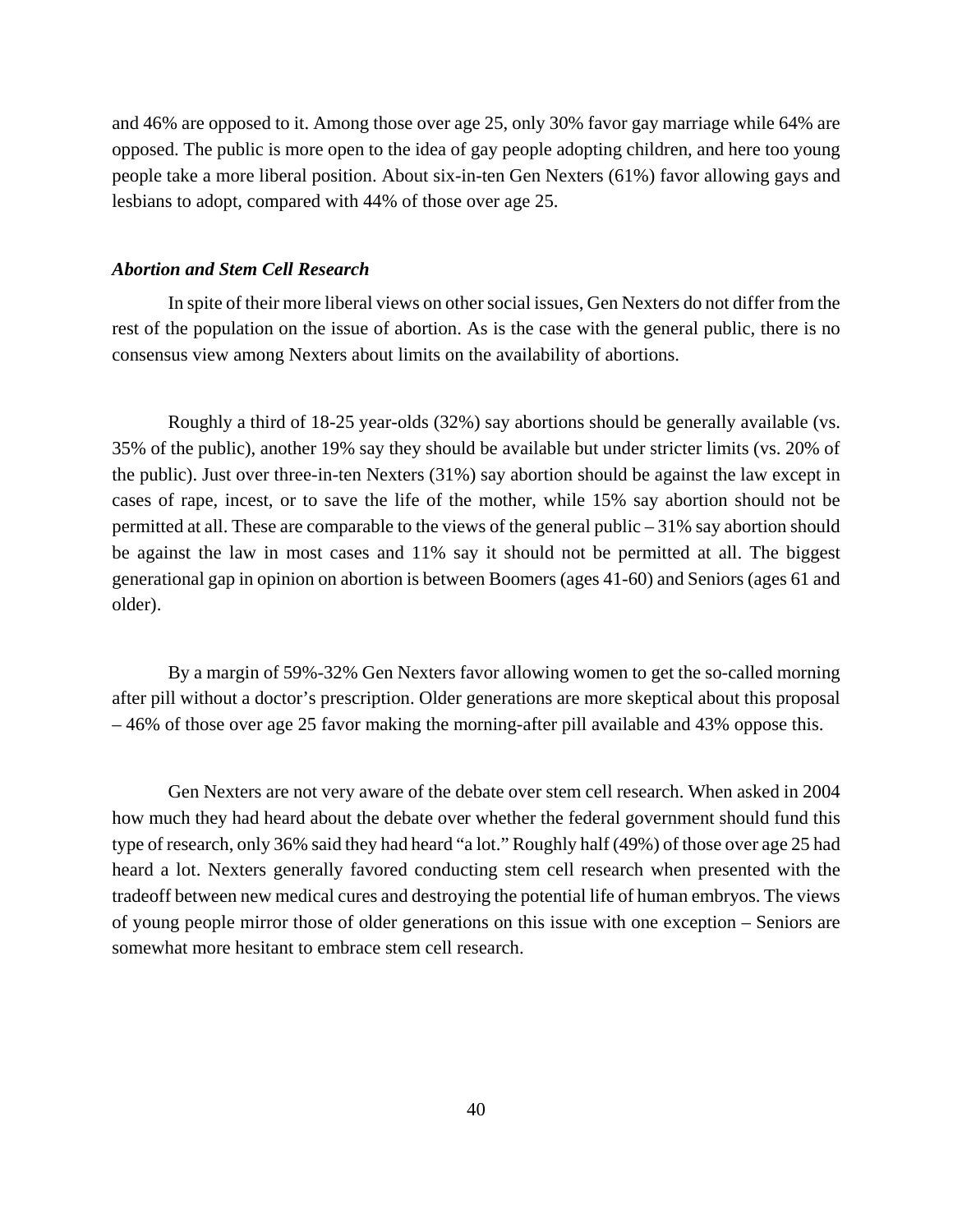and 46% are opposed to it. Among those over age 25, only 30% favor gay marriage while 64% are opposed. The public is more open to the idea of gay people adopting children, and here too young people take a more liberal position. About six-in-ten Gen Nexters (61%) favor allowing gays and lesbians to adopt, compared with 44% of those over age 25.

***Abortion and Stem Cell Research***

In spite of their more liberal views on other social issues, Gen Nexters do not differ from the rest of the population on the issue of abortion. As is the case with the general public, there is no consensus view among Nexters about limits on the availability of abortions.

Roughly a third of 18-25 year-olds (32%) say abortions should be generally available (vs. 35% of the public), another 19% say they should be available but under stricter limits (vs. 20% of the public). Just over three-in-ten Nexters (31%) say abortion should be against the law except in cases of rape, incest, or to save the life of the mother, while 15% say abortion should not be permitted at all. These are comparable to the views of the general public – 31% say abortion should be against the law in most cases and 11% say it should not be permitted at all. The biggest generational gap in opinion on abortion is between Boomers (ages 41-60) and Seniors (ages 61 and older).

By a margin of 59%-32% Gen Nexters favor allowing women to get the so-called morning after pill without a doctor's prescription. Older generations are more skeptical about this proposal – 46% of those over age 25 favor making the morning-after pill available and 43% oppose this.

Gen Nexters are not very aware of the debate over stem cell research. When asked in 2004 how much they had heard about the debate over whether the federal government should fund this type of research, only 36% said they had heard "a lot." Roughly half (49%) of those over age 25 had heard a lot. Nexters generally favored conducting stem cell research when presented with the tradeoff between new medical cures and destroying the potential life of human embryos. The views of young people mirror those of older generations on this issue with one exception – Seniors are somewhat more hesitant to embrace stem cell research.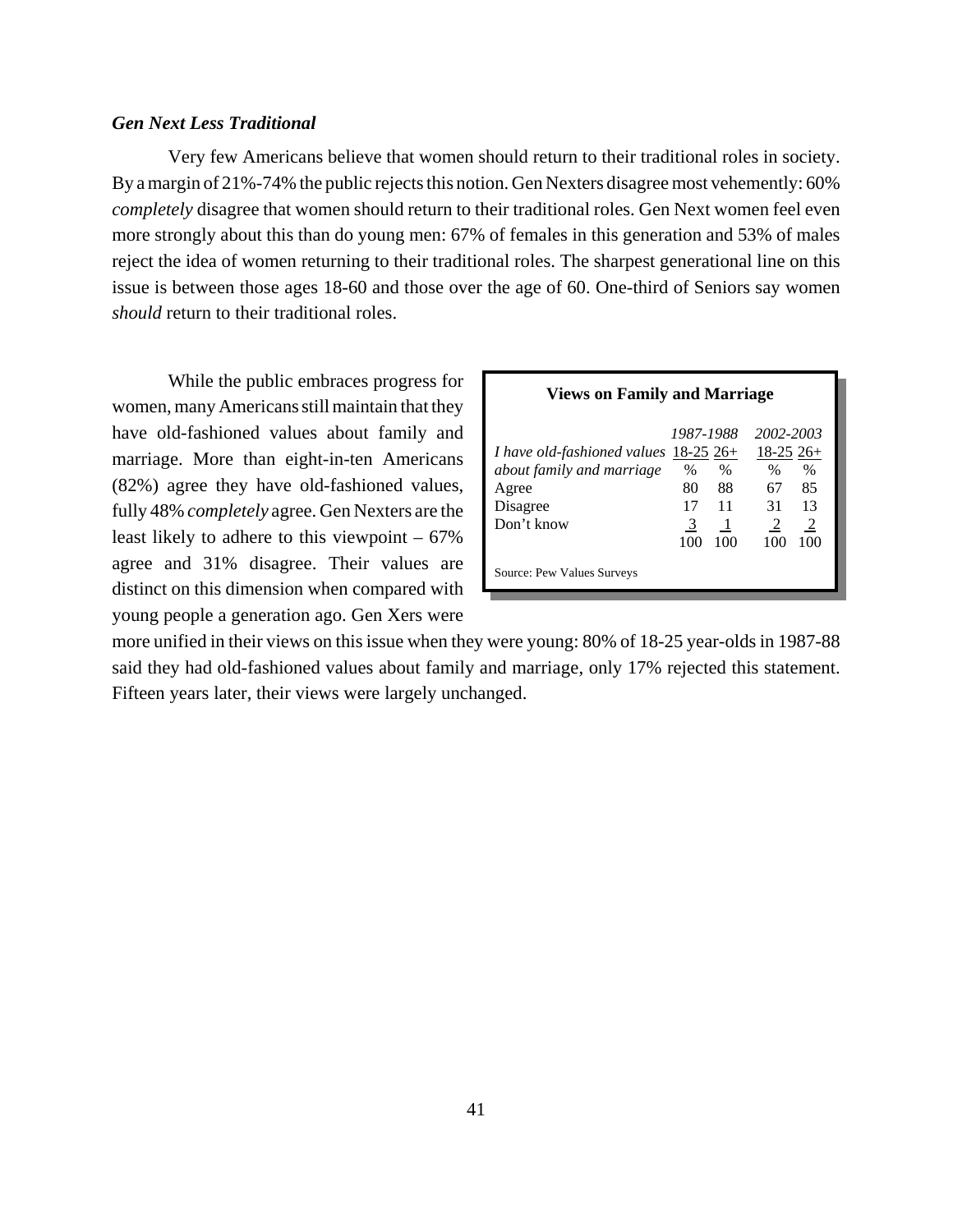### *Gen Next Less Traditional*

Very few Americans believe that women should return to their traditional roles in society. By a margin of 21%-74% the public rejects this notion. Gen Nexters disagree most vehemently: 60% *completely* disagree that women should return to their traditional roles. Gen Next women feel even more strongly about this than do young men: 67% of females in this generation and 53% of males reject the idea of women returning to their traditional roles. The sharpest generational line on this issue is between those ages 18-60 and those over the age of 60. One-third of Seniors say women *should* return to their traditional roles.

While the public embraces progress for women, many Americans still maintain that they have old-fashioned values about family and marriage. More than eight-in-ten Americans (82%) agree they have old-fashioned values, fully 48% *completely* agree. Gen Nexters are the least likely to adhere to this viewpoint – 67% agree and 31% disagree. Their values are distinct on this dimension when compared with young people a generation ago. Gen Xers were more unified in their views on this issue when they were young: 80% of 18-25 year-olds in 1987-88 said they had old-fashioned values about family and marriage, only 17% rejected this statement. Fifteen years later, their views were largely unchanged.

**Views on Family and Marriage**

| | *1987-1988* | | *2002-2003* | |
|---|---|---|---|---|
| *I have old-fashioned values about family and marriage* | 18-25 % | 26+ % | 18-25 % | 26+ % |
| Agree | 80 | 88 | 67 | 85 |
| Disagree | 17 | 11 | 31 | 13 |
| Don't know | 3 | 1 | 2 | 2 |
| | 100 | 100 | 100 | 100 |

Source: Pew Values Surveys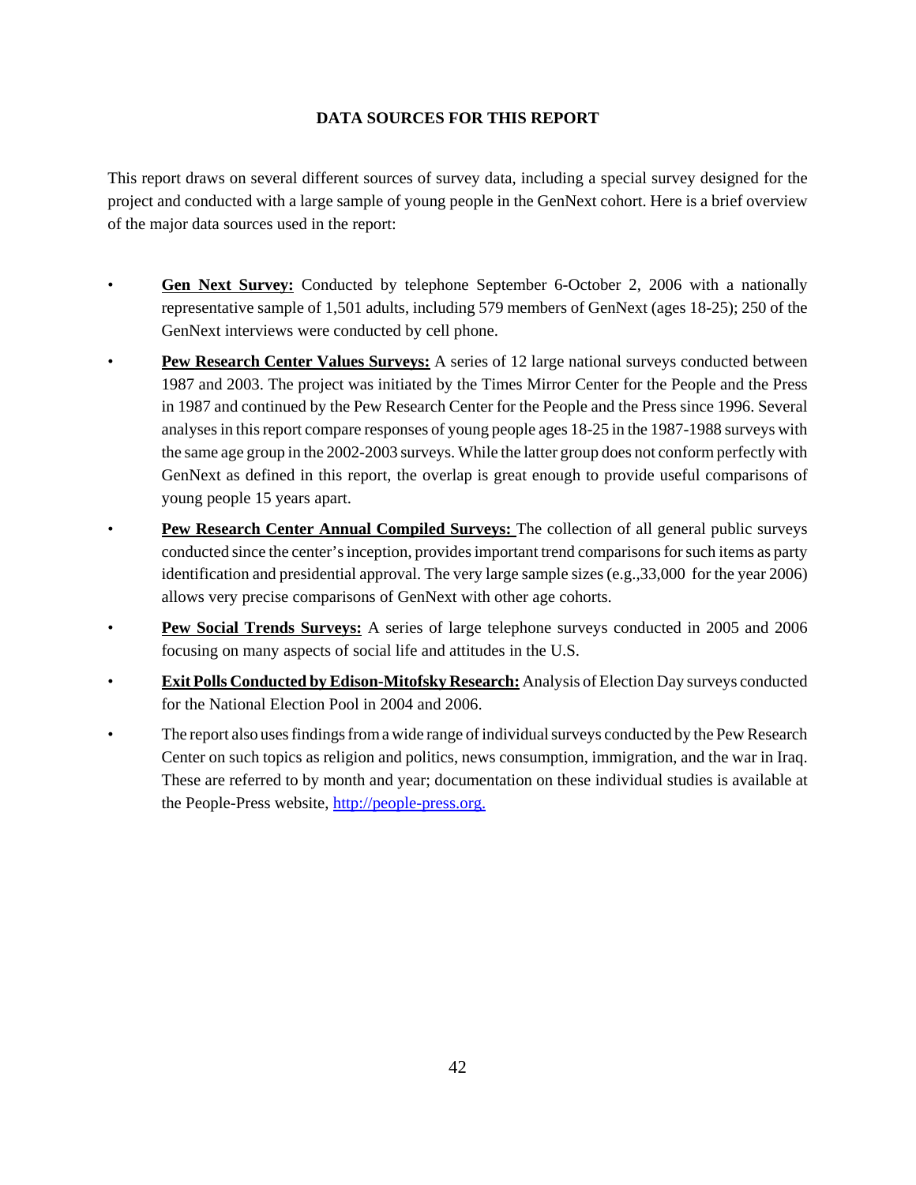## DATA SOURCES FOR THIS REPORT

This report draws on several different sources of survey data, including a special survey designed for the project and conducted with a large sample of young people in the GenNext cohort. Here is a brief overview of the major data sources used in the report:

- **Gen Next Survey:** Conducted by telephone September 6-October 2, 2006 with a nationally representative sample of 1,501 adults, including 579 members of GenNext (ages 18-25); 250 of the GenNext interviews were conducted by cell phone.
- **Pew Research Center Values Surveys:** A series of 12 large national surveys conducted between 1987 and 2003. The project was initiated by the Times Mirror Center for the People and the Press in 1987 and continued by the Pew Research Center for the People and the Press since 1996. Several analyses in this report compare responses of young people ages 18-25 in the 1987-1988 surveys with the same age group in the 2002-2003 surveys. While the latter group does not conform perfectly with GenNext as defined in this report, the overlap is great enough to provide useful comparisons of young people 15 years apart.
- **Pew Research Center Annual Compiled Surveys:** The collection of all general public surveys conducted since the center's inception, provides important trend comparisons for such items as party identification and presidential approval. The very large sample sizes (e.g.,33,000 for the year 2006) allows very precise comparisons of GenNext with other age cohorts.
- **Pew Social Trends Surveys:** A series of large telephone surveys conducted in 2005 and 2006 focusing on many aspects of social life and attitudes in the U.S.
- **Exit Polls Conducted by Edison-Mitofsky Research:** Analysis of Election Day surveys conducted for the National Election Pool in 2004 and 2006.
- The report also uses findings from a wide range of individual surveys conducted by the Pew Research Center on such topics as religion and politics, news consumption, immigration, and the war in Iraq. These are referred to by month and year; documentation on these individual studies is available at the People-Press website, [http://people-press.org.](http://people-press.org)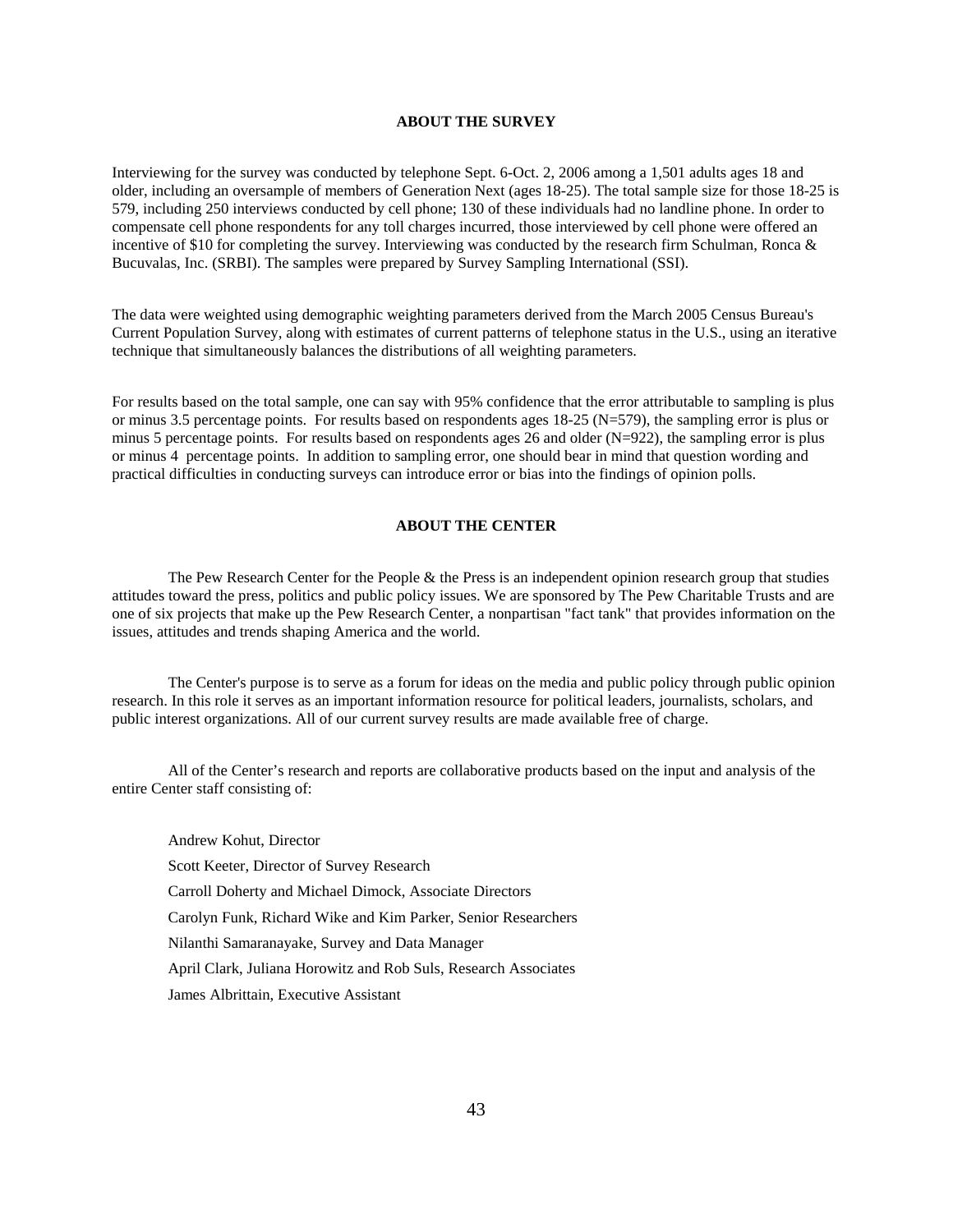## ABOUT THE SURVEY

Interviewing for the survey was conducted by telephone Sept. 6-Oct. 2, 2006 among a 1,501 adults ages 18 and older, including an oversample of members of Generation Next (ages 18-25). The total sample size for those 18-25 is 579, including 250 interviews conducted by cell phone; 130 of these individuals had no landline phone. In order to compensate cell phone respondents for any toll charges incurred, those interviewed by cell phone were offered an incentive of $10 for completing the survey. Interviewing was conducted by the research firm Schulman, Ronca & Bucuvalas, Inc. (SRBI). The samples were prepared by Survey Sampling International (SSI).

The data were weighted using demographic weighting parameters derived from the March 2005 Census Bureau's Current Population Survey, along with estimates of current patterns of telephone status in the U.S., using an iterative technique that simultaneously balances the distributions of all weighting parameters.

For results based on the total sample, one can say with 95% confidence that the error attributable to sampling is plus or minus 3.5 percentage points. For results based on respondents ages 18-25 (N=579), the sampling error is plus or minus 5 percentage points. For results based on respondents ages 26 and older (N=922), the sampling error is plus or minus 4 percentage points. In addition to sampling error, one should bear in mind that question wording and practical difficulties in conducting surveys can introduce error or bias into the findings of opinion polls.

## ABOUT THE CENTER

The Pew Research Center for the People & the Press is an independent opinion research group that studies attitudes toward the press, politics and public policy issues. We are sponsored by The Pew Charitable Trusts and are one of six projects that make up the Pew Research Center, a nonpartisan "fact tank" that provides information on the issues, attitudes and trends shaping America and the world.

The Center's purpose is to serve as a forum for ideas on the media and public policy through public opinion research. In this role it serves as an important information resource for political leaders, journalists, scholars, and public interest organizations. All of our current survey results are made available free of charge.

All of the Center's research and reports are collaborative products based on the input and analysis of the entire Center staff consisting of:

Andrew Kohut, Director
Scott Keeter, Director of Survey Research
Carroll Doherty and Michael Dimock, Associate Directors
Carolyn Funk, Richard Wike and Kim Parker, Senior Researchers
Nilanthi Samaranayake, Survey and Data Manager
April Clark, Juliana Horowitz and Rob Suls, Research Associates
James Albrittain, Executive Assistant